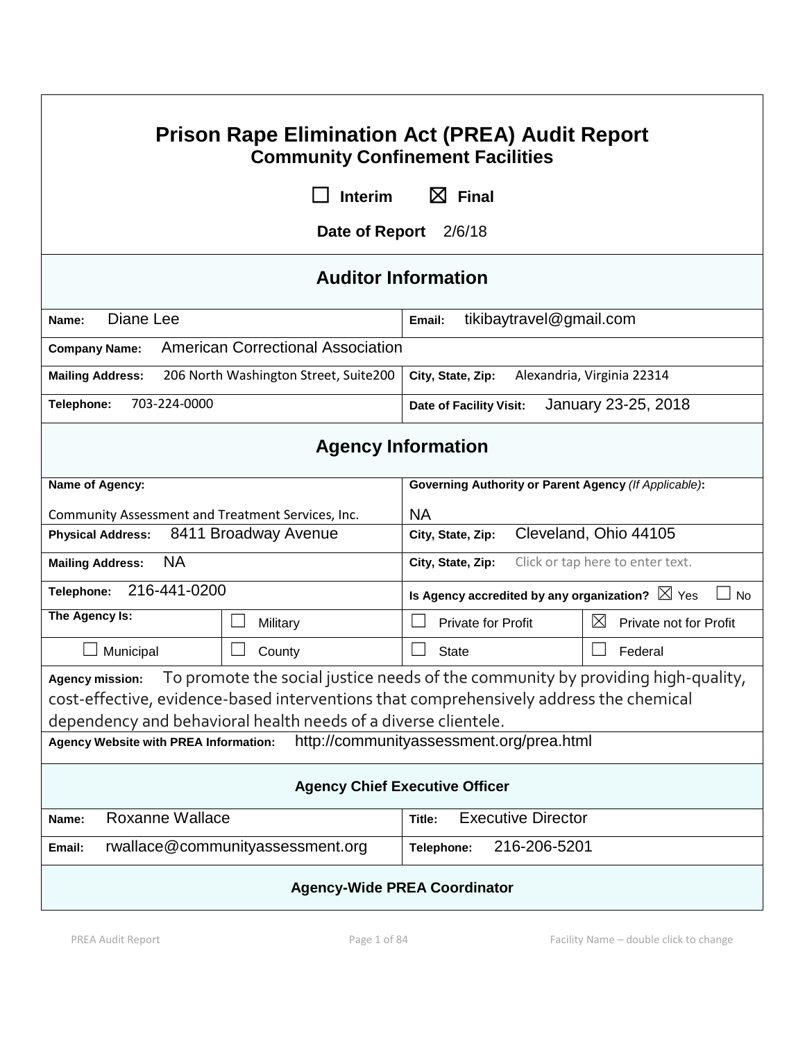# Prison Rape Elimination Act (PREA) Audit Report

## Community Confinement Facilities

☐ Interim ☒ Final

**Date of Report** 2/6/18

## Auditor Information

| | |
|---|---|
| **Name:** Diane Lee | **Email:** tikibaytravel@gmail.com |
| **Company Name:** American Correctional Association | |
| **Mailing Address:** 206 North Washington Street, Suite200 | **City, State, Zip:** Alexandria, Virginia 22314 |
| **Telephone:** 703-224-0000 | **Date of Facility Visit:** January 23-25, 2018 |

## Agency Information

| | | | |
|---|---|---|---|
| **Name of Agency:** Community Assessment and Treatment Services, Inc. | | **Governing Authority or Parent Agency** *(If Applicable)*: NA | |
| **Physical Address:** 8411 Broadway Avenue | | **City, State, Zip:** Cleveland, Ohio 44105 | |
| **Mailing Address:** NA | | **City, State, Zip:** Click or tap here to enter text. | |
| **Telephone:** 216-441-0200 | | **Is Agency accredited by any organization?** ☒ Yes ☐ No | |
| **The Agency Is:** | ☐ Military | ☐ Private for Profit | ☒ Private not for Profit |
| ☐ Municipal | ☐ County | ☐ State | ☐ Federal |

**Agency mission:** To promote the social justice needs of the community by providing high-quality, cost-effective, evidence-based interventions that comprehensively address the chemical dependency and behavioral health needs of a diverse clientele.

**Agency Website with PREA Information:** http://communityassessment.org/prea.html

### Agency Chief Executive Officer

| | |
|---|---|
| **Name:** Roxanne Wallace | **Title:** Executive Director |
| **Email:** rwallace@communityassessment.org | **Telephone:** 216-206-5201 |

### Agency-Wide PREA Coordinator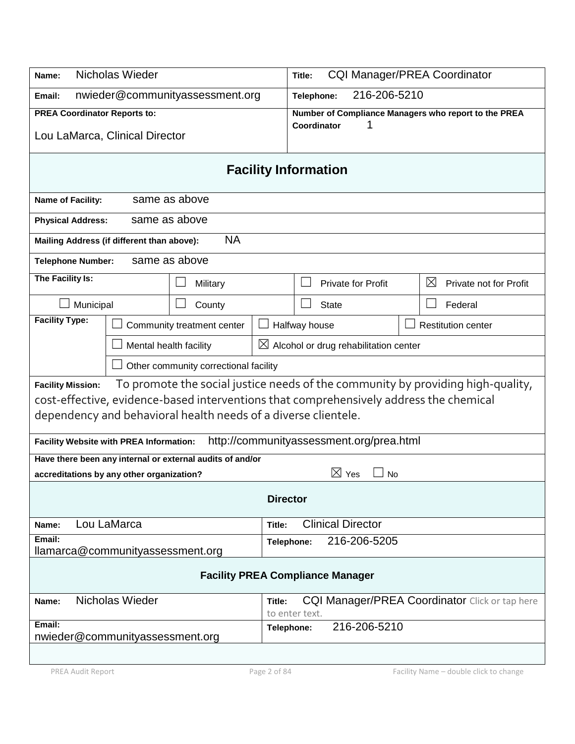| | |
|---|---|
| **Name:** Nicholas Wieder | **Title:** CQI Manager/PREA Coordinator |
| **Email:** nwieder@communityassessment.org | **Telephone:** 216-206-5210 |
| **PREA Coordinator Reports to:** Lou LaMarca, Clinical Director | **Number of Compliance Managers who report to the PREA Coordinator** 1 |

## Facility Information

**Name of Facility:** same as above

**Physical Address:** same as above

**Mailing Address (if different than above):** NA

**Telephone Number:** same as above

| **The Facility Is:** | ☐ Military | ☐ Private for Profit | ☒ Private not for Profit |
|---|---|---|---|
| ☐ Municipal | ☐ County | ☐ State | ☐ Federal |

| **Facility Type:** | | | |
|---|---|---|---|
| | ☐ Community treatment center | ☐ Halfway house | ☐ Restitution center |
| | ☐ Mental health facility | ☒ Alcohol or drug rehabilitation center | |
| | ☐ Other community correctional facility | | |

**Facility Mission:** To promote the social justice needs of the community by providing high-quality, cost-effective, evidence-based interventions that comprehensively address the chemical dependency and behavioral health needs of a diverse clientele.

**Facility Website with PREA Information:** http://communityassessment.org/prea.html

**Have there been any internal or external audits of and/or accreditations by any other organization?** ☒ Yes ☐ No

## Director

| | |
|---|---|
| **Name:** Lou LaMarca | **Title:** Clinical Director |
| **Email:** llamarca@communityassessment.org | **Telephone:** 216-206-5205 |

## Facility PREA Compliance Manager

| | |
|---|---|
| **Name:** Nicholas Wieder | **Title:** CQI Manager/PREA Coordinator Click or tap here to enter text. |
| **Email:** nwieder@communityassessment.org | **Telephone:** 216-206-5210 |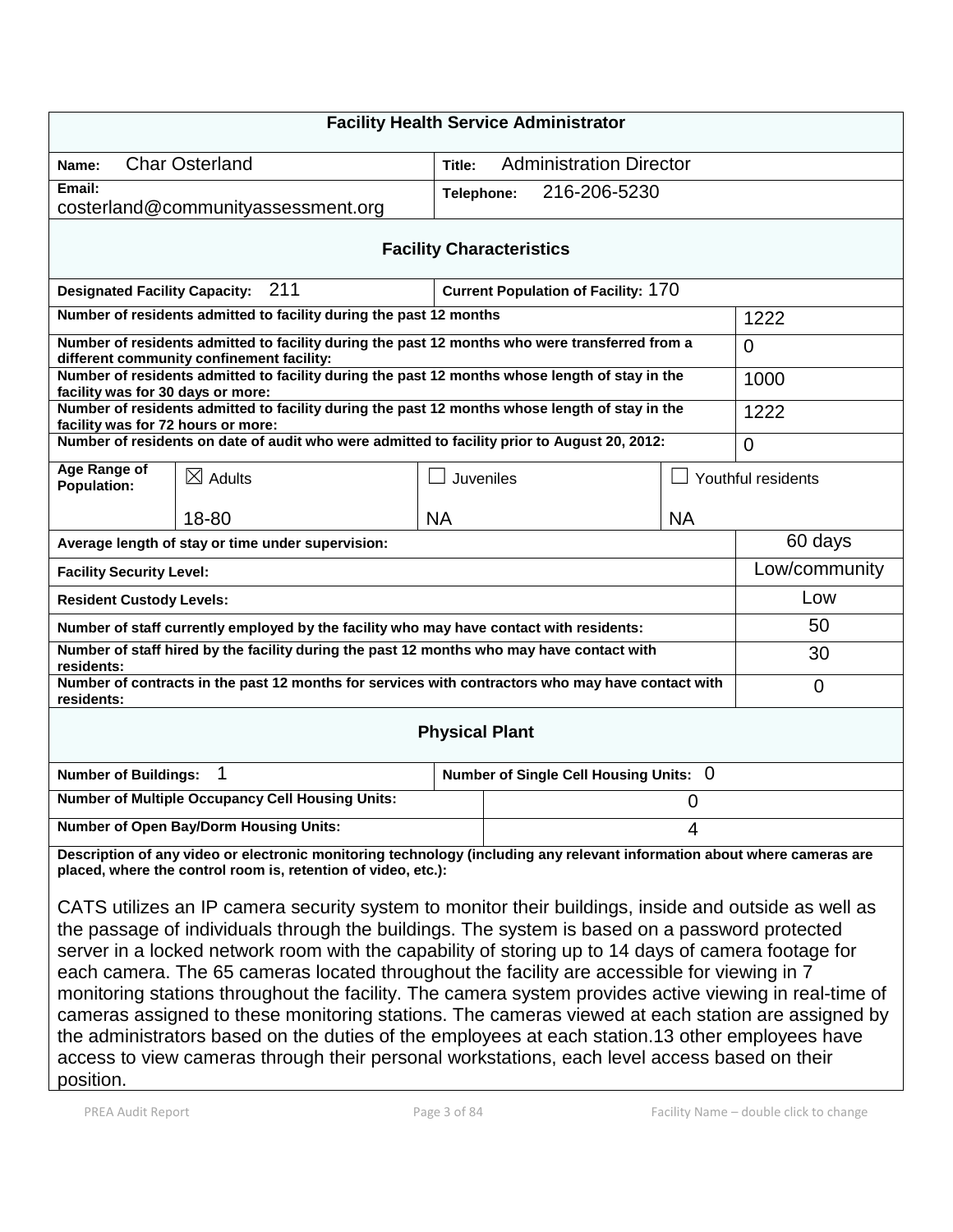## Facility Health Service Administrator

| | |
|---|---|
| **Name:** Char Osterland | **Title:** Administration Director |
| **Email:** costerland@communityassessment.org | **Telephone:** 216-206-5230 |

## Facility Characteristics

| | |
|---|---|
| **Designated Facility Capacity:** 211 | **Current Population of Facility:** 170 |

| | |
|---|---|
| **Number of residents admitted to facility during the past 12 months** | 1222 |
| **Number of residents admitted to facility during the past 12 months who were transferred from a different community confinement facility:** | 0 |
| **Number of residents admitted to facility during the past 12 months whose length of stay in the facility was for 30 days or more:** | 1000 |
| **Number of residents admitted to facility during the past 12 months whose length of stay in the facility was for 72 hours or more:** | 1222 |
| **Number of residents on date of audit who were admitted to facility prior to August 20, 2012:** | 0 |

| **Age Range of Population:** | ☒ Adults | ☐ Juveniles | ☐ Youthful residents |
|---|---|---|---|
| | 18-80 | NA | NA |

| | |
|---|---|
| **Average length of stay or time under supervision:** | 60 days |
| **Facility Security Level:** | Low/community |
| **Resident Custody Levels:** | Low |
| **Number of staff currently employed by the facility who may have contact with residents:** | 50 |
| **Number of staff hired by the facility during the past 12 months who may have contact with residents:** | 30 |
| **Number of contracts in the past 12 months for services with contractors who may have contact with residents:** | 0 |

## Physical Plant

| | |
|---|---|
| **Number of Buildings:** 1 | **Number of Single Cell Housing Units:** 0 |
| **Number of Multiple Occupancy Cell Housing Units:** | 0 |
| **Number of Open Bay/Dorm Housing Units:** | 4 |

**Description of any video or electronic monitoring technology (including any relevant information about where cameras are placed, where the control room is, retention of video, etc.):**

CATS utilizes an IP camera security system to monitor their buildings, inside and outside as well as the passage of individuals through the buildings. The system is based on a password protected server in a locked network room with the capability of storing up to 14 days of camera footage for each camera. The 65 cameras located throughout the facility are accessible for viewing in 7 monitoring stations throughout the facility. The camera system provides active viewing in real-time of cameras assigned to these monitoring stations. The cameras viewed at each station are assigned by the administrators based on the duties of the employees at each station.13 other employees have access to view cameras through their personal workstations, each level access based on their position.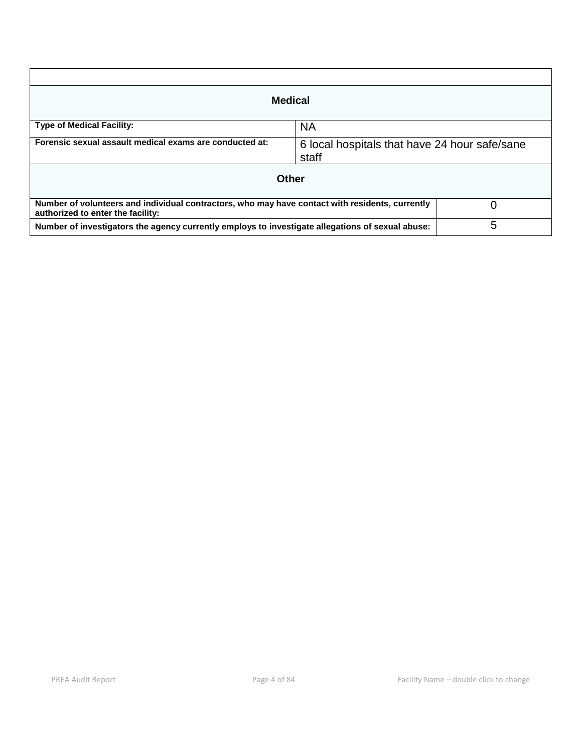## Medical

| Type of Medical Facility: | NA |
|---|---|
| Forensic sexual assault medical exams are conducted at: | 6 local hospitals that have 24 hour safe/sane staff |

## Other

| Number of volunteers and individual contractors, who may have contact with residents, currently authorized to enter the facility: | 0 |
|---|---|
| Number of investigators the agency currently employs to investigate allegations of sexual abuse: | 5 |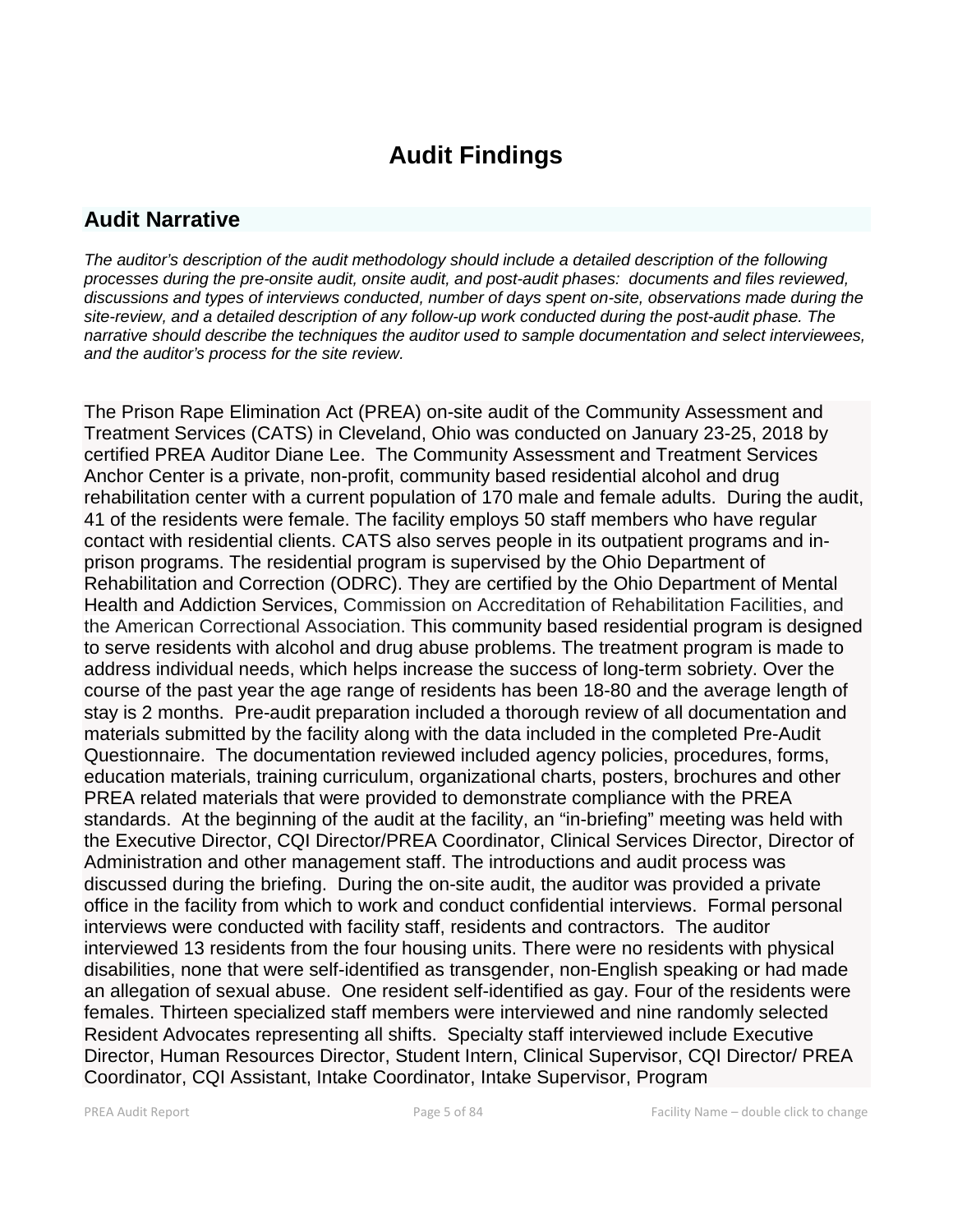# Audit Findings

## Audit Narrative

*The auditor's description of the audit methodology should include a detailed description of the following processes during the pre-onsite audit, onsite audit, and post-audit phases: documents and files reviewed, discussions and types of interviews conducted, number of days spent on-site, observations made during the site-review, and a detailed description of any follow-up work conducted during the post-audit phase. The narrative should describe the techniques the auditor used to sample documentation and select interviewees, and the auditor's process for the site review.*

The Prison Rape Elimination Act (PREA) on-site audit of the Community Assessment and Treatment Services (CATS) in Cleveland, Ohio was conducted on January 23-25, 2018 by certified PREA Auditor Diane Lee. The Community Assessment and Treatment Services Anchor Center is a private, non-profit, community based residential alcohol and drug rehabilitation center with a current population of 170 male and female adults. During the audit, 41 of the residents were female. The facility employs 50 staff members who have regular contact with residential clients. CATS also serves people in its outpatient programs and in-prison programs. The residential program is supervised by the Ohio Department of Rehabilitation and Correction (ODRC). They are certified by the Ohio Department of Mental Health and Addiction Services, Commission on Accreditation of Rehabilitation Facilities, and the American Correctional Association. This community based residential program is designed to serve residents with alcohol and drug abuse problems. The treatment program is made to address individual needs, which helps increase the success of long-term sobriety. Over the course of the past year the age range of residents has been 18-80 and the average length of stay is 2 months. Pre-audit preparation included a thorough review of all documentation and materials submitted by the facility along with the data included in the completed Pre-Audit Questionnaire. The documentation reviewed included agency policies, procedures, forms, education materials, training curriculum, organizational charts, posters, brochures and other PREA related materials that were provided to demonstrate compliance with the PREA standards. At the beginning of the audit at the facility, an "in-briefing" meeting was held with the Executive Director, CQI Director/PREA Coordinator, Clinical Services Director, Director of Administration and other management staff. The introductions and audit process was discussed during the briefing. During the on-site audit, the auditor was provided a private office in the facility from which to work and conduct confidential interviews. Formal personal interviews were conducted with facility staff, residents and contractors. The auditor interviewed 13 residents from the four housing units. There were no residents with physical disabilities, none that were self-identified as transgender, non-English speaking or had made an allegation of sexual abuse. One resident self-identified as gay. Four of the residents were females. Thirteen specialized staff members were interviewed and nine randomly selected Resident Advocates representing all shifts. Specialty staff interviewed include Executive Director, Human Resources Director, Student Intern, Clinical Supervisor, CQI Director/ PREA Coordinator, CQI Assistant, Intake Coordinator, Intake Supervisor, Program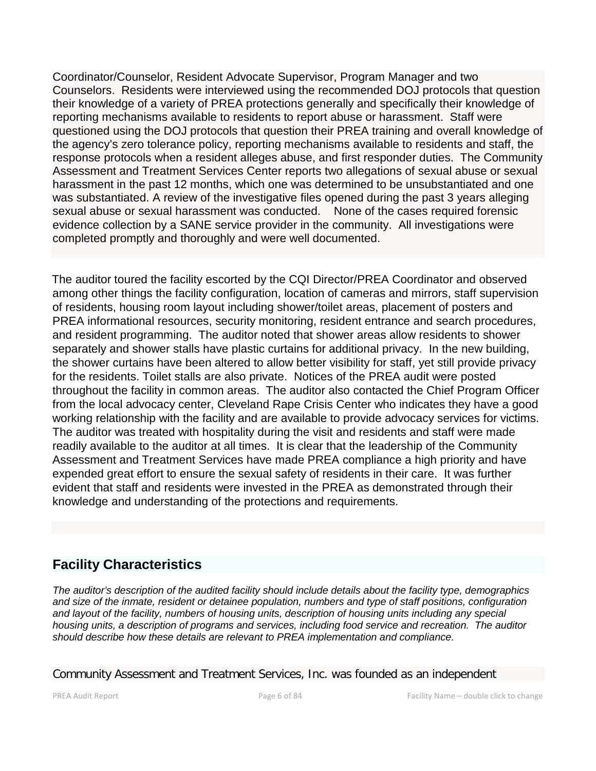Coordinator/Counselor, Resident Advocate Supervisor, Program Manager and two Counselors. Residents were interviewed using the recommended DOJ protocols that question their knowledge of a variety of PREA protections generally and specifically their knowledge of reporting mechanisms available to residents to report abuse or harassment. Staff were questioned using the DOJ protocols that question their PREA training and overall knowledge of the agency's zero tolerance policy, reporting mechanisms available to residents and staff, the response protocols when a resident alleges abuse, and first responder duties. The Community Assessment and Treatment Services Center reports two allegations of sexual abuse or sexual harassment in the past 12 months, which one was determined to be unsubstantiated and one was substantiated. A review of the investigative files opened during the past 3 years alleging sexual abuse or sexual harassment was conducted. None of the cases required forensic evidence collection by a SANE service provider in the community. All investigations were completed promptly and thoroughly and were well documented.

The auditor toured the facility escorted by the CQI Director/PREA Coordinator and observed among other things the facility configuration, location of cameras and mirrors, staff supervision of residents, housing room layout including shower/toilet areas, placement of posters and PREA informational resources, security monitoring, resident entrance and search procedures, and resident programming. The auditor noted that shower areas allow residents to shower separately and shower stalls have plastic curtains for additional privacy. In the new building, the shower curtains have been altered to allow better visibility for staff, yet still provide privacy for the residents. Toilet stalls are also private. Notices of the PREA audit were posted throughout the facility in common areas. The auditor also contacted the Chief Program Officer from the local advocacy center, Cleveland Rape Crisis Center who indicates they have a good working relationship with the facility and are available to provide advocacy services for victims. The auditor was treated with hospitality during the visit and residents and staff were made readily available to the auditor at all times. It is clear that the leadership of the Community Assessment and Treatment Services have made PREA compliance a high priority and have expended great effort to ensure the sexual safety of residents in their care. It was further evident that staff and residents were invested in the PREA as demonstrated through their knowledge and understanding of the protections and requirements.

## Facility Characteristics

*The auditor's description of the audited facility should include details about the facility type, demographics and size of the inmate, resident or detainee population, numbers and type of staff positions, configuration and layout of the facility, numbers of housing units, description of housing units including any special housing units, a description of programs and services, including food service and recreation. The auditor should describe how these details are relevant to PREA implementation and compliance.*

Community Assessment and Treatment Services, Inc. was founded as an independent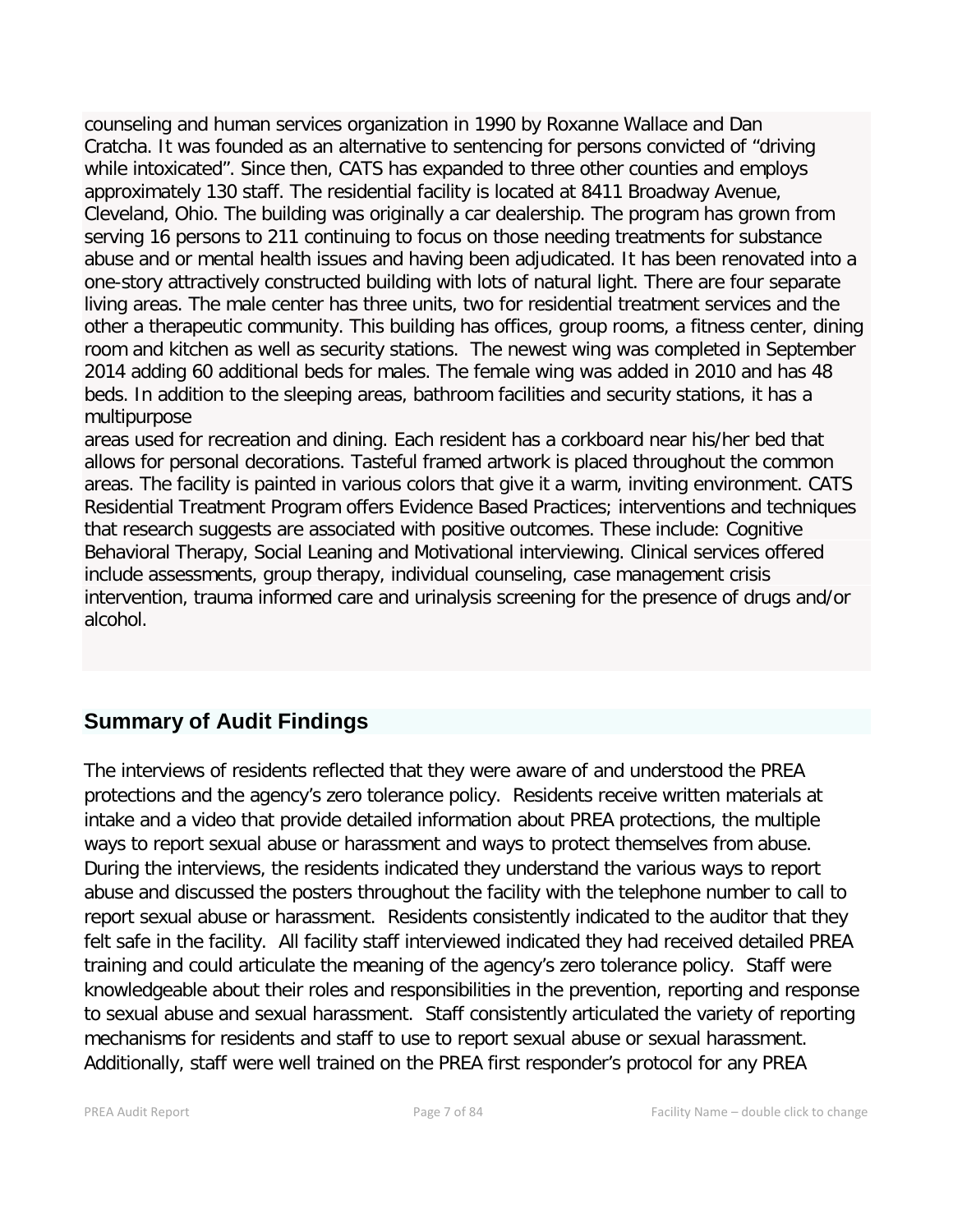counseling and human services organization in 1990 by Roxanne Wallace and Dan Cratcha. It was founded as an alternative to sentencing for persons convicted of "driving while intoxicated". Since then, CATS has expanded to three other counties and employs approximately 130 staff. The residential facility is located at 8411 Broadway Avenue, Cleveland, Ohio. The building was originally a car dealership. The program has grown from serving 16 persons to 211 continuing to focus on those needing treatments for substance abuse and or mental health issues and having been adjudicated. It has been renovated into a one-story attractively constructed building with lots of natural light. There are four separate living areas. The male center has three units, two for residential treatment services and the other a therapeutic community. This building has offices, group rooms, a fitness center, dining room and kitchen as well as security stations. The newest wing was completed in September 2014 adding 60 additional beds for males. The female wing was added in 2010 and has 48 beds. In addition to the sleeping areas, bathroom facilities and security stations, it has a multipurpose areas used for recreation and dining. Each resident has a corkboard near his/her bed that allows for personal decorations. Tasteful framed artwork is placed throughout the common areas. The facility is painted in various colors that give it a warm, inviting environment. CATS Residential Treatment Program offers Evidence Based Practices; interventions and techniques that research suggests are associated with positive outcomes. These include: Cognitive Behavioral Therapy, Social Leaning and Motivational interviewing. Clinical services offered include assessments, group therapy, individual counseling, case management crisis intervention, trauma informed care and urinalysis screening for the presence of drugs and/or alcohol.

## Summary of Audit Findings

The interviews of residents reflected that they were aware of and understood the PREA protections and the agency's zero tolerance policy. Residents receive written materials at intake and a video that provide detailed information about PREA protections, the multiple ways to report sexual abuse or harassment and ways to protect themselves from abuse. During the interviews, the residents indicated they understand the various ways to report abuse and discussed the posters throughout the facility with the telephone number to call to report sexual abuse or harassment. Residents consistently indicated to the auditor that they felt safe in the facility. All facility staff interviewed indicated they had received detailed PREA training and could articulate the meaning of the agency's zero tolerance policy. Staff were knowledgeable about their roles and responsibilities in the prevention, reporting and response to sexual abuse and sexual harassment. Staff consistently articulated the variety of reporting mechanisms for residents and staff to use to report sexual abuse or sexual harassment. Additionally, staff were well trained on the PREA first responder's protocol for any PREA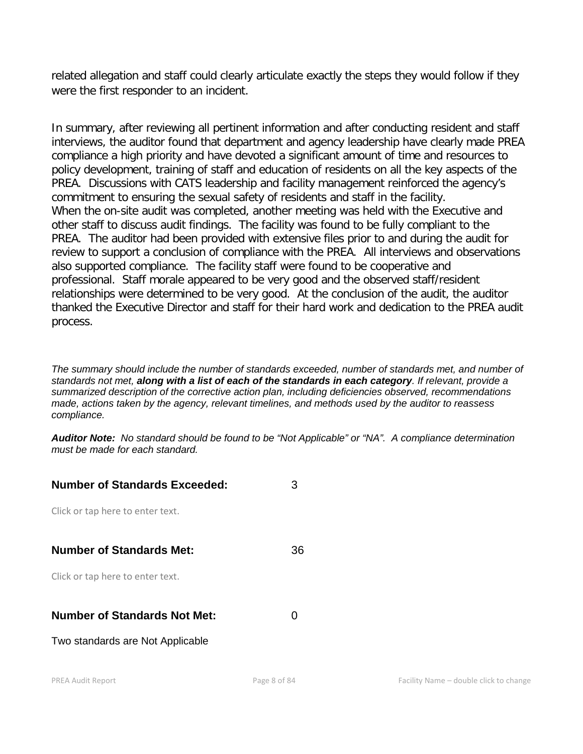related allegation and staff could clearly articulate exactly the steps they would follow if they were the first responder to an incident.

In summary, after reviewing all pertinent information and after conducting resident and staff interviews, the auditor found that department and agency leadership have clearly made PREA compliance a high priority and have devoted a significant amount of time and resources to policy development, training of staff and education of residents on all the key aspects of the PREA. Discussions with CATS leadership and facility management reinforced the agency's commitment to ensuring the sexual safety of residents and staff in the facility.
When the on-site audit was completed, another meeting was held with the Executive and other staff to discuss audit findings. The facility was found to be fully compliant to the PREA. The auditor had been provided with extensive files prior to and during the audit for review to support a conclusion of compliance with the PREA. All interviews and observations also supported compliance. The facility staff were found to be cooperative and professional. Staff morale appeared to be very good and the observed staff/resident relationships were determined to be very good. At the conclusion of the audit, the auditor thanked the Executive Director and staff for their hard work and dedication to the PREA audit process.

*The summary should include the number of standards exceeded, number of standards met, and number of standards not met, **along with a list of each of the standards in each category**. If relevant, provide a summarized description of the corrective action plan, including deficiencies observed, recommendations made, actions taken by the agency, relevant timelines, and methods used by the auditor to reassess compliance.*

***Auditor Note:** No standard should be found to be "Not Applicable" or "NA". A compliance determination must be made for each standard.*

**Number of Standards Exceeded:** 3

Click or tap here to enter text.

**Number of Standards Met:** 36

Click or tap here to enter text.

**Number of Standards Not Met:** 0

Two standards are Not Applicable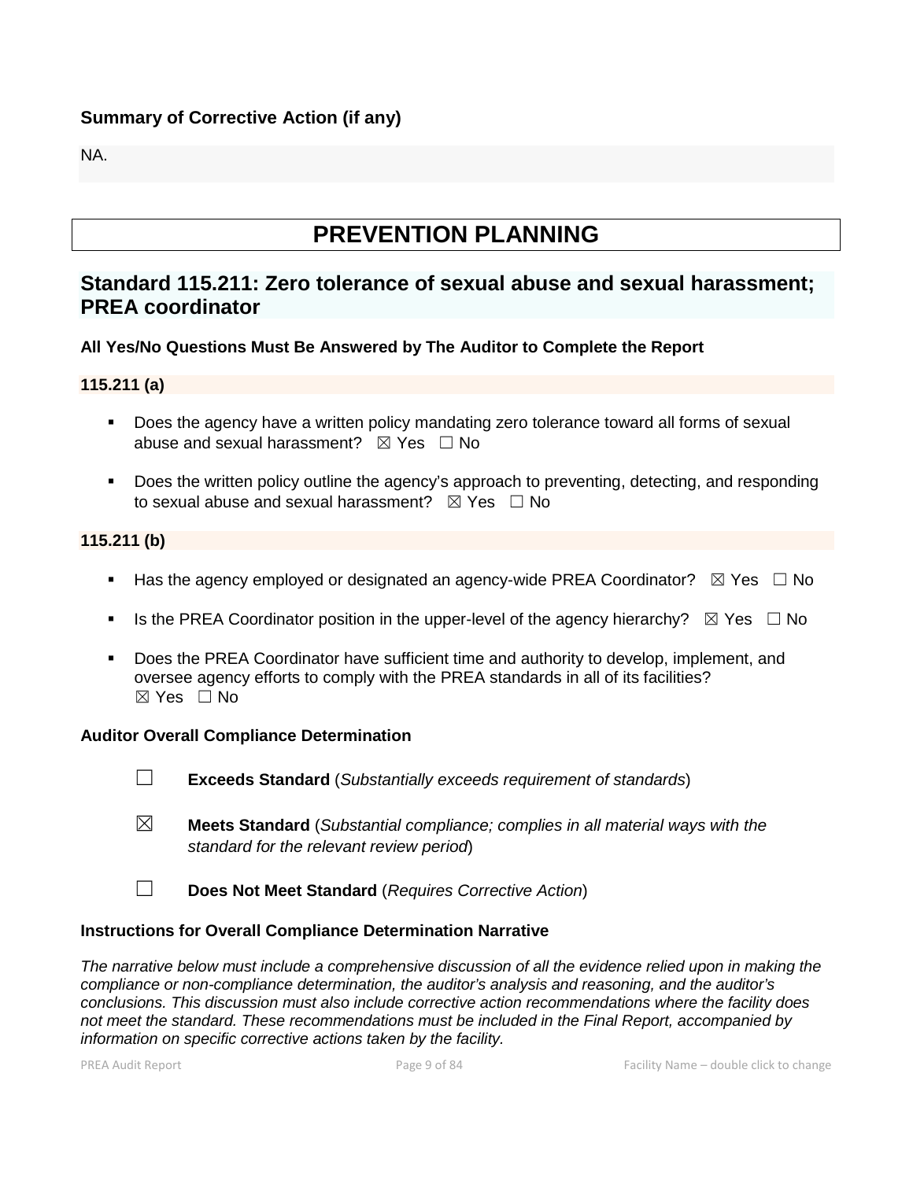### Summary of Corrective Action (if any)

NA.

# PREVENTION PLANNING

## Standard 115.211: Zero tolerance of sexual abuse and sexual harassment; PREA coordinator

**All Yes/No Questions Must Be Answered by The Auditor to Complete the Report**

**115.211 (a)**

- Does the agency have a written policy mandating zero tolerance toward all forms of sexual abuse and sexual harassment? ☒ Yes ☐ No
- Does the written policy outline the agency's approach to preventing, detecting, and responding to sexual abuse and sexual harassment? ☒ Yes ☐ No

**115.211 (b)**

- Has the agency employed or designated an agency-wide PREA Coordinator? ☒ Yes ☐ No
- Is the PREA Coordinator position in the upper-level of the agency hierarchy? ☒ Yes ☐ No
- Does the PREA Coordinator have sufficient time and authority to develop, implement, and oversee agency efforts to comply with the PREA standards in all of its facilities? ☒ Yes ☐ No

**Auditor Overall Compliance Determination**

☐ **Exceeds Standard** (*Substantially exceeds requirement of standards*)

☒ **Meets Standard** (*Substantial compliance; complies in all material ways with the standard for the relevant review period*)

☐ **Does Not Meet Standard** (*Requires Corrective Action*)

**Instructions for Overall Compliance Determination Narrative**

*The narrative below must include a comprehensive discussion of all the evidence relied upon in making the compliance or non-compliance determination, the auditor's analysis and reasoning, and the auditor's conclusions. This discussion must also include corrective action recommendations where the facility does not meet the standard. These recommendations must be included in the Final Report, accompanied by information on specific corrective actions taken by the facility.*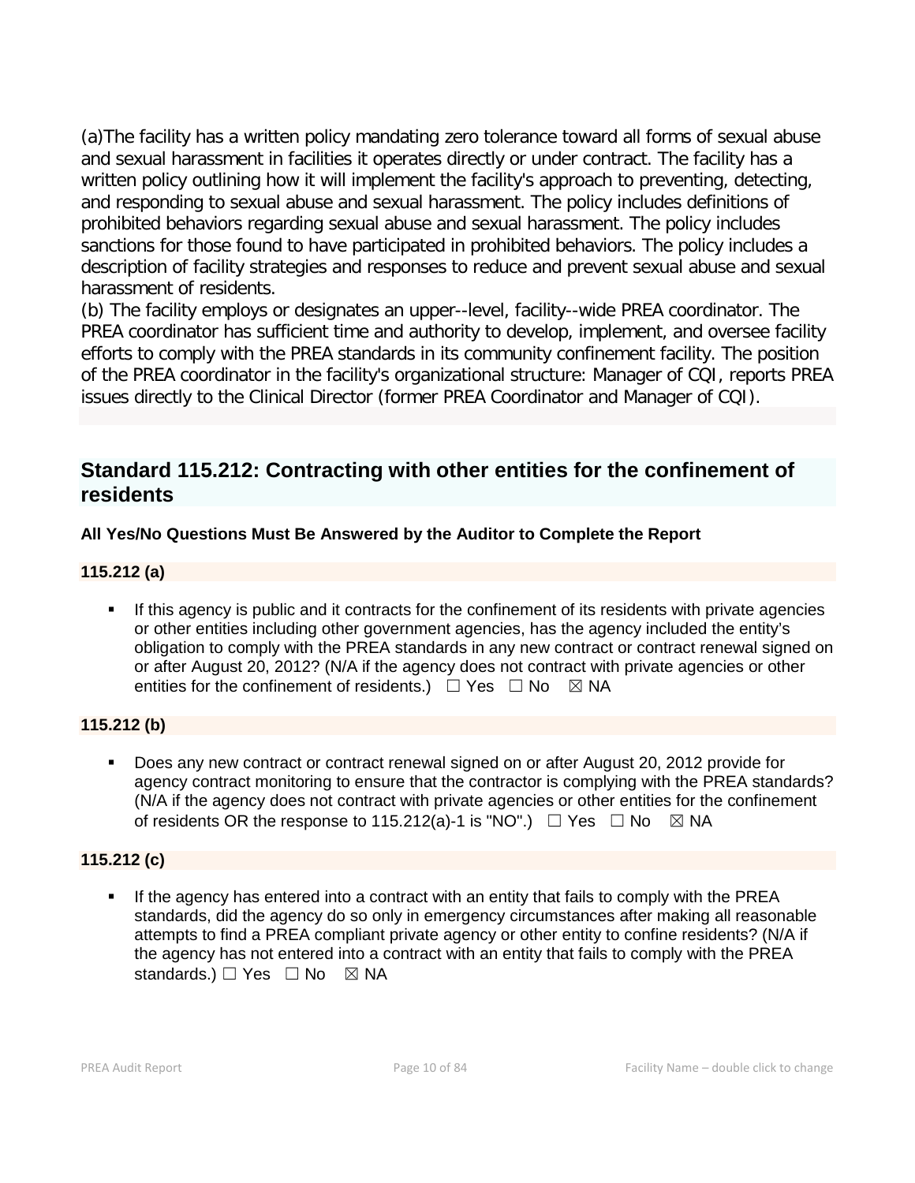(a)The facility has a written policy mandating zero tolerance toward all forms of sexual abuse and sexual harassment in facilities it operates directly or under contract. The facility has a written policy outlining how it will implement the facility's approach to preventing, detecting, and responding to sexual abuse and sexual harassment. The policy includes definitions of prohibited behaviors regarding sexual abuse and sexual harassment. The policy includes sanctions for those found to have participated in prohibited behaviors. The policy includes a description of facility strategies and responses to reduce and prevent sexual abuse and sexual harassment of residents.
(b) The facility employs or designates an upper--level, facility--wide PREA coordinator. The PREA coordinator has sufficient time and authority to develop, implement, and oversee facility efforts to comply with the PREA standards in its community confinement facility. The position of the PREA coordinator in the facility's organizational structure: Manager of CQI, reports PREA issues directly to the Clinical Director (former PREA Coordinator and Manager of CQI).

## Standard 115.212: Contracting with other entities for the confinement of residents

**All Yes/No Questions Must Be Answered by the Auditor to Complete the Report**

**115.212 (a)**

- If this agency is public and it contracts for the confinement of its residents with private agencies or other entities including other government agencies, has the agency included the entity's obligation to comply with the PREA standards in any new contract or contract renewal signed on or after August 20, 2012? (N/A if the agency does not contract with private agencies or other entities for the confinement of residents.) ☐ Yes ☐ No ☒ NA

**115.212 (b)**

- Does any new contract or contract renewal signed on or after August 20, 2012 provide for agency contract monitoring to ensure that the contractor is complying with the PREA standards? (N/A if the agency does not contract with private agencies or other entities for the confinement of residents OR the response to 115.212(a)-1 is "NO".) ☐ Yes ☐ No ☒ NA

**115.212 (c)**

- If the agency has entered into a contract with an entity that fails to comply with the PREA standards, did the agency do so only in emergency circumstances after making all reasonable attempts to find a PREA compliant private agency or other entity to confine residents? (N/A if the agency has not entered into a contract with an entity that fails to comply with the PREA standards.) ☐ Yes ☐ No ☒ NA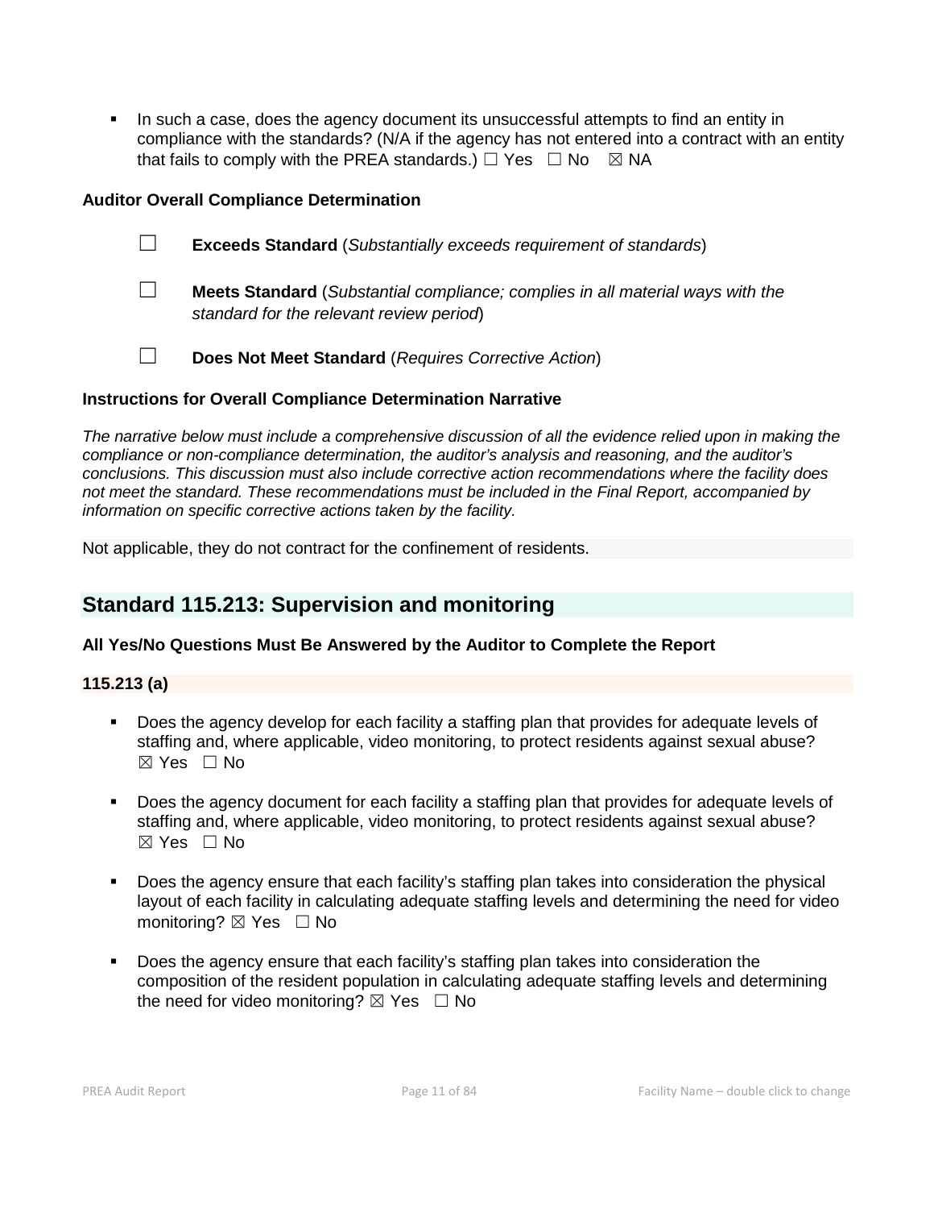- In such a case, does the agency document its unsuccessful attempts to find an entity in compliance with the standards? (N/A if the agency has not entered into a contract with an entity that fails to comply with the PREA standards.) ☐ Yes ☐ No ☒ NA

**Auditor Overall Compliance Determination**

☐ **Exceeds Standard** (*Substantially exceeds requirement of standards*)

☐ **Meets Standard** (*Substantial compliance; complies in all material ways with the standard for the relevant review period*)

☐ **Does Not Meet Standard** (*Requires Corrective Action*)

**Instructions for Overall Compliance Determination Narrative**

*The narrative below must include a comprehensive discussion of all the evidence relied upon in making the compliance or non-compliance determination, the auditor's analysis and reasoning, and the auditor's conclusions. This discussion must also include corrective action recommendations where the facility does not meet the standard. These recommendations must be included in the Final Report, accompanied by information on specific corrective actions taken by the facility.*

Not applicable, they do not contract for the confinement of residents.

## Standard 115.213: Supervision and monitoring

**All Yes/No Questions Must Be Answered by the Auditor to Complete the Report**

**115.213 (a)**

- Does the agency develop for each facility a staffing plan that provides for adequate levels of staffing and, where applicable, video monitoring, to protect residents against sexual abuse? ☒ Yes ☐ No

- Does the agency document for each facility a staffing plan that provides for adequate levels of staffing and, where applicable, video monitoring, to protect residents against sexual abuse? ☒ Yes ☐ No

- Does the agency ensure that each facility's staffing plan takes into consideration the physical layout of each facility in calculating adequate staffing levels and determining the need for video monitoring? ☒ Yes ☐ No

- Does the agency ensure that each facility's staffing plan takes into consideration the composition of the resident population in calculating adequate staffing levels and determining the need for video monitoring? ☒ Yes ☐ No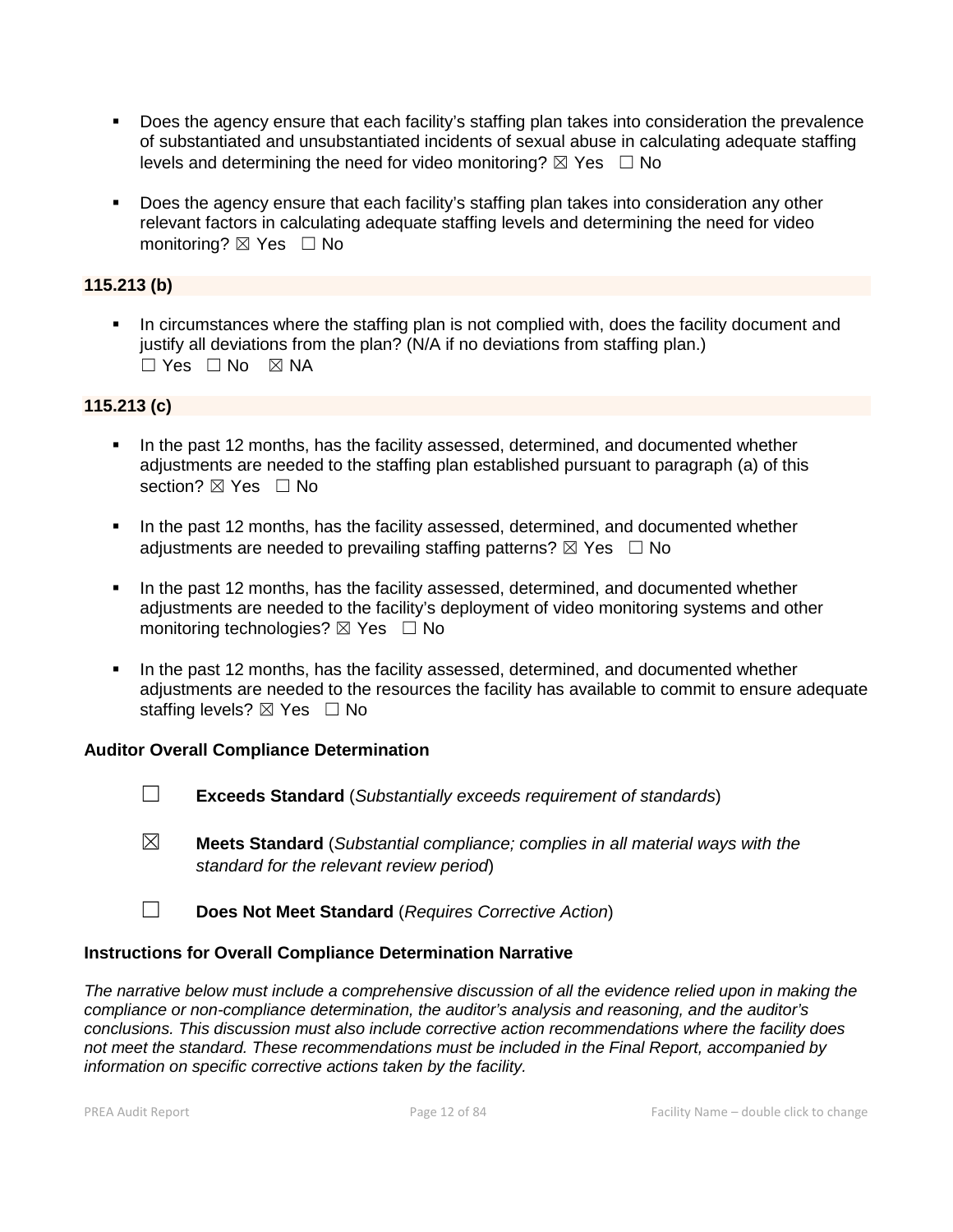- Does the agency ensure that each facility's staffing plan takes into consideration the prevalence of substantiated and unsubstantiated incidents of sexual abuse in calculating adequate staffing levels and determining the need for video monitoring? ☒ Yes ☐ No

- Does the agency ensure that each facility's staffing plan takes into consideration any other relevant factors in calculating adequate staffing levels and determining the need for video monitoring? ☒ Yes ☐ No

**115.213 (b)**

- In circumstances where the staffing plan is not complied with, does the facility document and justify all deviations from the plan? (N/A if no deviations from staffing plan.) ☐ Yes ☐ No ☒ NA

**115.213 (c)**

- In the past 12 months, has the facility assessed, determined, and documented whether adjustments are needed to the staffing plan established pursuant to paragraph (a) of this section? ☒ Yes ☐ No

- In the past 12 months, has the facility assessed, determined, and documented whether adjustments are needed to prevailing staffing patterns? ☒ Yes ☐ No

- In the past 12 months, has the facility assessed, determined, and documented whether adjustments are needed to the facility's deployment of video monitoring systems and other monitoring technologies? ☒ Yes ☐ No

- In the past 12 months, has the facility assessed, determined, and documented whether adjustments are needed to the resources the facility has available to commit to ensure adequate staffing levels? ☒ Yes ☐ No

**Auditor Overall Compliance Determination**

☐ **Exceeds Standard** (*Substantially exceeds requirement of standards*)

☒ **Meets Standard** (*Substantial compliance; complies in all material ways with the standard for the relevant review period*)

☐ **Does Not Meet Standard** (*Requires Corrective Action*)

**Instructions for Overall Compliance Determination Narrative**

*The narrative below must include a comprehensive discussion of all the evidence relied upon in making the compliance or non-compliance determination, the auditor's analysis and reasoning, and the auditor's conclusions. This discussion must also include corrective action recommendations where the facility does not meet the standard. These recommendations must be included in the Final Report, accompanied by information on specific corrective actions taken by the facility.*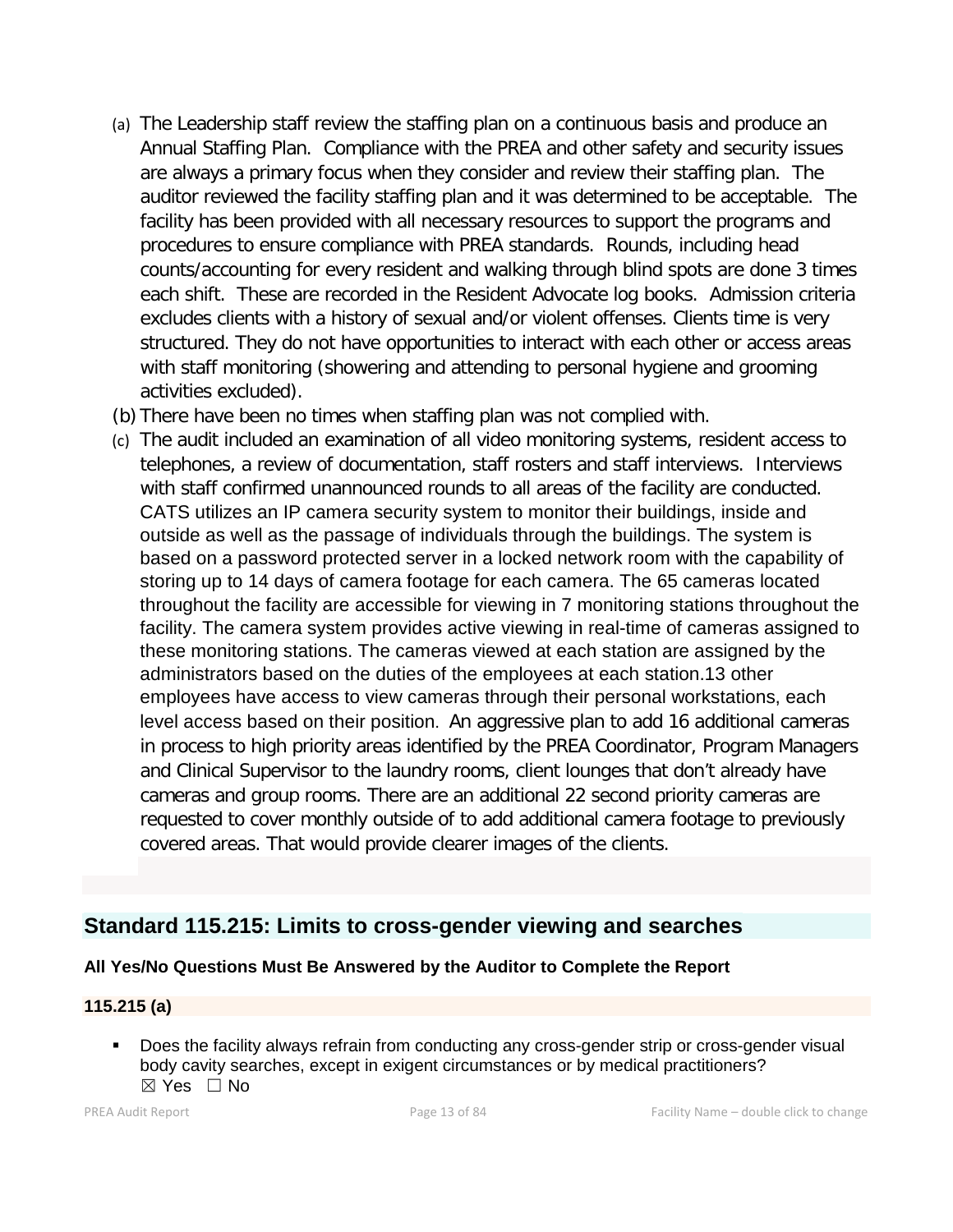(a) The Leadership staff review the staffing plan on a continuous basis and produce an Annual Staffing Plan. Compliance with the PREA and other safety and security issues are always a primary focus when they consider and review their staffing plan. The auditor reviewed the facility staffing plan and it was determined to be acceptable. The facility has been provided with all necessary resources to support the programs and procedures to ensure compliance with PREA standards. Rounds, including head counts/accounting for every resident and walking through blind spots are done 3 times each shift. These are recorded in the Resident Advocate log books. Admission criteria excludes clients with a history of sexual and/or violent offenses. Clients time is very structured. They do not have opportunities to interact with each other or access areas with staff monitoring (showering and attending to personal hygiene and grooming activities excluded).

(b) There have been no times when staffing plan was not complied with.

(c) The audit included an examination of all video monitoring systems, resident access to telephones, a review of documentation, staff rosters and staff interviews. Interviews with staff confirmed unannounced rounds to all areas of the facility are conducted. CATS utilizes an IP camera security system to monitor their buildings, inside and outside as well as the passage of individuals through the buildings. The system is based on a password protected server in a locked network room with the capability of storing up to 14 days of camera footage for each camera. The 65 cameras located throughout the facility are accessible for viewing in 7 monitoring stations throughout the facility. The camera system provides active viewing in real-time of cameras assigned to these monitoring stations. The cameras viewed at each station are assigned by the administrators based on the duties of the employees at each station.13 other employees have access to view cameras through their personal workstations, each level access based on their position. An aggressive plan to add 16 additional cameras in process to high priority areas identified by the PREA Coordinator, Program Managers and Clinical Supervisor to the laundry rooms, client lounges that don't already have cameras and group rooms. There are an additional 22 second priority cameras are requested to cover monthly outside of to add additional camera footage to previously covered areas. That would provide clearer images of the clients.

## Standard 115.215: Limits to cross-gender viewing and searches

**All Yes/No Questions Must Be Answered by the Auditor to Complete the Report**

**115.215 (a)**

- Does the facility always refrain from conducting any cross-gender strip or cross-gender visual body cavity searches, except in exigent circumstances or by medical practitioners?
  ☒ Yes ☐ No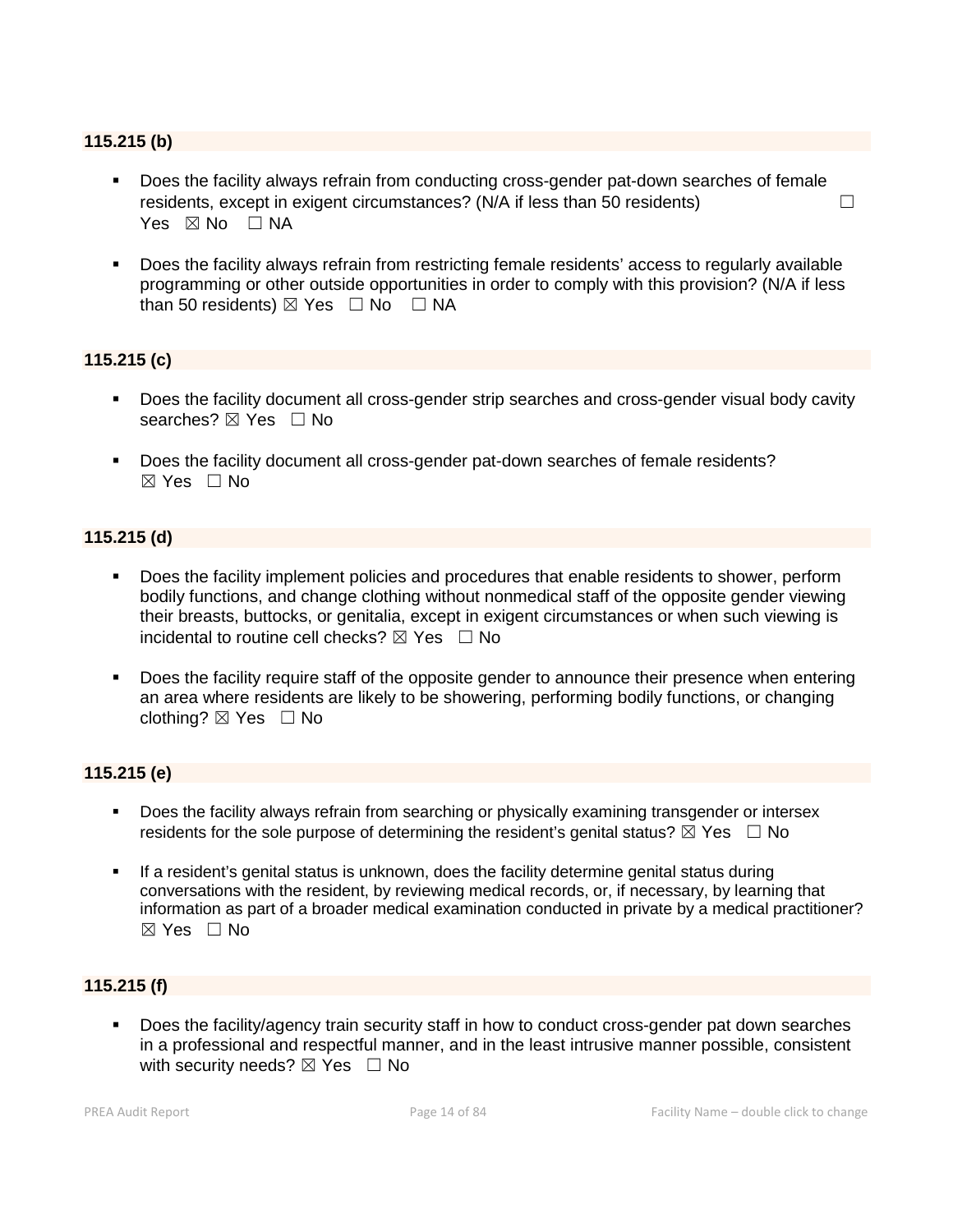**115.215 (b)**

- Does the facility always refrain from conducting cross-gender pat-down searches of female residents, except in exigent circumstances? (N/A if less than 50 residents) ☐ Yes ☒ No ☐ NA
- Does the facility always refrain from restricting female residents' access to regularly available programming or other outside opportunities in order to comply with this provision? (N/A if less than 50 residents) ☒ Yes ☐ No ☐ NA

**115.215 (c)**

- Does the facility document all cross-gender strip searches and cross-gender visual body cavity searches? ☒ Yes ☐ No
- Does the facility document all cross-gender pat-down searches of female residents? ☒ Yes ☐ No

**115.215 (d)**

- Does the facility implement policies and procedures that enable residents to shower, perform bodily functions, and change clothing without nonmedical staff of the opposite gender viewing their breasts, buttocks, or genitalia, except in exigent circumstances or when such viewing is incidental to routine cell checks? ☒ Yes ☐ No
- Does the facility require staff of the opposite gender to announce their presence when entering an area where residents are likely to be showering, performing bodily functions, or changing clothing? ☒ Yes ☐ No

**115.215 (e)**

- Does the facility always refrain from searching or physically examining transgender or intersex residents for the sole purpose of determining the resident's genital status? ☒ Yes ☐ No
- If a resident's genital status is unknown, does the facility determine genital status during conversations with the resident, by reviewing medical records, or, if necessary, by learning that information as part of a broader medical examination conducted in private by a medical practitioner? ☒ Yes ☐ No

**115.215 (f)**

- Does the facility/agency train security staff in how to conduct cross-gender pat down searches in a professional and respectful manner, and in the least intrusive manner possible, consistent with security needs? ☒ Yes ☐ No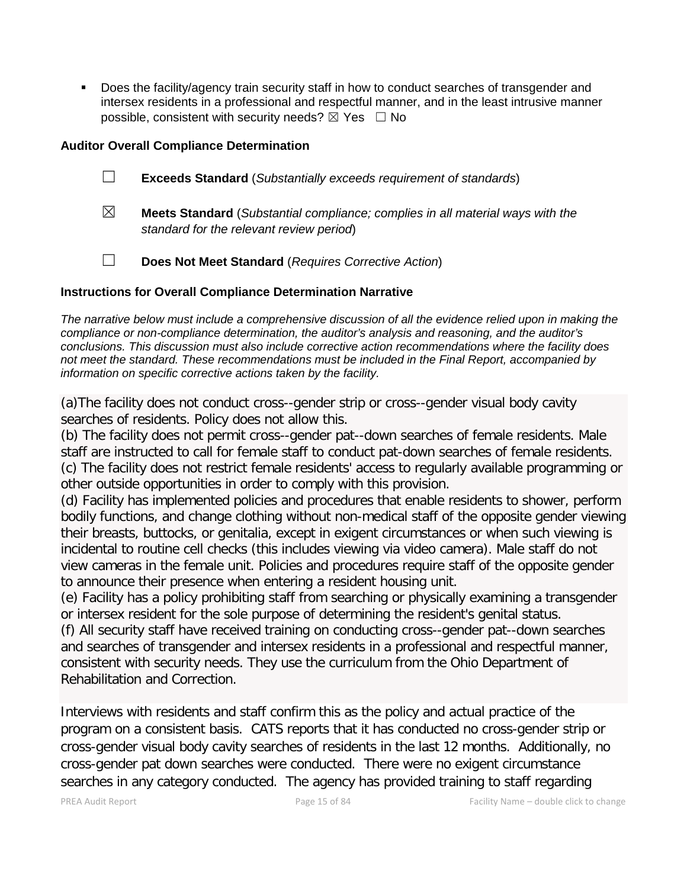- Does the facility/agency train security staff in how to conduct searches of transgender and intersex residents in a professional and respectful manner, and in the least intrusive manner possible, consistent with security needs? ☒ Yes ☐ No

**Auditor Overall Compliance Determination**

☐ **Exceeds Standard** (*Substantially exceeds requirement of standards*)

☒ **Meets Standard** (*Substantial compliance; complies in all material ways with the standard for the relevant review period*)

☐ **Does Not Meet Standard** (*Requires Corrective Action*)

**Instructions for Overall Compliance Determination Narrative**

*The narrative below must include a comprehensive discussion of all the evidence relied upon in making the compliance or non-compliance determination, the auditor's analysis and reasoning, and the auditor's conclusions. This discussion must also include corrective action recommendations where the facility does not meet the standard. These recommendations must be included in the Final Report, accompanied by information on specific corrective actions taken by the facility.*

(a)The facility does not conduct cross--gender strip or cross--gender visual body cavity searches of residents. Policy does not allow this.
(b) The facility does not permit cross--gender pat--down searches of female residents. Male staff are instructed to call for female staff to conduct pat-down searches of female residents.
(c) The facility does not restrict female residents' access to regularly available programming or other outside opportunities in order to comply with this provision.
(d) Facility has implemented policies and procedures that enable residents to shower, perform bodily functions, and change clothing without non-medical staff of the opposite gender viewing their breasts, buttocks, or genitalia, except in exigent circumstances or when such viewing is incidental to routine cell checks (this includes viewing via video camera). Male staff do not view cameras in the female unit. Policies and procedures require staff of the opposite gender to announce their presence when entering a resident housing unit.
(e) Facility has a policy prohibiting staff from searching or physically examining a transgender or intersex resident for the sole purpose of determining the resident's genital status.
(f) All security staff have received training on conducting cross--gender pat--down searches and searches of transgender and intersex residents in a professional and respectful manner, consistent with security needs. They use the curriculum from the Ohio Department of Rehabilitation and Correction.

Interviews with residents and staff confirm this as the policy and actual practice of the program on a consistent basis. CATS reports that it has conducted no cross-gender strip or cross-gender visual body cavity searches of residents in the last 12 months. Additionally, no cross-gender pat down searches were conducted. There were no exigent circumstance searches in any category conducted. The agency has provided training to staff regarding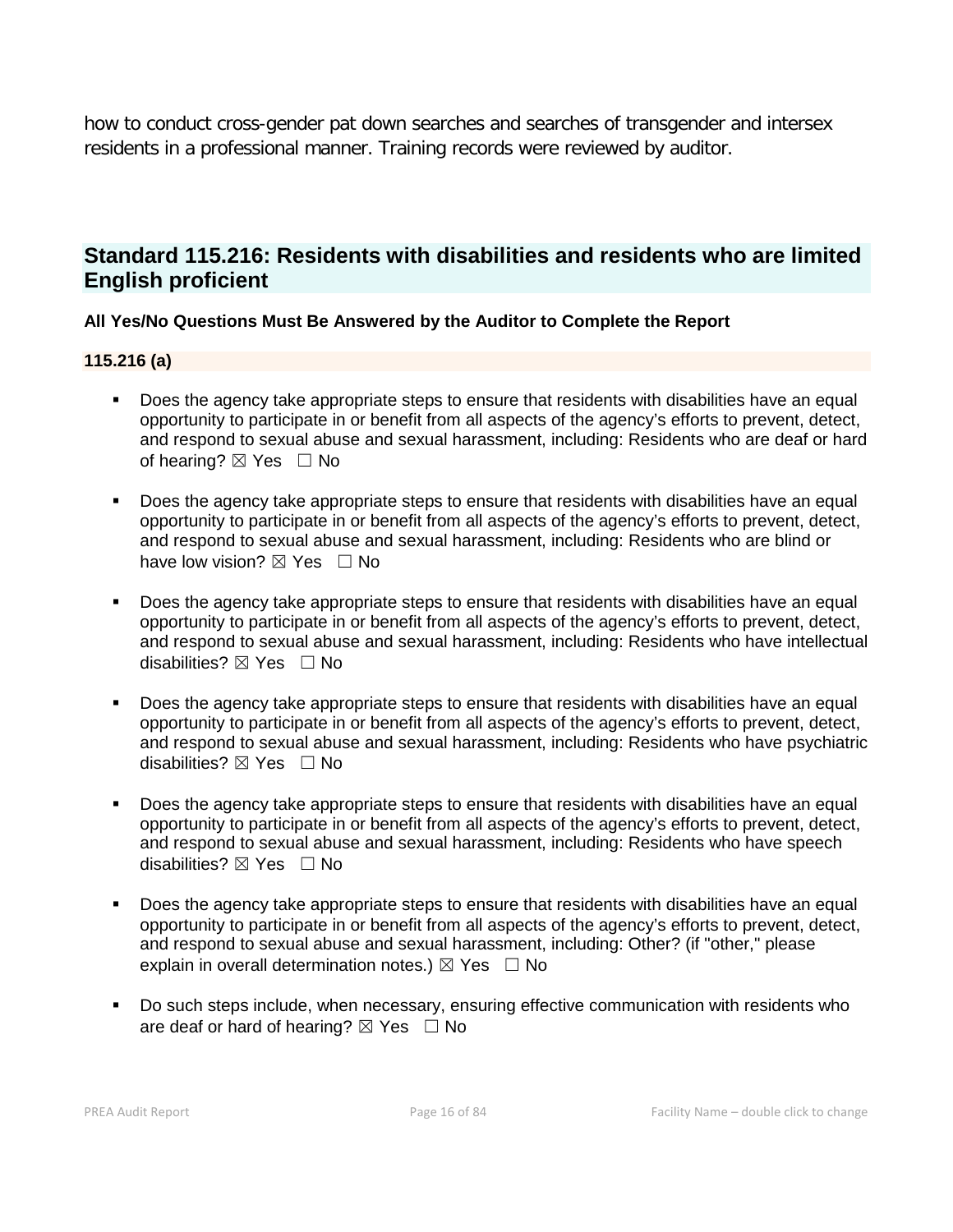how to conduct cross-gender pat down searches and searches of transgender and intersex residents in a professional manner. Training records were reviewed by auditor.

## Standard 115.216: Residents with disabilities and residents who are limited English proficient

**All Yes/No Questions Must Be Answered by the Auditor to Complete the Report**

**115.216 (a)**

- Does the agency take appropriate steps to ensure that residents with disabilities have an equal opportunity to participate in or benefit from all aspects of the agency's efforts to prevent, detect, and respond to sexual abuse and sexual harassment, including: Residents who are deaf or hard of hearing? ☒ Yes ☐ No
- Does the agency take appropriate steps to ensure that residents with disabilities have an equal opportunity to participate in or benefit from all aspects of the agency's efforts to prevent, detect, and respond to sexual abuse and sexual harassment, including: Residents who are blind or have low vision? ☒ Yes ☐ No
- Does the agency take appropriate steps to ensure that residents with disabilities have an equal opportunity to participate in or benefit from all aspects of the agency's efforts to prevent, detect, and respond to sexual abuse and sexual harassment, including: Residents who have intellectual disabilities? ☒ Yes ☐ No
- Does the agency take appropriate steps to ensure that residents with disabilities have an equal opportunity to participate in or benefit from all aspects of the agency's efforts to prevent, detect, and respond to sexual abuse and sexual harassment, including: Residents who have psychiatric disabilities? ☒ Yes ☐ No
- Does the agency take appropriate steps to ensure that residents with disabilities have an equal opportunity to participate in or benefit from all aspects of the agency's efforts to prevent, detect, and respond to sexual abuse and sexual harassment, including: Residents who have speech disabilities? ☒ Yes ☐ No
- Does the agency take appropriate steps to ensure that residents with disabilities have an equal opportunity to participate in or benefit from all aspects of the agency's efforts to prevent, detect, and respond to sexual abuse and sexual harassment, including: Other? (if "other," please explain in overall determination notes.) ☒ Yes ☐ No
- Do such steps include, when necessary, ensuring effective communication with residents who are deaf or hard of hearing? ☒ Yes ☐ No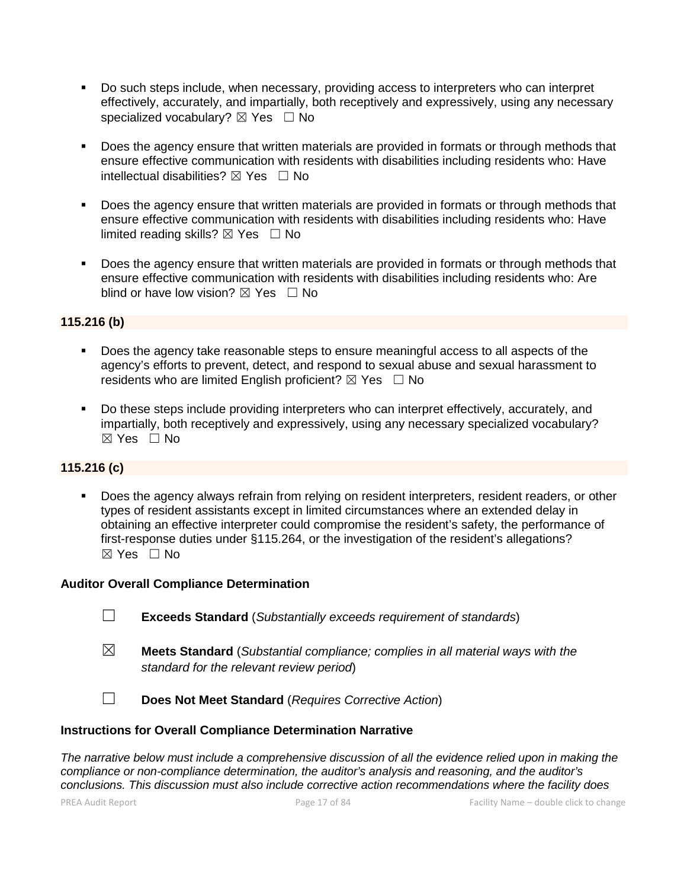- Do such steps include, when necessary, providing access to interpreters who can interpret effectively, accurately, and impartially, both receptively and expressively, using any necessary specialized vocabulary? ☒ Yes ☐ No

- Does the agency ensure that written materials are provided in formats or through methods that ensure effective communication with residents with disabilities including residents who: Have intellectual disabilities? ☒ Yes ☐ No

- Does the agency ensure that written materials are provided in formats or through methods that ensure effective communication with residents with disabilities including residents who: Have limited reading skills? ☒ Yes ☐ No

- Does the agency ensure that written materials are provided in formats or through methods that ensure effective communication with residents with disabilities including residents who: Are blind or have low vision? ☒ Yes ☐ No

**115.216 (b)**

- Does the agency take reasonable steps to ensure meaningful access to all aspects of the agency's efforts to prevent, detect, and respond to sexual abuse and sexual harassment to residents who are limited English proficient? ☒ Yes ☐ No

- Do these steps include providing interpreters who can interpret effectively, accurately, and impartially, both receptively and expressively, using any necessary specialized vocabulary? ☒ Yes ☐ No

**115.216 (c)**

- Does the agency always refrain from relying on resident interpreters, resident readers, or other types of resident assistants except in limited circumstances where an extended delay in obtaining an effective interpreter could compromise the resident's safety, the performance of first-response duties under §115.264, or the investigation of the resident's allegations? ☒ Yes ☐ No

**Auditor Overall Compliance Determination**

☐ **Exceeds Standard** (*Substantially exceeds requirement of standards*)

☒ **Meets Standard** (*Substantial compliance; complies in all material ways with the standard for the relevant review period*)

☐ **Does Not Meet Standard** (*Requires Corrective Action*)

**Instructions for Overall Compliance Determination Narrative**

*The narrative below must include a comprehensive discussion of all the evidence relied upon in making the compliance or non-compliance determination, the auditor's analysis and reasoning, and the auditor's conclusions. This discussion must also include corrective action recommendations where the facility does*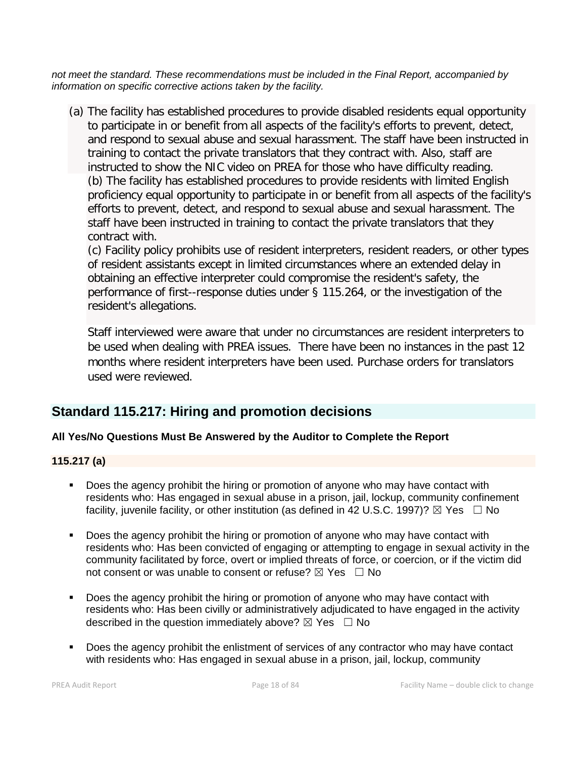*not meet the standard. These recommendations must be included in the Final Report, accompanied by information on specific corrective actions taken by the facility.*

(a) The facility has established procedures to provide disabled residents equal opportunity to participate in or benefit from all aspects of the facility's efforts to prevent, detect, and respond to sexual abuse and sexual harassment. The staff have been instructed in training to contact the private translators that they contract with. Also, staff are instructed to show the NIC video on PREA for those who have difficulty reading.
(b) The facility has established procedures to provide residents with limited English proficiency equal opportunity to participate in or benefit from all aspects of the facility's efforts to prevent, detect, and respond to sexual abuse and sexual harassment. The staff have been instructed in training to contact the private translators that they contract with.
(c) Facility policy prohibits use of resident interpreters, resident readers, or other types of resident assistants except in limited circumstances where an extended delay in obtaining an effective interpreter could compromise the resident's safety, the performance of first--response duties under § 115.264, or the investigation of the resident's allegations.

Staff interviewed were aware that under no circumstances are resident interpreters to be used when dealing with PREA issues. There have been no instances in the past 12 months where resident interpreters have been used. Purchase orders for translators used were reviewed.

## Standard 115.217: Hiring and promotion decisions

**All Yes/No Questions Must Be Answered by the Auditor to Complete the Report**

### 115.217 (a)

- Does the agency prohibit the hiring or promotion of anyone who may have contact with residents who: Has engaged in sexual abuse in a prison, jail, lockup, community confinement facility, juvenile facility, or other institution (as defined in 42 U.S.C. 1997)? ☒ Yes ☐ No
- Does the agency prohibit the hiring or promotion of anyone who may have contact with residents who: Has been convicted of engaging or attempting to engage in sexual activity in the community facilitated by force, overt or implied threats of force, or coercion, or if the victim did not consent or was unable to consent or refuse? ☒ Yes ☐ No
- Does the agency prohibit the hiring or promotion of anyone who may have contact with residents who: Has been civilly or administratively adjudicated to have engaged in the activity described in the question immediately above? ☒ Yes ☐ No
- Does the agency prohibit the enlistment of services of any contractor who may have contact with residents who: Has engaged in sexual abuse in a prison, jail, lockup, community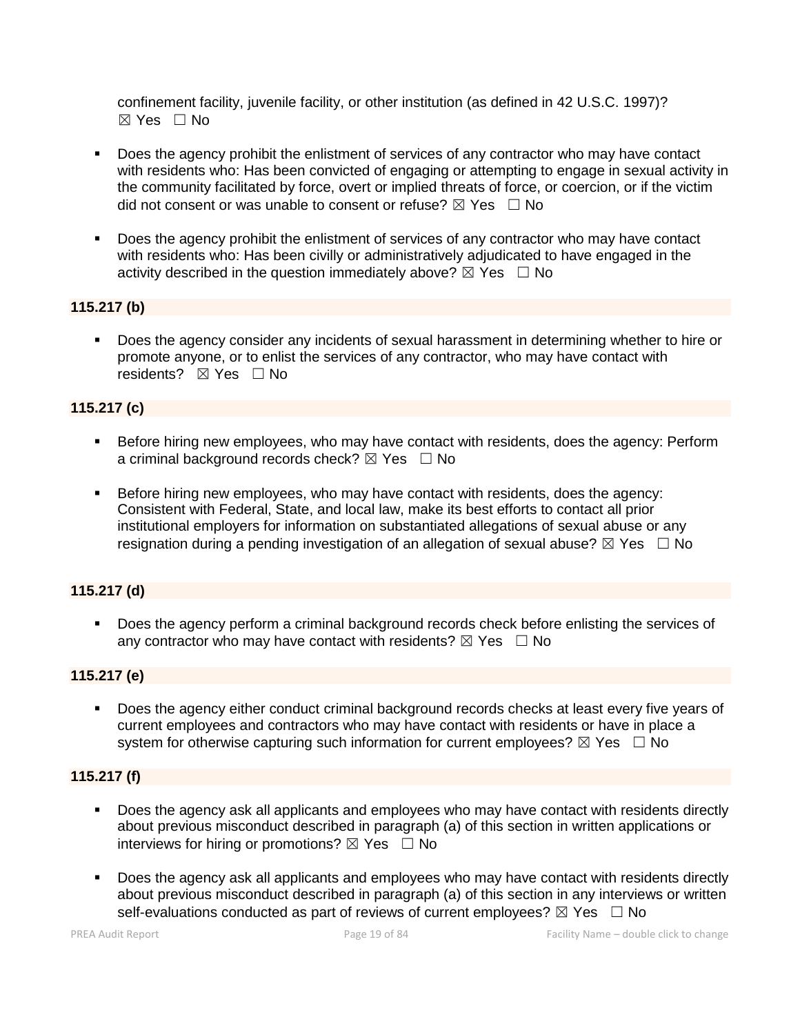confinement facility, juvenile facility, or other institution (as defined in 42 U.S.C. 1997)? ☒ Yes ☐ No

- Does the agency prohibit the enlistment of services of any contractor who may have contact with residents who: Has been convicted of engaging or attempting to engage in sexual activity in the community facilitated by force, overt or implied threats of force, or coercion, or if the victim did not consent or was unable to consent or refuse? ☒ Yes ☐ No

- Does the agency prohibit the enlistment of services of any contractor who may have contact with residents who: Has been civilly or administratively adjudicated to have engaged in the activity described in the question immediately above? ☒ Yes ☐ No

**115.217 (b)**

- Does the agency consider any incidents of sexual harassment in determining whether to hire or promote anyone, or to enlist the services of any contractor, who may have contact with residents? ☒ Yes ☐ No

**115.217 (c)**

- Before hiring new employees, who may have contact with residents, does the agency: Perform a criminal background records check? ☒ Yes ☐ No

- Before hiring new employees, who may have contact with residents, does the agency: Consistent with Federal, State, and local law, make its best efforts to contact all prior institutional employers for information on substantiated allegations of sexual abuse or any resignation during a pending investigation of an allegation of sexual abuse? ☒ Yes ☐ No

**115.217 (d)**

- Does the agency perform a criminal background records check before enlisting the services of any contractor who may have contact with residents? ☒ Yes ☐ No

**115.217 (e)**

- Does the agency either conduct criminal background records checks at least every five years of current employees and contractors who may have contact with residents or have in place a system for otherwise capturing such information for current employees? ☒ Yes ☐ No

**115.217 (f)**

- Does the agency ask all applicants and employees who may have contact with residents directly about previous misconduct described in paragraph (a) of this section in written applications or interviews for hiring or promotions? ☒ Yes ☐ No

- Does the agency ask all applicants and employees who may have contact with residents directly about previous misconduct described in paragraph (a) of this section in any interviews or written self-evaluations conducted as part of reviews of current employees? ☒ Yes ☐ No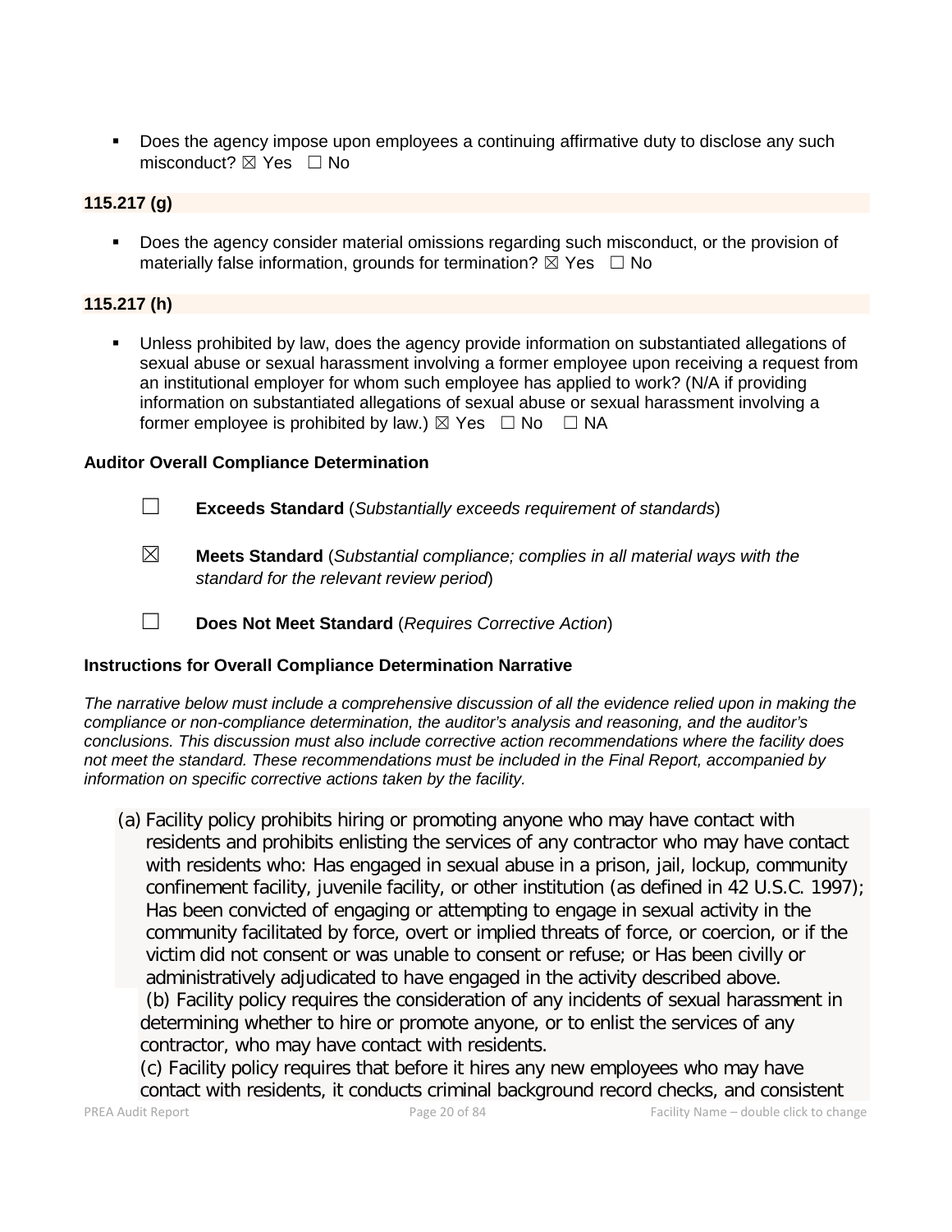- Does the agency impose upon employees a continuing affirmative duty to disclose any such misconduct? ☒ Yes ☐ No

**115.217 (g)**

- Does the agency consider material omissions regarding such misconduct, or the provision of materially false information, grounds for termination? ☒ Yes ☐ No

**115.217 (h)**

- Unless prohibited by law, does the agency provide information on substantiated allegations of sexual abuse or sexual harassment involving a former employee upon receiving a request from an institutional employer for whom such employee has applied to work? (N/A if providing information on substantiated allegations of sexual abuse or sexual harassment involving a former employee is prohibited by law.) ☒ Yes ☐ No ☐ NA

**Auditor Overall Compliance Determination**

☐ **Exceeds Standard** (*Substantially exceeds requirement of standards*)

☒ **Meets Standard** (*Substantial compliance; complies in all material ways with the standard for the relevant review period*)

☐ **Does Not Meet Standard** (*Requires Corrective Action*)

**Instructions for Overall Compliance Determination Narrative**

*The narrative below must include a comprehensive discussion of all the evidence relied upon in making the compliance or non-compliance determination, the auditor's analysis and reasoning, and the auditor's conclusions. This discussion must also include corrective action recommendations where the facility does not meet the standard. These recommendations must be included in the Final Report, accompanied by information on specific corrective actions taken by the facility.*

(a) Facility policy prohibits hiring or promoting anyone who may have contact with residents and prohibits enlisting the services of any contractor who may have contact with residents who: Has engaged in sexual abuse in a prison, jail, lockup, community confinement facility, juvenile facility, or other institution (as defined in 42 U.S.C. 1997); Has been convicted of engaging or attempting to engage in sexual activity in the community facilitated by force, overt or implied threats of force, or coercion, or if the victim did not consent or was unable to consent or refuse; or Has been civilly or administratively adjudicated to have engaged in the activity described above.

(b) Facility policy requires the consideration of any incidents of sexual harassment in determining whether to hire or promote anyone, or to enlist the services of any contractor, who may have contact with residents.

(c) Facility policy requires that before it hires any new employees who may have contact with residents, it conducts criminal background record checks, and consistent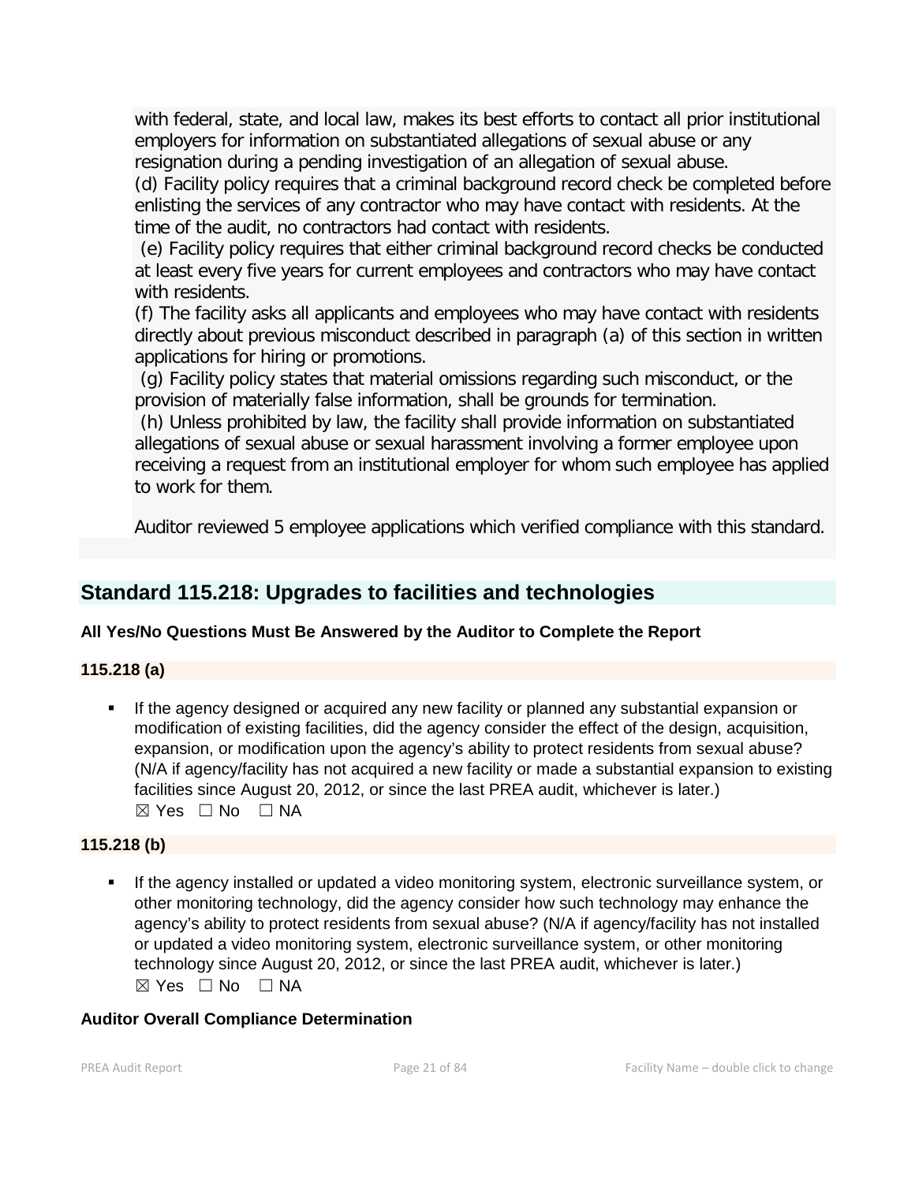with federal, state, and local law, makes its best efforts to contact all prior institutional employers for information on substantiated allegations of sexual abuse or any resignation during a pending investigation of an allegation of sexual abuse.
(d) Facility policy requires that a criminal background record check be completed before enlisting the services of any contractor who may have contact with residents. At the time of the audit, no contractors had contact with residents.
(e) Facility policy requires that either criminal background record checks be conducted at least every five years for current employees and contractors who may have contact with residents.
(f) The facility asks all applicants and employees who may have contact with residents directly about previous misconduct described in paragraph (a) of this section in written applications for hiring or promotions.
(g) Facility policy states that material omissions regarding such misconduct, or the provision of materially false information, shall be grounds for termination.
(h) Unless prohibited by law, the facility shall provide information on substantiated allegations of sexual abuse or sexual harassment involving a former employee upon receiving a request from an institutional employer for whom such employee has applied to work for them.

Auditor reviewed 5 employee applications which verified compliance with this standard.

## Standard 115.218: Upgrades to facilities and technologies

**All Yes/No Questions Must Be Answered by the Auditor to Complete the Report**

**115.218 (a)**

- If the agency designed or acquired any new facility or planned any substantial expansion or modification of existing facilities, did the agency consider the effect of the design, acquisition, expansion, or modification upon the agency's ability to protect residents from sexual abuse? (N/A if agency/facility has not acquired a new facility or made a substantial expansion to existing facilities since August 20, 2012, or since the last PREA audit, whichever is later.)
  ☒ Yes ☐ No ☐ NA

**115.218 (b)**

- If the agency installed or updated a video monitoring system, electronic surveillance system, or other monitoring technology, did the agency consider how such technology may enhance the agency's ability to protect residents from sexual abuse? (N/A if agency/facility has not installed or updated a video monitoring system, electronic surveillance system, or other monitoring technology since August 20, 2012, or since the last PREA audit, whichever is later.)
  ☒ Yes ☐ No ☐ NA

**Auditor Overall Compliance Determination**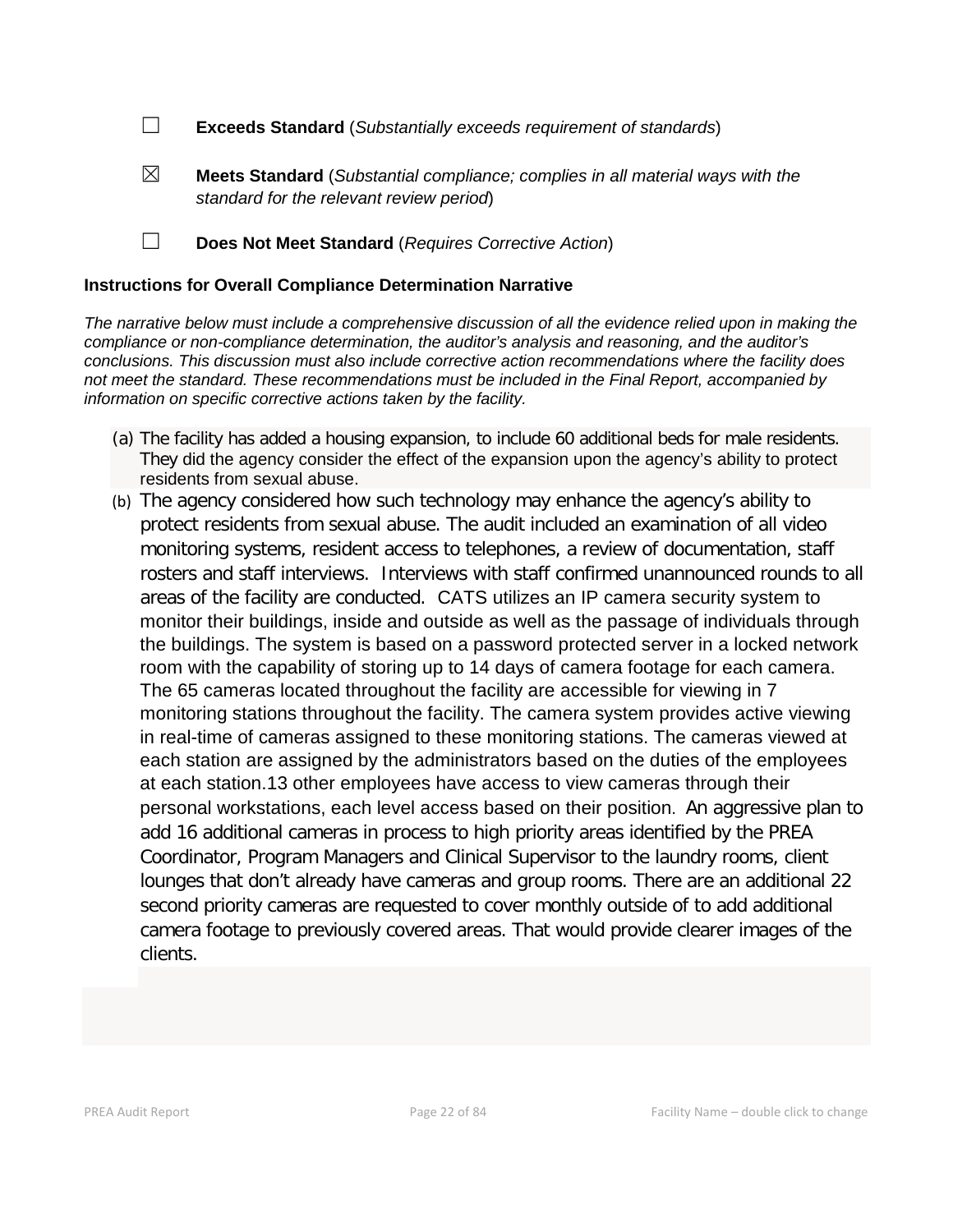☐ **Exceeds Standard** (*Substantially exceeds requirement of standards*)

☒ **Meets Standard** (*Substantial compliance; complies in all material ways with the standard for the relevant review period*)

☐ **Does Not Meet Standard** (*Requires Corrective Action*)

**Instructions for Overall Compliance Determination Narrative**

*The narrative below must include a comprehensive discussion of all the evidence relied upon in making the compliance or non-compliance determination, the auditor's analysis and reasoning, and the auditor's conclusions. This discussion must also include corrective action recommendations where the facility does not meet the standard. These recommendations must be included in the Final Report, accompanied by information on specific corrective actions taken by the facility.*

(a) The facility has added a housing expansion, to include 60 additional beds for male residents. They did the agency consider the effect of the expansion upon the agency's ability to protect residents from sexual abuse.

(b) The agency considered how such technology may enhance the agency's ability to protect residents from sexual abuse. The audit included an examination of all video monitoring systems, resident access to telephones, a review of documentation, staff rosters and staff interviews. Interviews with staff confirmed unannounced rounds to all areas of the facility are conducted. CATS utilizes an IP camera security system to monitor their buildings, inside and outside as well as the passage of individuals through the buildings. The system is based on a password protected server in a locked network room with the capability of storing up to 14 days of camera footage for each camera. The 65 cameras located throughout the facility are accessible for viewing in 7 monitoring stations throughout the facility. The camera system provides active viewing in real-time of cameras assigned to these monitoring stations. The cameras viewed at each station are assigned by the administrators based on the duties of the employees at each station.13 other employees have access to view cameras through their personal workstations, each level access based on their position. An aggressive plan to add 16 additional cameras in process to high priority areas identified by the PREA Coordinator, Program Managers and Clinical Supervisor to the laundry rooms, client lounges that don't already have cameras and group rooms. There are an additional 22 second priority cameras are requested to cover monthly outside of to add additional camera footage to previously covered areas. That would provide clearer images of the clients.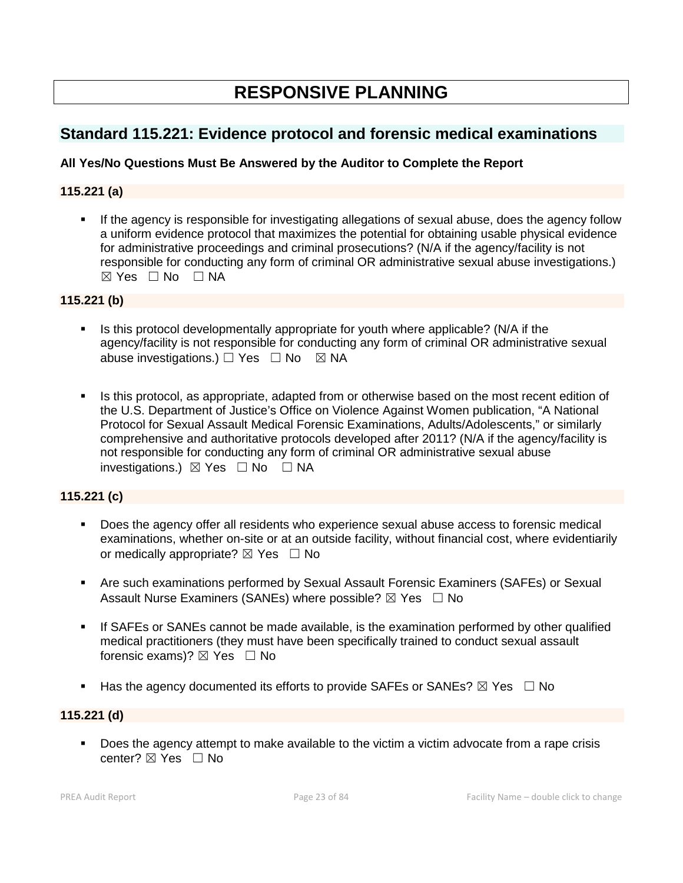# RESPONSIVE PLANNING

## Standard 115.221: Evidence protocol and forensic medical examinations

**All Yes/No Questions Must Be Answered by the Auditor to Complete the Report**

### 115.221 (a)

- If the agency is responsible for investigating allegations of sexual abuse, does the agency follow a uniform evidence protocol that maximizes the potential for obtaining usable physical evidence for administrative proceedings and criminal prosecutions? (N/A if the agency/facility is not responsible for conducting any form of criminal OR administrative sexual abuse investigations.) ☒ Yes ☐ No ☐ NA

### 115.221 (b)

- Is this protocol developmentally appropriate for youth where applicable? (N/A if the agency/facility is not responsible for conducting any form of criminal OR administrative sexual abuse investigations.) ☐ Yes ☐ No ☒ NA

- Is this protocol, as appropriate, adapted from or otherwise based on the most recent edition of the U.S. Department of Justice's Office on Violence Against Women publication, "A National Protocol for Sexual Assault Medical Forensic Examinations, Adults/Adolescents," or similarly comprehensive and authoritative protocols developed after 2011? (N/A if the agency/facility is not responsible for conducting any form of criminal OR administrative sexual abuse investigations.) ☒ Yes ☐ No ☐ NA

### 115.221 (c)

- Does the agency offer all residents who experience sexual abuse access to forensic medical examinations, whether on-site or at an outside facility, without financial cost, where evidentiarily or medically appropriate? ☒ Yes ☐ No

- Are such examinations performed by Sexual Assault Forensic Examiners (SAFEs) or Sexual Assault Nurse Examiners (SANEs) where possible? ☒ Yes ☐ No

- If SAFEs or SANEs cannot be made available, is the examination performed by other qualified medical practitioners (they must have been specifically trained to conduct sexual assault forensic exams)? ☒ Yes ☐ No

- Has the agency documented its efforts to provide SAFEs or SANEs? ☒ Yes ☐ No

### 115.221 (d)

- Does the agency attempt to make available to the victim a victim advocate from a rape crisis center? ☒ Yes ☐ No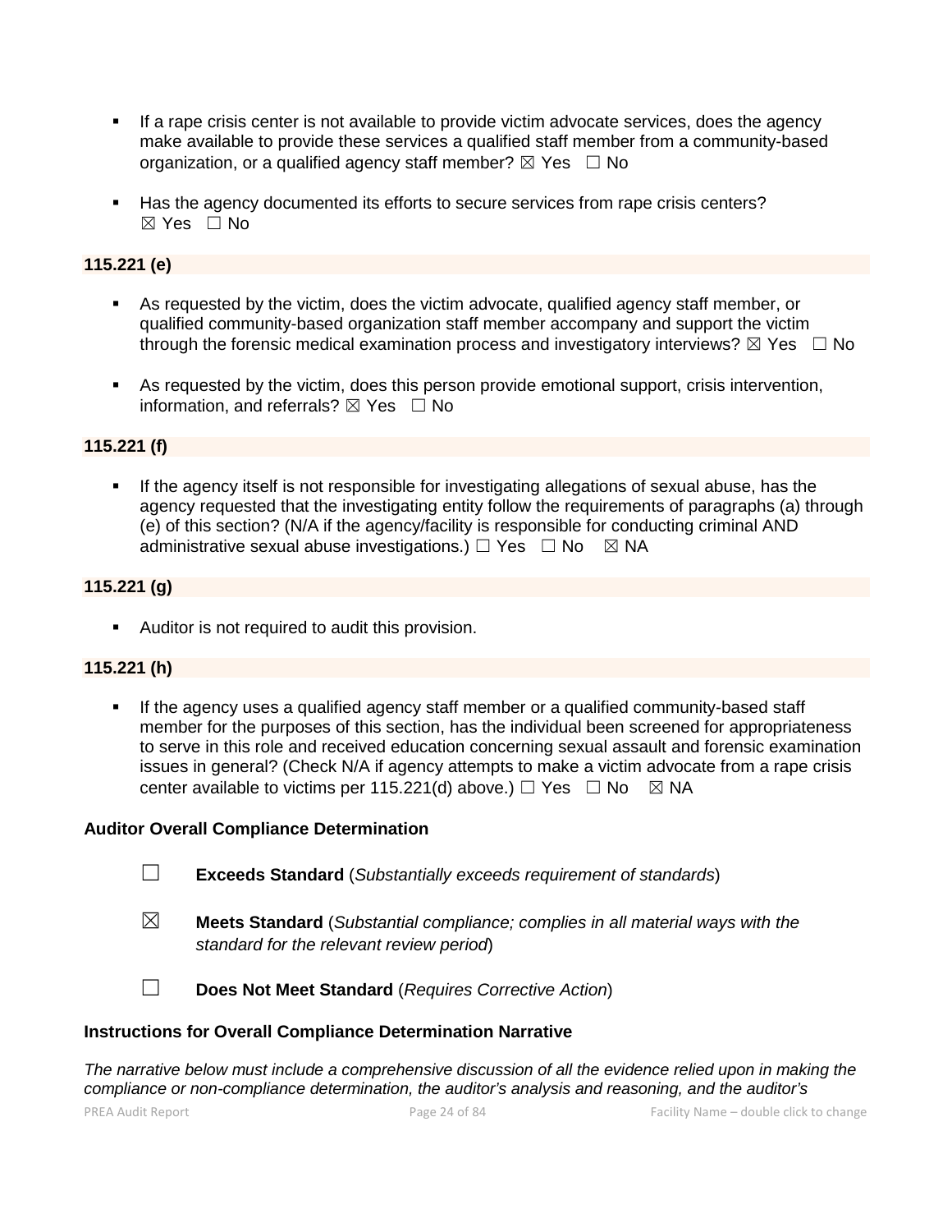- If a rape crisis center is not available to provide victim advocate services, does the agency make available to provide these services a qualified staff member from a community-based organization, or a qualified agency staff member? ☒ Yes ☐ No

- Has the agency documented its efforts to secure services from rape crisis centers? ☒ Yes ☐ No

**115.221 (e)**

- As requested by the victim, does the victim advocate, qualified agency staff member, or qualified community-based organization staff member accompany and support the victim through the forensic medical examination process and investigatory interviews? ☒ Yes ☐ No

- As requested by the victim, does this person provide emotional support, crisis intervention, information, and referrals? ☒ Yes ☐ No

**115.221 (f)**

- If the agency itself is not responsible for investigating allegations of sexual abuse, has the agency requested that the investigating entity follow the requirements of paragraphs (a) through (e) of this section? (N/A if the agency/facility is responsible for conducting criminal AND administrative sexual abuse investigations.) ☐ Yes ☐ No ☒ NA

**115.221 (g)**

- Auditor is not required to audit this provision.

**115.221 (h)**

- If the agency uses a qualified agency staff member or a qualified community-based staff member for the purposes of this section, has the individual been screened for appropriateness to serve in this role and received education concerning sexual assault and forensic examination issues in general? (Check N/A if agency attempts to make a victim advocate from a rape crisis center available to victims per 115.221(d) above.) ☐ Yes ☐ No ☒ NA

**Auditor Overall Compliance Determination**

☐ **Exceeds Standard** (*Substantially exceeds requirement of standards*)

☒ **Meets Standard** (*Substantial compliance; complies in all material ways with the standard for the relevant review period*)

☐ **Does Not Meet Standard** (*Requires Corrective Action*)

**Instructions for Overall Compliance Determination Narrative**

*The narrative below must include a comprehensive discussion of all the evidence relied upon in making the compliance or non-compliance determination, the auditor's analysis and reasoning, and the auditor's*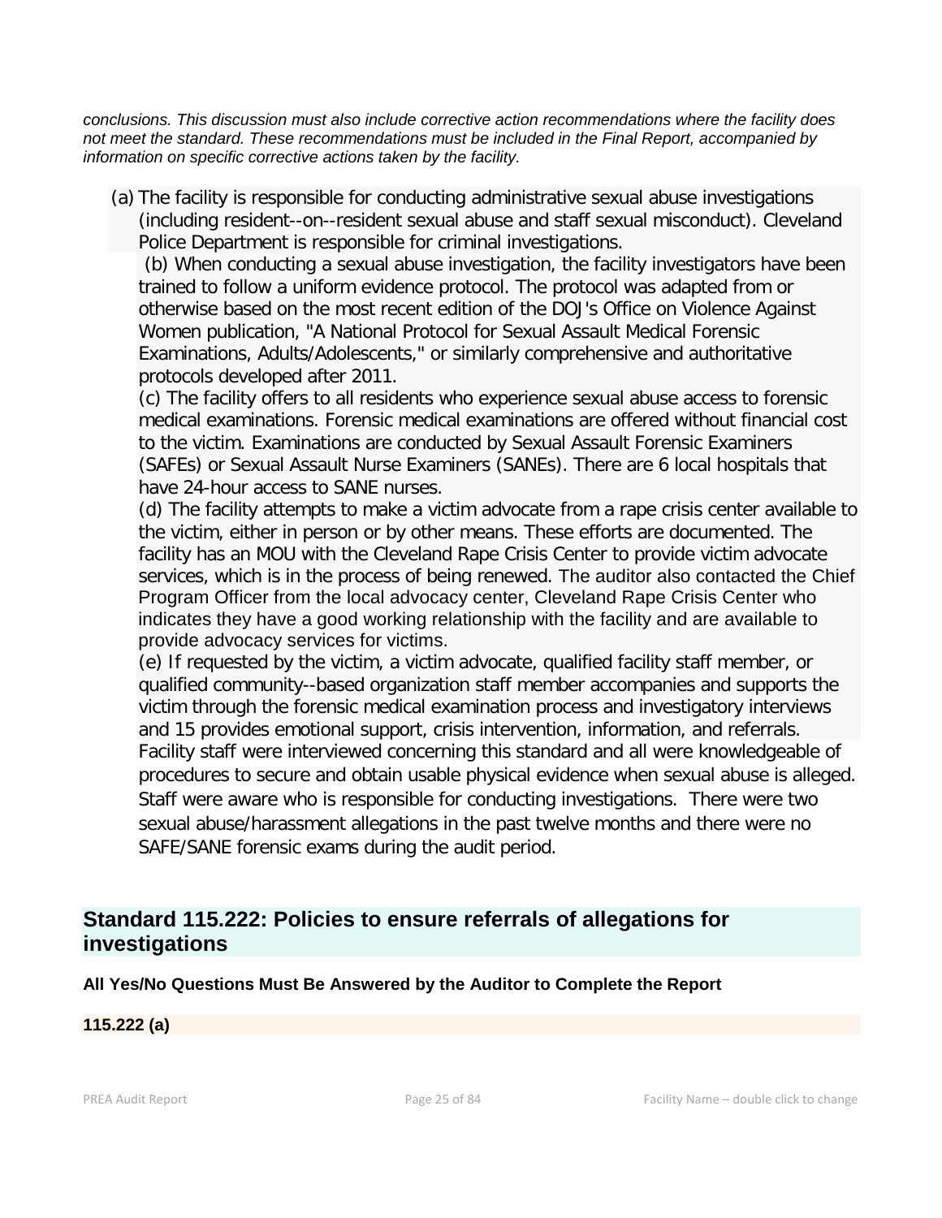*conclusions. This discussion must also include corrective action recommendations where the facility does not meet the standard. These recommendations must be included in the Final Report, accompanied by information on specific corrective actions taken by the facility.*

(a) The facility is responsible for conducting administrative sexual abuse investigations (including resident--on--resident sexual abuse and staff sexual misconduct). Cleveland Police Department is responsible for criminal investigations.

(b) When conducting a sexual abuse investigation, the facility investigators have been trained to follow a uniform evidence protocol. The protocol was adapted from or otherwise based on the most recent edition of the DOJ's Office on Violence Against Women publication, "A National Protocol for Sexual Assault Medical Forensic Examinations, Adults/Adolescents," or similarly comprehensive and authoritative protocols developed after 2011.

(c) The facility offers to all residents who experience sexual abuse access to forensic medical examinations. Forensic medical examinations are offered without financial cost to the victim. Examinations are conducted by Sexual Assault Forensic Examiners (SAFEs) or Sexual Assault Nurse Examiners (SANEs). There are 6 local hospitals that have 24-hour access to SANE nurses.

(d) The facility attempts to make a victim advocate from a rape crisis center available to the victim, either in person or by other means. These efforts are documented. The facility has an MOU with the Cleveland Rape Crisis Center to provide victim advocate services, which is in the process of being renewed. The auditor also contacted the Chief Program Officer from the local advocacy center, Cleveland Rape Crisis Center who indicates they have a good working relationship with the facility and are available to provide advocacy services for victims.

(e) If requested by the victim, a victim advocate, qualified facility staff member, or qualified community--based organization staff member accompanies and supports the victim through the forensic medical examination process and investigatory interviews and 15 provides emotional support, crisis intervention, information, and referrals. Facility staff were interviewed concerning this standard and all were knowledgeable of procedures to secure and obtain usable physical evidence when sexual abuse is alleged. Staff were aware who is responsible for conducting investigations. There were two sexual abuse/harassment allegations in the past twelve months and there were no SAFE/SANE forensic exams during the audit period.

## Standard 115.222: Policies to ensure referrals of allegations for investigations

**All Yes/No Questions Must Be Answered by the Auditor to Complete the Report**

**115.222 (a)**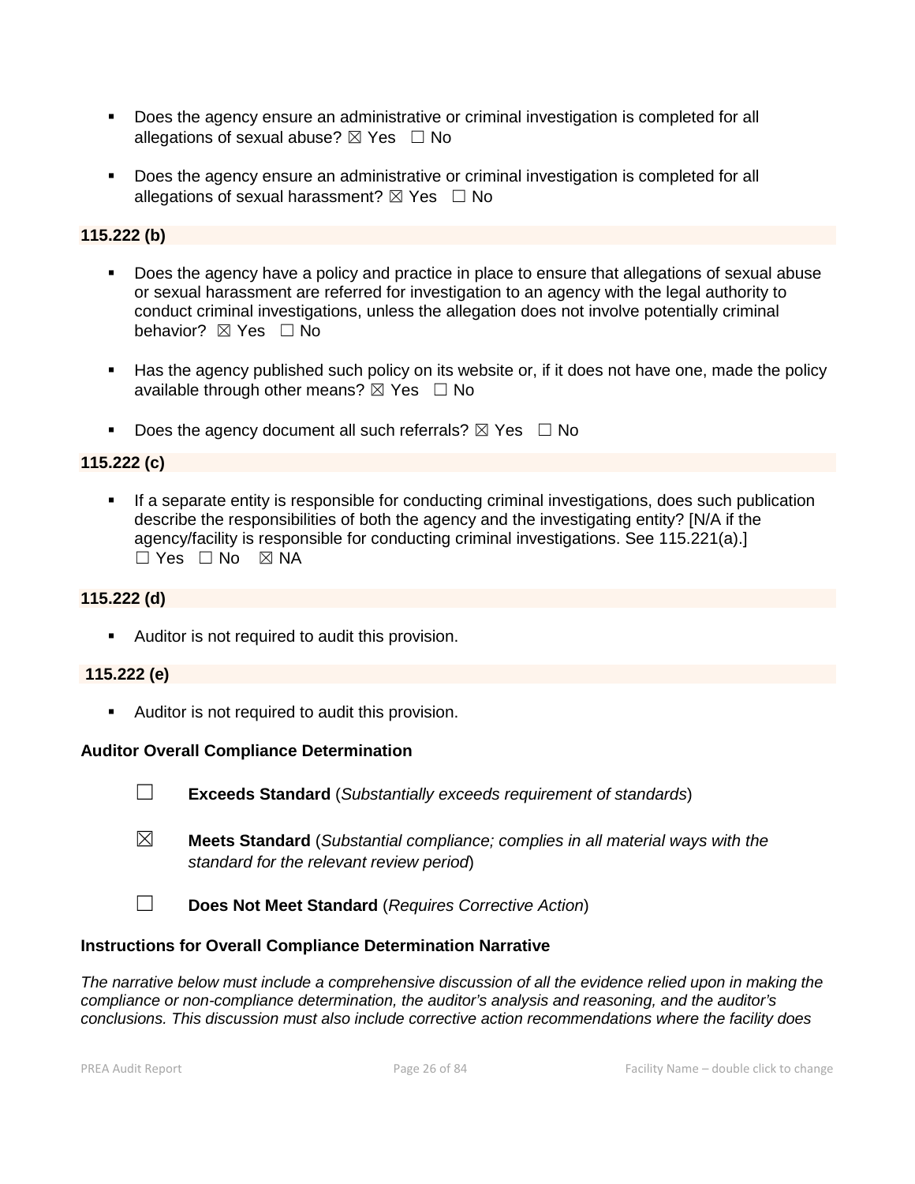- Does the agency ensure an administrative or criminal investigation is completed for all allegations of sexual abuse? ☒ Yes ☐ No

- Does the agency ensure an administrative or criminal investigation is completed for all allegations of sexual harassment? ☒ Yes ☐ No

**115.222 (b)**

- Does the agency have a policy and practice in place to ensure that allegations of sexual abuse or sexual harassment are referred for investigation to an agency with the legal authority to conduct criminal investigations, unless the allegation does not involve potentially criminal behavior? ☒ Yes ☐ No

- Has the agency published such policy on its website or, if it does not have one, made the policy available through other means? ☒ Yes ☐ No

- Does the agency document all such referrals? ☒ Yes ☐ No

**115.222 (c)**

- If a separate entity is responsible for conducting criminal investigations, does such publication describe the responsibilities of both the agency and the investigating entity? [N/A if the agency/facility is responsible for conducting criminal investigations. See 115.221(a).] ☐ Yes ☐ No ☒ NA

**115.222 (d)**

- Auditor is not required to audit this provision.

**115.222 (e)**

- Auditor is not required to audit this provision.

**Auditor Overall Compliance Determination**

☐ **Exceeds Standard** (*Substantially exceeds requirement of standards*)

☒ **Meets Standard** (*Substantial compliance; complies in all material ways with the standard for the relevant review period*)

☐ **Does Not Meet Standard** (*Requires Corrective Action*)

**Instructions for Overall Compliance Determination Narrative**

*The narrative below must include a comprehensive discussion of all the evidence relied upon in making the compliance or non-compliance determination, the auditor's analysis and reasoning, and the auditor's conclusions. This discussion must also include corrective action recommendations where the facility does*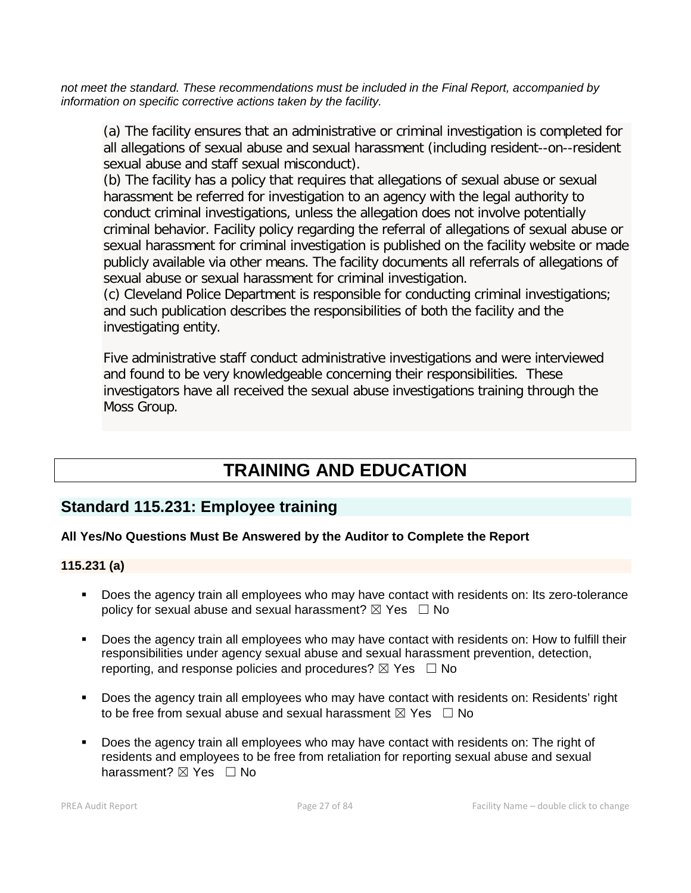*not meet the standard. These recommendations must be included in the Final Report, accompanied by information on specific corrective actions taken by the facility.*

(a) The facility ensures that an administrative or criminal investigation is completed for all allegations of sexual abuse and sexual harassment (including resident--on--resident sexual abuse and staff sexual misconduct).
(b) The facility has a policy that requires that allegations of sexual abuse or sexual harassment be referred for investigation to an agency with the legal authority to conduct criminal investigations, unless the allegation does not involve potentially criminal behavior. Facility policy regarding the referral of allegations of sexual abuse or sexual harassment for criminal investigation is published on the facility website or made publicly available via other means. The facility documents all referrals of allegations of sexual abuse or sexual harassment for criminal investigation.
(c) Cleveland Police Department is responsible for conducting criminal investigations; and such publication describes the responsibilities of both the facility and the investigating entity.

Five administrative staff conduct administrative investigations and were interviewed and found to be very knowledgeable concerning their responsibilities. These investigators have all received the sexual abuse investigations training through the Moss Group.

# TRAINING AND EDUCATION

## Standard 115.231: Employee training

**All Yes/No Questions Must Be Answered by the Auditor to Complete the Report**

**115.231 (a)**

- Does the agency train all employees who may have contact with residents on: Its zero-tolerance policy for sexual abuse and sexual harassment? ☒ Yes ☐ No
- Does the agency train all employees who may have contact with residents on: How to fulfill their responsibilities under agency sexual abuse and sexual harassment prevention, detection, reporting, and response policies and procedures? ☒ Yes ☐ No
- Does the agency train all employees who may have contact with residents on: Residents' right to be free from sexual abuse and sexual harassment ☒ Yes ☐ No
- Does the agency train all employees who may have contact with residents on: The right of residents and employees to be free from retaliation for reporting sexual abuse and sexual harassment? ☒ Yes ☐ No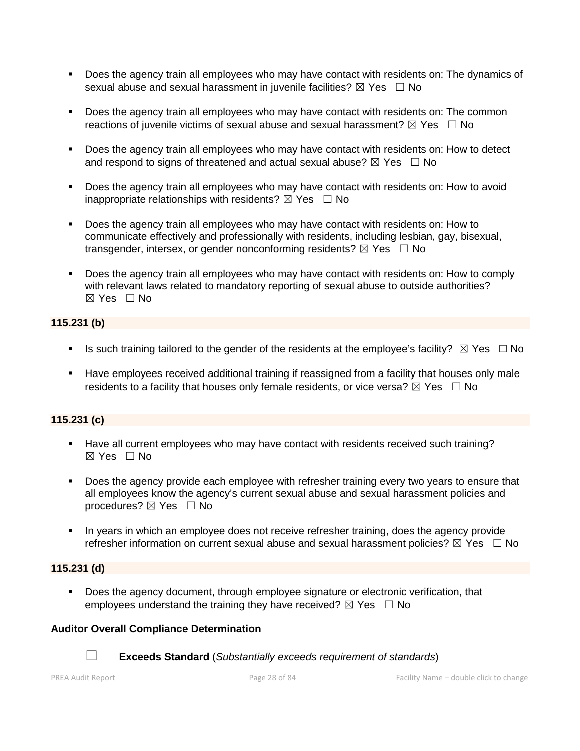- Does the agency train all employees who may have contact with residents on: The dynamics of sexual abuse and sexual harassment in juvenile facilities? ☒ Yes ☐ No

- Does the agency train all employees who may have contact with residents on: The common reactions of juvenile victims of sexual abuse and sexual harassment? ☒ Yes ☐ No

- Does the agency train all employees who may have contact with residents on: How to detect and respond to signs of threatened and actual sexual abuse? ☒ Yes ☐ No

- Does the agency train all employees who may have contact with residents on: How to avoid inappropriate relationships with residents? ☒ Yes ☐ No

- Does the agency train all employees who may have contact with residents on: How to communicate effectively and professionally with residents, including lesbian, gay, bisexual, transgender, intersex, or gender nonconforming residents? ☒ Yes ☐ No

- Does the agency train all employees who may have contact with residents on: How to comply with relevant laws related to mandatory reporting of sexual abuse to outside authorities? ☒ Yes ☐ No

**115.231 (b)**

- Is such training tailored to the gender of the residents at the employee's facility? ☒ Yes ☐ No

- Have employees received additional training if reassigned from a facility that houses only male residents to a facility that houses only female residents, or vice versa? ☒ Yes ☐ No

**115.231 (c)**

- Have all current employees who may have contact with residents received such training? ☒ Yes ☐ No

- Does the agency provide each employee with refresher training every two years to ensure that all employees know the agency's current sexual abuse and sexual harassment policies and procedures? ☒ Yes ☐ No

- In years in which an employee does not receive refresher training, does the agency provide refresher information on current sexual abuse and sexual harassment policies? ☒ Yes ☐ No

**115.231 (d)**

- Does the agency document, through employee signature or electronic verification, that employees understand the training they have received? ☒ Yes ☐ No

**Auditor Overall Compliance Determination**

☐ **Exceeds Standard** (*Substantially exceeds requirement of standards*)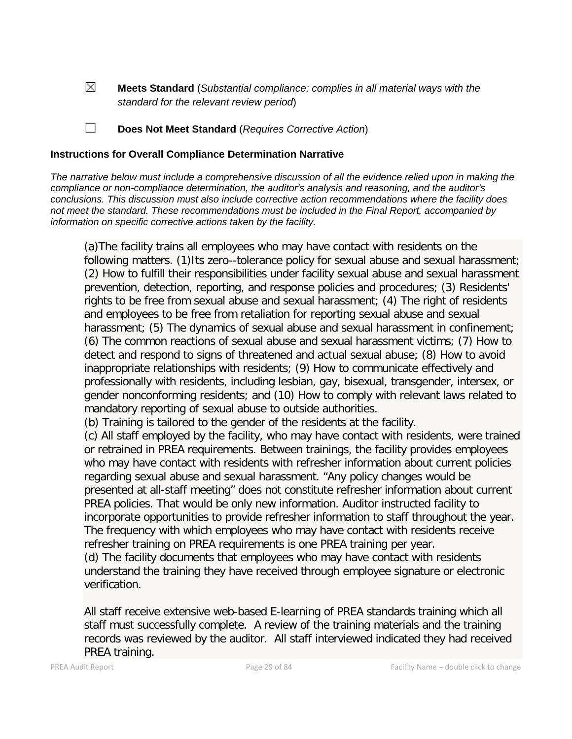☒ **Meets Standard** (*Substantial compliance; complies in all material ways with the standard for the relevant review period*)

☐ **Does Not Meet Standard** (*Requires Corrective Action*)

**Instructions for Overall Compliance Determination Narrative**

*The narrative below must include a comprehensive discussion of all the evidence relied upon in making the compliance or non-compliance determination, the auditor's analysis and reasoning, and the auditor's conclusions. This discussion must also include corrective action recommendations where the facility does not meet the standard. These recommendations must be included in the Final Report, accompanied by information on specific corrective actions taken by the facility.*

(a)The facility trains all employees who may have contact with residents on the following matters. (1)Its zero--tolerance policy for sexual abuse and sexual harassment; (2) How to fulfill their responsibilities under facility sexual abuse and sexual harassment prevention, detection, reporting, and response policies and procedures; (3) Residents' rights to be free from sexual abuse and sexual harassment; (4) The right of residents and employees to be free from retaliation for reporting sexual abuse and sexual harassment; (5) The dynamics of sexual abuse and sexual harassment in confinement; (6) The common reactions of sexual abuse and sexual harassment victims; (7) How to detect and respond to signs of threatened and actual sexual abuse; (8) How to avoid inappropriate relationships with residents; (9) How to communicate effectively and professionally with residents, including lesbian, gay, bisexual, transgender, intersex, or gender nonconforming residents; and (10) How to comply with relevant laws related to mandatory reporting of sexual abuse to outside authorities.
(b) Training is tailored to the gender of the residents at the facility.
(c) All staff employed by the facility, who may have contact with residents, were trained or retrained in PREA requirements. Between trainings, the facility provides employees who may have contact with residents with refresher information about current policies regarding sexual abuse and sexual harassment. "Any policy changes would be presented at all-staff meeting" does not constitute refresher information about current PREA policies. That would be only new information. Auditor instructed facility to incorporate opportunities to provide refresher information to staff throughout the year. The frequency with which employees who may have contact with residents receive refresher training on PREA requirements is one PREA training per year.
(d) The facility documents that employees who may have contact with residents understand the training they have received through employee signature or electronic verification.

All staff receive extensive web-based E-learning of PREA standards training which all staff must successfully complete. A review of the training materials and the training records was reviewed by the auditor. All staff interviewed indicated they had received PREA training.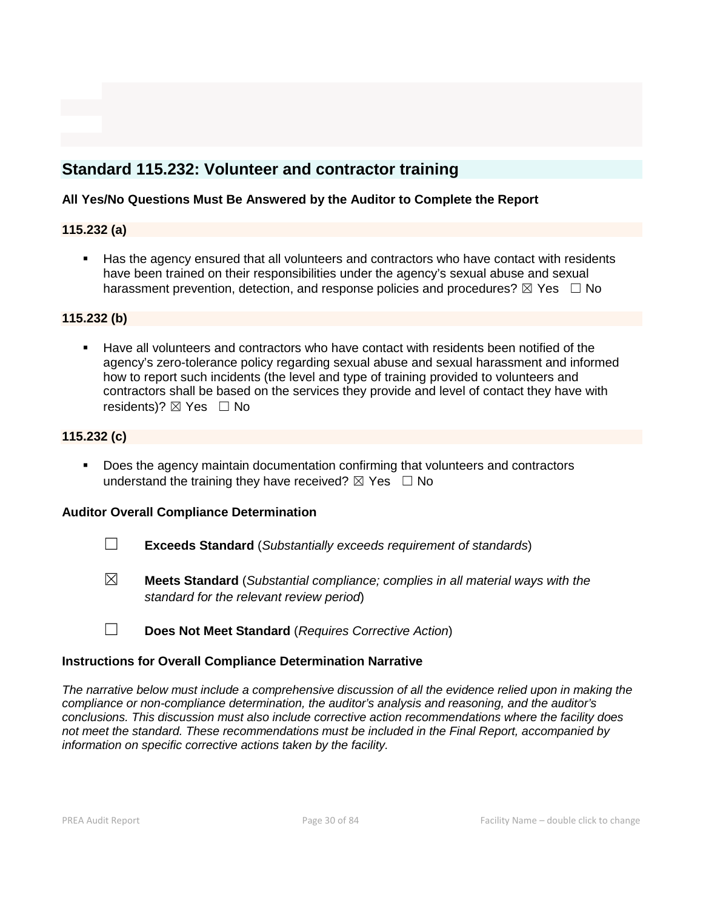## Standard 115.232: Volunteer and contractor training

**All Yes/No Questions Must Be Answered by the Auditor to Complete the Report**

**115.232 (a)**

- Has the agency ensured that all volunteers and contractors who have contact with residents have been trained on their responsibilities under the agency's sexual abuse and sexual harassment prevention, detection, and response policies and procedures? ☒ Yes ☐ No

**115.232 (b)**

- Have all volunteers and contractors who have contact with residents been notified of the agency's zero-tolerance policy regarding sexual abuse and sexual harassment and informed how to report such incidents (the level and type of training provided to volunteers and contractors shall be based on the services they provide and level of contact they have with residents)? ☒ Yes ☐ No

**115.232 (c)**

- Does the agency maintain documentation confirming that volunteers and contractors understand the training they have received? ☒ Yes ☐ No

**Auditor Overall Compliance Determination**

☐ **Exceeds Standard** (*Substantially exceeds requirement of standards*)

☒ **Meets Standard** (*Substantial compliance; complies in all material ways with the standard for the relevant review period*)

☐ **Does Not Meet Standard** (*Requires Corrective Action*)

**Instructions for Overall Compliance Determination Narrative**

*The narrative below must include a comprehensive discussion of all the evidence relied upon in making the compliance or non-compliance determination, the auditor's analysis and reasoning, and the auditor's conclusions. This discussion must also include corrective action recommendations where the facility does not meet the standard. These recommendations must be included in the Final Report, accompanied by information on specific corrective actions taken by the facility.*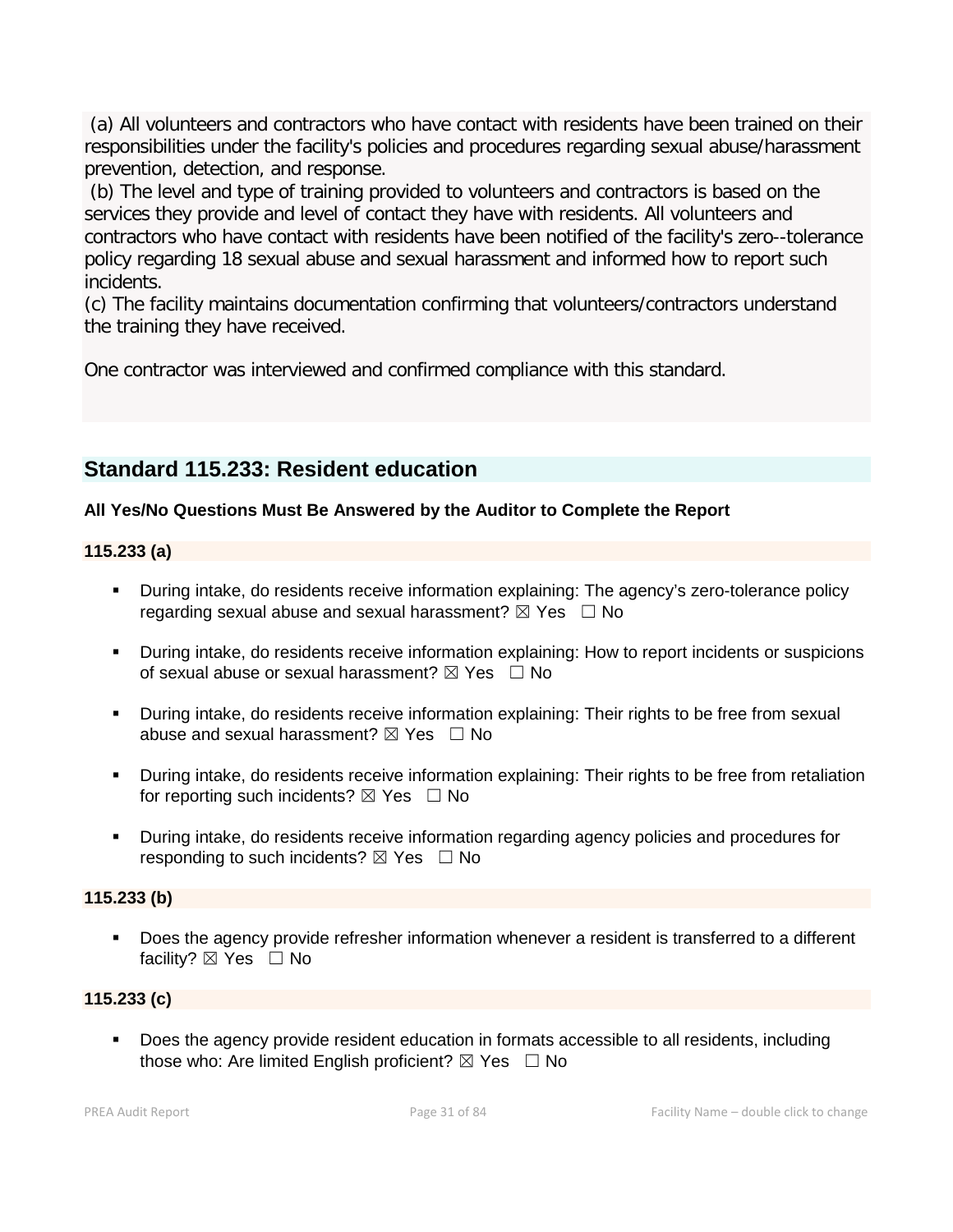(a) All volunteers and contractors who have contact with residents have been trained on their responsibilities under the facility's policies and procedures regarding sexual abuse/harassment prevention, detection, and response.
(b) The level and type of training provided to volunteers and contractors is based on the services they provide and level of contact they have with residents. All volunteers and contractors who have contact with residents have been notified of the facility's zero--tolerance policy regarding 18 sexual abuse and sexual harassment and informed how to report such incidents.
(c) The facility maintains documentation confirming that volunteers/contractors understand the training they have received.

One contractor was interviewed and confirmed compliance with this standard.

## Standard 115.233: Resident education

**All Yes/No Questions Must Be Answered by the Auditor to Complete the Report**

**115.233 (a)**

- During intake, do residents receive information explaining: The agency's zero-tolerance policy regarding sexual abuse and sexual harassment? ☒ Yes ☐ No
- During intake, do residents receive information explaining: How to report incidents or suspicions of sexual abuse or sexual harassment? ☒ Yes ☐ No
- During intake, do residents receive information explaining: Their rights to be free from sexual abuse and sexual harassment? ☒ Yes ☐ No
- During intake, do residents receive information explaining: Their rights to be free from retaliation for reporting such incidents? ☒ Yes ☐ No
- During intake, do residents receive information regarding agency policies and procedures for responding to such incidents? ☒ Yes ☐ No

**115.233 (b)**

- Does the agency provide refresher information whenever a resident is transferred to a different facility? ☒ Yes ☐ No

**115.233 (c)**

- Does the agency provide resident education in formats accessible to all residents, including those who: Are limited English proficient? ☒ Yes ☐ No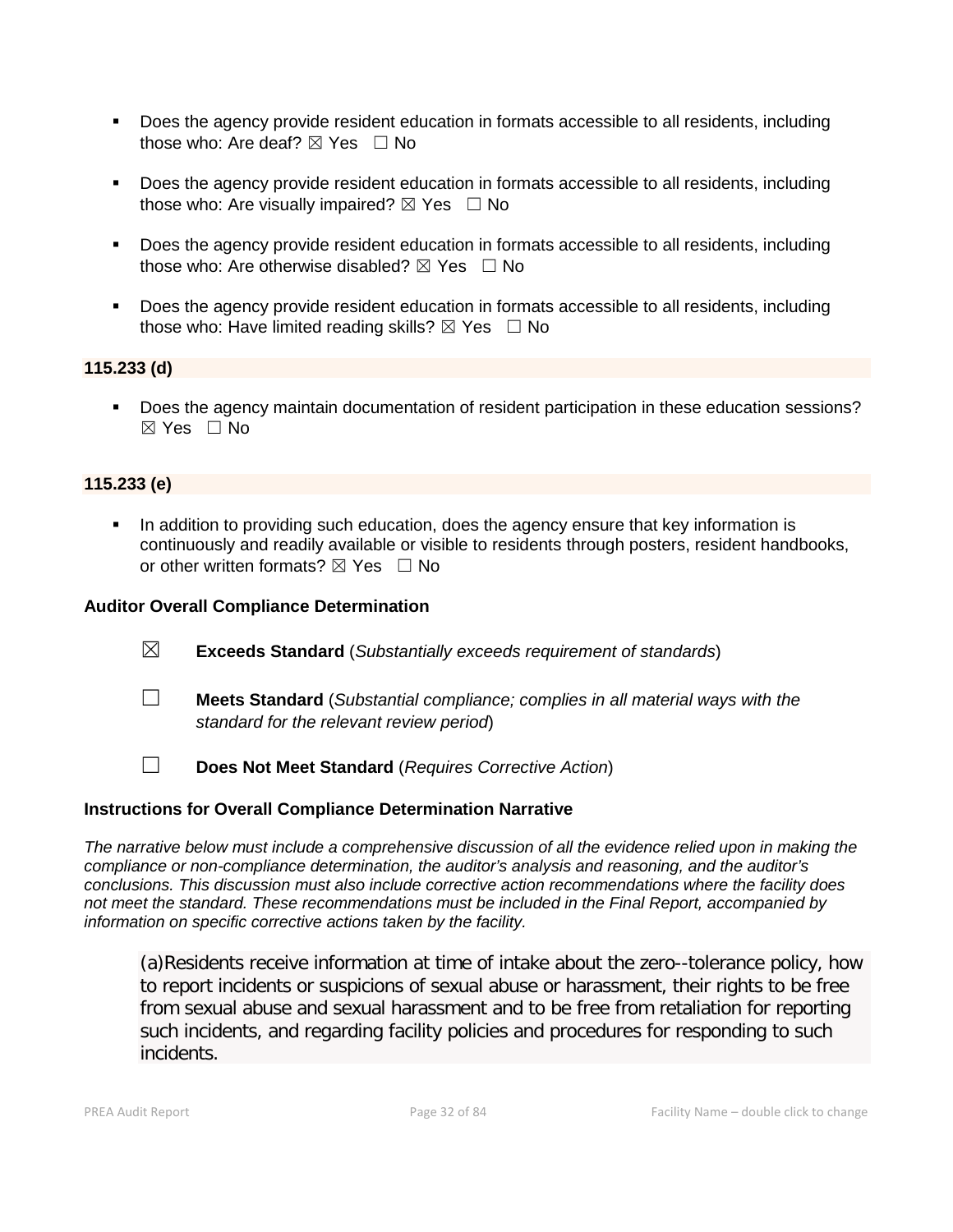- Does the agency provide resident education in formats accessible to all residents, including those who: Are deaf? ☒ Yes ☐ No

- Does the agency provide resident education in formats accessible to all residents, including those who: Are visually impaired? ☒ Yes ☐ No

- Does the agency provide resident education in formats accessible to all residents, including those who: Are otherwise disabled? ☒ Yes ☐ No

- Does the agency provide resident education in formats accessible to all residents, including those who: Have limited reading skills? ☒ Yes ☐ No

**115.233 (d)**

- Does the agency maintain documentation of resident participation in these education sessions? ☒ Yes ☐ No

**115.233 (e)**

- In addition to providing such education, does the agency ensure that key information is continuously and readily available or visible to residents through posters, resident handbooks, or other written formats? ☒ Yes ☐ No

**Auditor Overall Compliance Determination**

☒ **Exceeds Standard** (*Substantially exceeds requirement of standards*)

☐ **Meets Standard** (*Substantial compliance; complies in all material ways with the standard for the relevant review period*)

☐ **Does Not Meet Standard** (*Requires Corrective Action*)

**Instructions for Overall Compliance Determination Narrative**

*The narrative below must include a comprehensive discussion of all the evidence relied upon in making the compliance or non-compliance determination, the auditor's analysis and reasoning, and the auditor's conclusions. This discussion must also include corrective action recommendations where the facility does not meet the standard. These recommendations must be included in the Final Report, accompanied by information on specific corrective actions taken by the facility.*

(a)Residents receive information at time of intake about the zero--tolerance policy, how to report incidents or suspicions of sexual abuse or harassment, their rights to be free from sexual abuse and sexual harassment and to be free from retaliation for reporting such incidents, and regarding facility policies and procedures for responding to such incidents.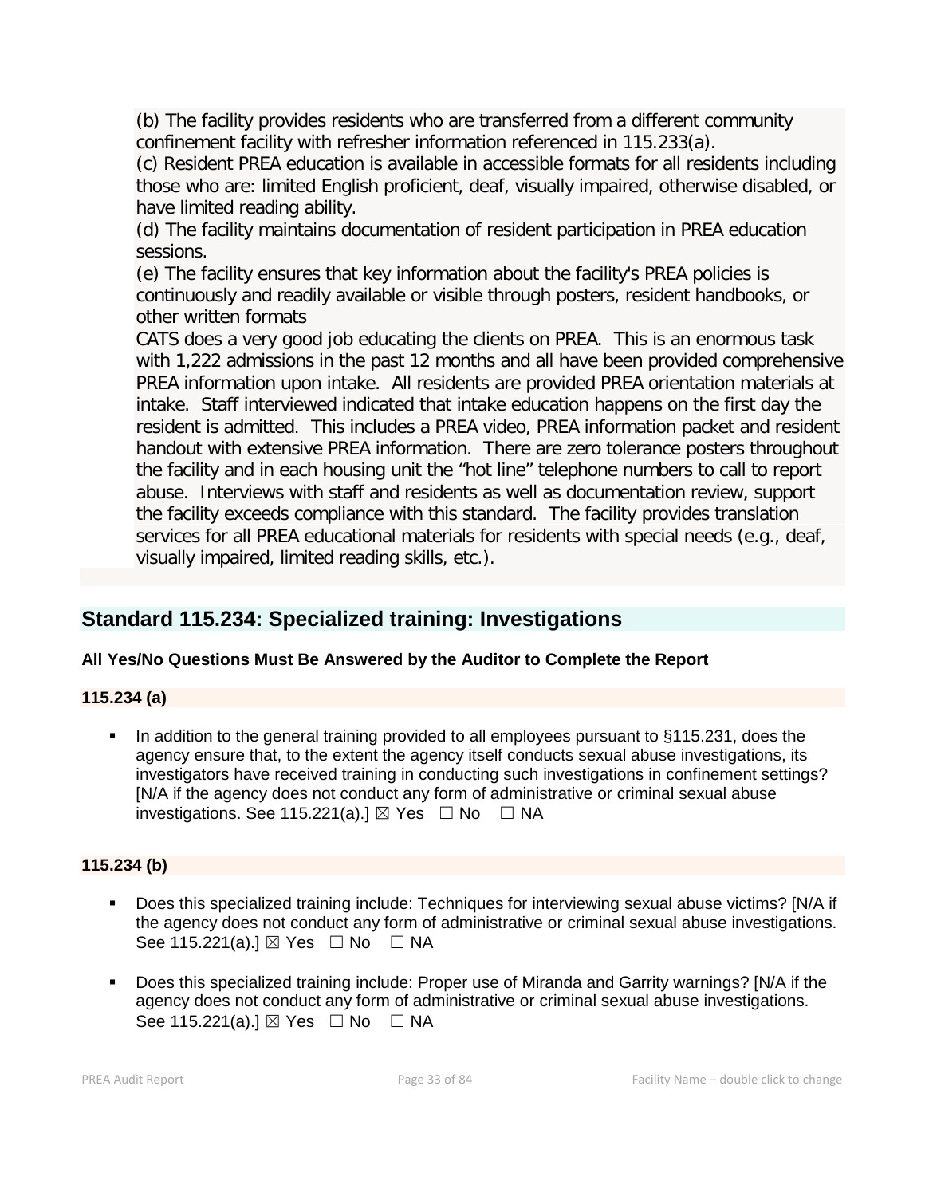(b) The facility provides residents who are transferred from a different community confinement facility with refresher information referenced in 115.233(a).
(c) Resident PREA education is available in accessible formats for all residents including those who are: limited English proficient, deaf, visually impaired, otherwise disabled, or have limited reading ability.
(d) The facility maintains documentation of resident participation in PREA education sessions.
(e) The facility ensures that key information about the facility's PREA policies is continuously and readily available or visible through posters, resident handbooks, or other written formats
CATS does a very good job educating the clients on PREA. This is an enormous task with 1,222 admissions in the past 12 months and all have been provided comprehensive PREA information upon intake. All residents are provided PREA orientation materials at intake. Staff interviewed indicated that intake education happens on the first day the resident is admitted. This includes a PREA video, PREA information packet and resident handout with extensive PREA information. There are zero tolerance posters throughout the facility and in each housing unit the "hot line" telephone numbers to call to report abuse. Interviews with staff and residents as well as documentation review, support the facility exceeds compliance with this standard. The facility provides translation services for all PREA educational materials for residents with special needs (e.g., deaf, visually impaired, limited reading skills, etc.).

## Standard 115.234: Specialized training: Investigations

**All Yes/No Questions Must Be Answered by the Auditor to Complete the Report**

### 115.234 (a)

- In addition to the general training provided to all employees pursuant to §115.231, does the agency ensure that, to the extent the agency itself conducts sexual abuse investigations, its investigators have received training in conducting such investigations in confinement settings? [N/A if the agency does not conduct any form of administrative or criminal sexual abuse investigations. See 115.221(a).] ☒ Yes ☐ No ☐ NA

### 115.234 (b)

- Does this specialized training include: Techniques for interviewing sexual abuse victims? [N/A if the agency does not conduct any form of administrative or criminal sexual abuse investigations. See 115.221(a).] ☒ Yes ☐ No ☐ NA

- Does this specialized training include: Proper use of Miranda and Garrity warnings? [N/A if the agency does not conduct any form of administrative or criminal sexual abuse investigations. See 115.221(a).] ☒ Yes ☐ No ☐ NA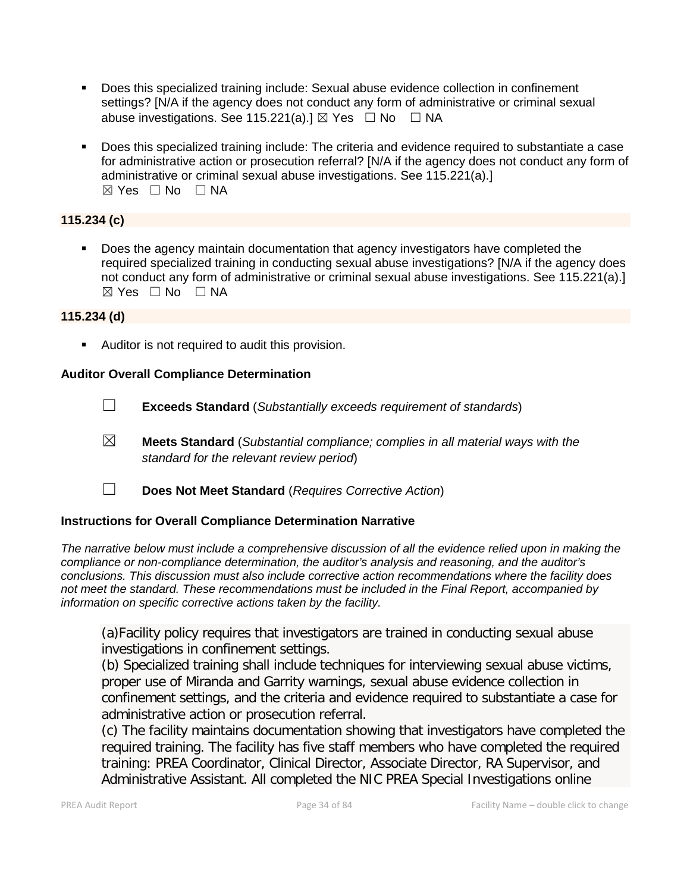- Does this specialized training include: Sexual abuse evidence collection in confinement settings? [N/A if the agency does not conduct any form of administrative or criminal sexual abuse investigations. See 115.221(a).] ☒ Yes ☐ No ☐ NA

- Does this specialized training include: The criteria and evidence required to substantiate a case for administrative action or prosecution referral? [N/A if the agency does not conduct any form of administrative or criminal sexual abuse investigations. See 115.221(a).]
☒ Yes ☐ No ☐ NA

**115.234 (c)**

- Does the agency maintain documentation that agency investigators have completed the required specialized training in conducting sexual abuse investigations? [N/A if the agency does not conduct any form of administrative or criminal sexual abuse investigations. See 115.221(a).]
☒ Yes ☐ No ☐ NA

**115.234 (d)**

- Auditor is not required to audit this provision.

**Auditor Overall Compliance Determination**

☐ **Exceeds Standard** (*Substantially exceeds requirement of standards*)

☒ **Meets Standard** (*Substantial compliance; complies in all material ways with the standard for the relevant review period*)

☐ **Does Not Meet Standard** (*Requires Corrective Action*)

**Instructions for Overall Compliance Determination Narrative**

*The narrative below must include a comprehensive discussion of all the evidence relied upon in making the compliance or non-compliance determination, the auditor's analysis and reasoning, and the auditor's conclusions. This discussion must also include corrective action recommendations where the facility does not meet the standard. These recommendations must be included in the Final Report, accompanied by information on specific corrective actions taken by the facility.*

(a)Facility policy requires that investigators are trained in conducting sexual abuse investigations in confinement settings.
(b) Specialized training shall include techniques for interviewing sexual abuse victims, proper use of Miranda and Garrity warnings, sexual abuse evidence collection in confinement settings, and the criteria and evidence required to substantiate a case for administrative action or prosecution referral.
(c) The facility maintains documentation showing that investigators have completed the required training. The facility has five staff members who have completed the required training: PREA Coordinator, Clinical Director, Associate Director, RA Supervisor, and Administrative Assistant. All completed the NIC PREA Special Investigations online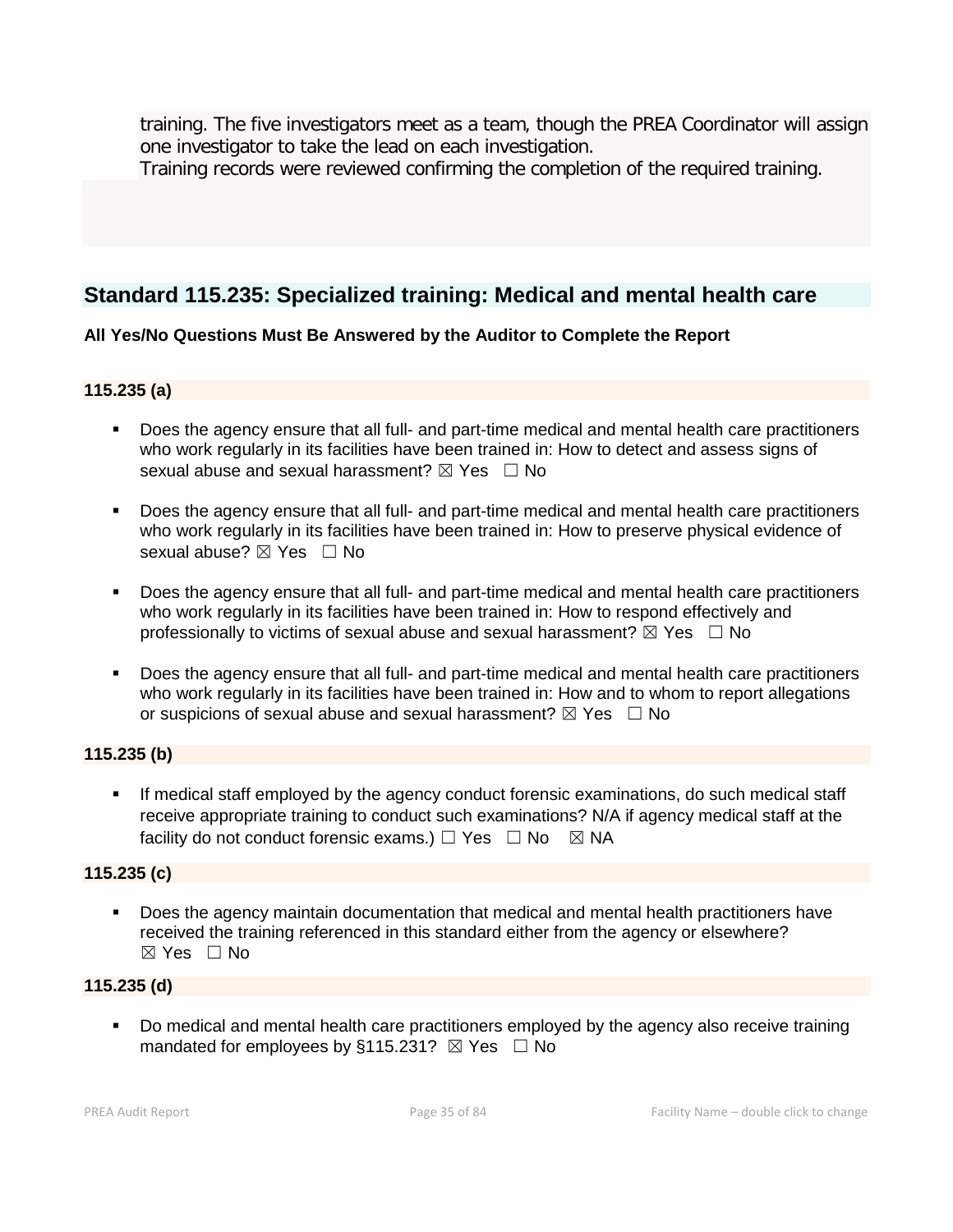training. The five investigators meet as a team, though the PREA Coordinator will assign one investigator to take the lead on each investigation.
Training records were reviewed confirming the completion of the required training.

## Standard 115.235: Specialized training: Medical and mental health care

**All Yes/No Questions Must Be Answered by the Auditor to Complete the Report**

**115.235 (a)**

- Does the agency ensure that all full- and part-time medical and mental health care practitioners who work regularly in its facilities have been trained in: How to detect and assess signs of sexual abuse and sexual harassment? ☒ Yes ☐ No
- Does the agency ensure that all full- and part-time medical and mental health care practitioners who work regularly in its facilities have been trained in: How to preserve physical evidence of sexual abuse? ☒ Yes ☐ No
- Does the agency ensure that all full- and part-time medical and mental health care practitioners who work regularly in its facilities have been trained in: How to respond effectively and professionally to victims of sexual abuse and sexual harassment? ☒ Yes ☐ No
- Does the agency ensure that all full- and part-time medical and mental health care practitioners who work regularly in its facilities have been trained in: How and to whom to report allegations or suspicions of sexual abuse and sexual harassment? ☒ Yes ☐ No

**115.235 (b)**

- If medical staff employed by the agency conduct forensic examinations, do such medical staff receive appropriate training to conduct such examinations? N/A if agency medical staff at the facility do not conduct forensic exams.) ☐ Yes ☐ No ☒ NA

**115.235 (c)**

- Does the agency maintain documentation that medical and mental health practitioners have received the training referenced in this standard either from the agency or elsewhere? ☒ Yes ☐ No

**115.235 (d)**

- Do medical and mental health care practitioners employed by the agency also receive training mandated for employees by §115.231? ☒ Yes ☐ No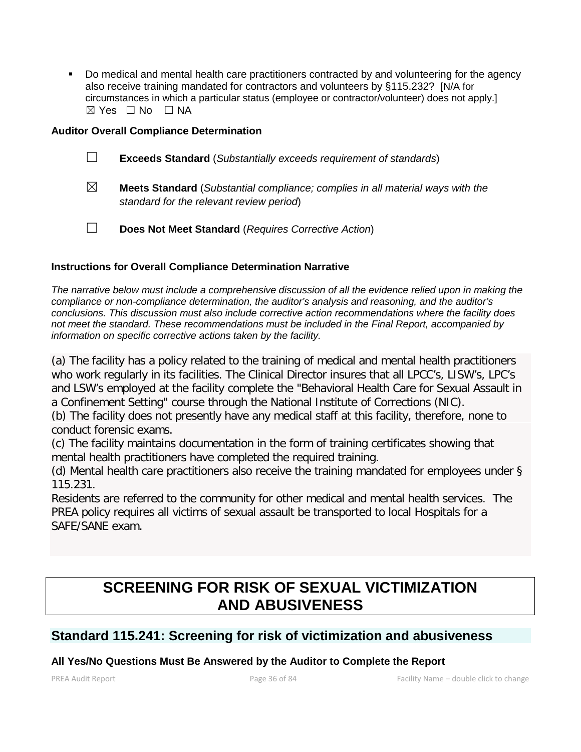- Do medical and mental health care practitioners contracted by and volunteering for the agency also receive training mandated for contractors and volunteers by §115.232? [N/A for circumstances in which a particular status (employee or contractor/volunteer) does not apply.]
  ☒ Yes ☐ No ☐ NA

**Auditor Overall Compliance Determination**

☐ **Exceeds Standard** (*Substantially exceeds requirement of standards*)

☒ **Meets Standard** (*Substantial compliance; complies in all material ways with the standard for the relevant review period*)

☐ **Does Not Meet Standard** (*Requires Corrective Action*)

**Instructions for Overall Compliance Determination Narrative**

*The narrative below must include a comprehensive discussion of all the evidence relied upon in making the compliance or non-compliance determination, the auditor's analysis and reasoning, and the auditor's conclusions. This discussion must also include corrective action recommendations where the facility does not meet the standard. These recommendations must be included in the Final Report, accompanied by information on specific corrective actions taken by the facility.*

(a) The facility has a policy related to the training of medical and mental health practitioners who work regularly in its facilities. The Clinical Director insures that all LPCC's, LISW's, LPC's and LSW's employed at the facility complete the "Behavioral Health Care for Sexual Assault in a Confinement Setting" course through the National Institute of Corrections (NIC).
(b) The facility does not presently have any medical staff at this facility, therefore, none to conduct forensic exams.
(c) The facility maintains documentation in the form of training certificates showing that mental health practitioners have completed the required training.
(d) Mental health care practitioners also receive the training mandated for employees under § 115.231.
Residents are referred to the community for other medical and mental health services. The PREA policy requires all victims of sexual assault be transported to local Hospitals for a SAFE/SANE exam.

# SCREENING FOR RISK OF SEXUAL VICTIMIZATION AND ABUSIVENESS

## Standard 115.241: Screening for risk of victimization and abusiveness

**All Yes/No Questions Must Be Answered by the Auditor to Complete the Report**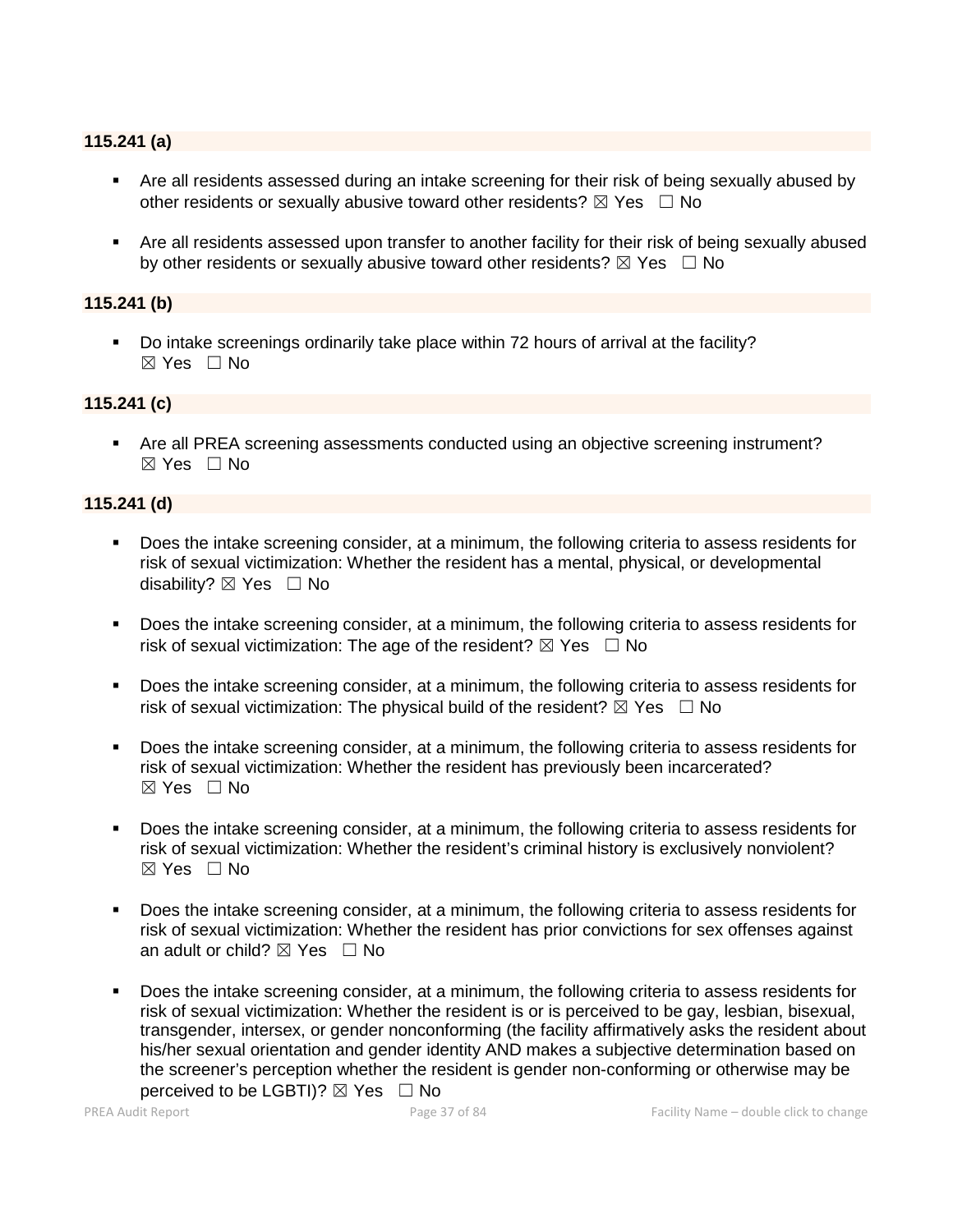**115.241 (a)**

- Are all residents assessed during an intake screening for their risk of being sexually abused by other residents or sexually abusive toward other residents? ☒ Yes ☐ No

- Are all residents assessed upon transfer to another facility for their risk of being sexually abused by other residents or sexually abusive toward other residents? ☒ Yes ☐ No

**115.241 (b)**

- Do intake screenings ordinarily take place within 72 hours of arrival at the facility? ☒ Yes ☐ No

**115.241 (c)**

- Are all PREA screening assessments conducted using an objective screening instrument? ☒ Yes ☐ No

**115.241 (d)**

- Does the intake screening consider, at a minimum, the following criteria to assess residents for risk of sexual victimization: Whether the resident has a mental, physical, or developmental disability? ☒ Yes ☐ No

- Does the intake screening consider, at a minimum, the following criteria to assess residents for risk of sexual victimization: The age of the resident? ☒ Yes ☐ No

- Does the intake screening consider, at a minimum, the following criteria to assess residents for risk of sexual victimization: The physical build of the resident? ☒ Yes ☐ No

- Does the intake screening consider, at a minimum, the following criteria to assess residents for risk of sexual victimization: Whether the resident has previously been incarcerated? ☒ Yes ☐ No

- Does the intake screening consider, at a minimum, the following criteria to assess residents for risk of sexual victimization: Whether the resident's criminal history is exclusively nonviolent? ☒ Yes ☐ No

- Does the intake screening consider, at a minimum, the following criteria to assess residents for risk of sexual victimization: Whether the resident has prior convictions for sex offenses against an adult or child? ☒ Yes ☐ No

- Does the intake screening consider, at a minimum, the following criteria to assess residents for risk of sexual victimization: Whether the resident is or is perceived to be gay, lesbian, bisexual, transgender, intersex, or gender nonconforming (the facility affirmatively asks the resident about his/her sexual orientation and gender identity AND makes a subjective determination based on the screener's perception whether the resident is gender non-conforming or otherwise may be perceived to be LGBTI)? ☒ Yes ☐ No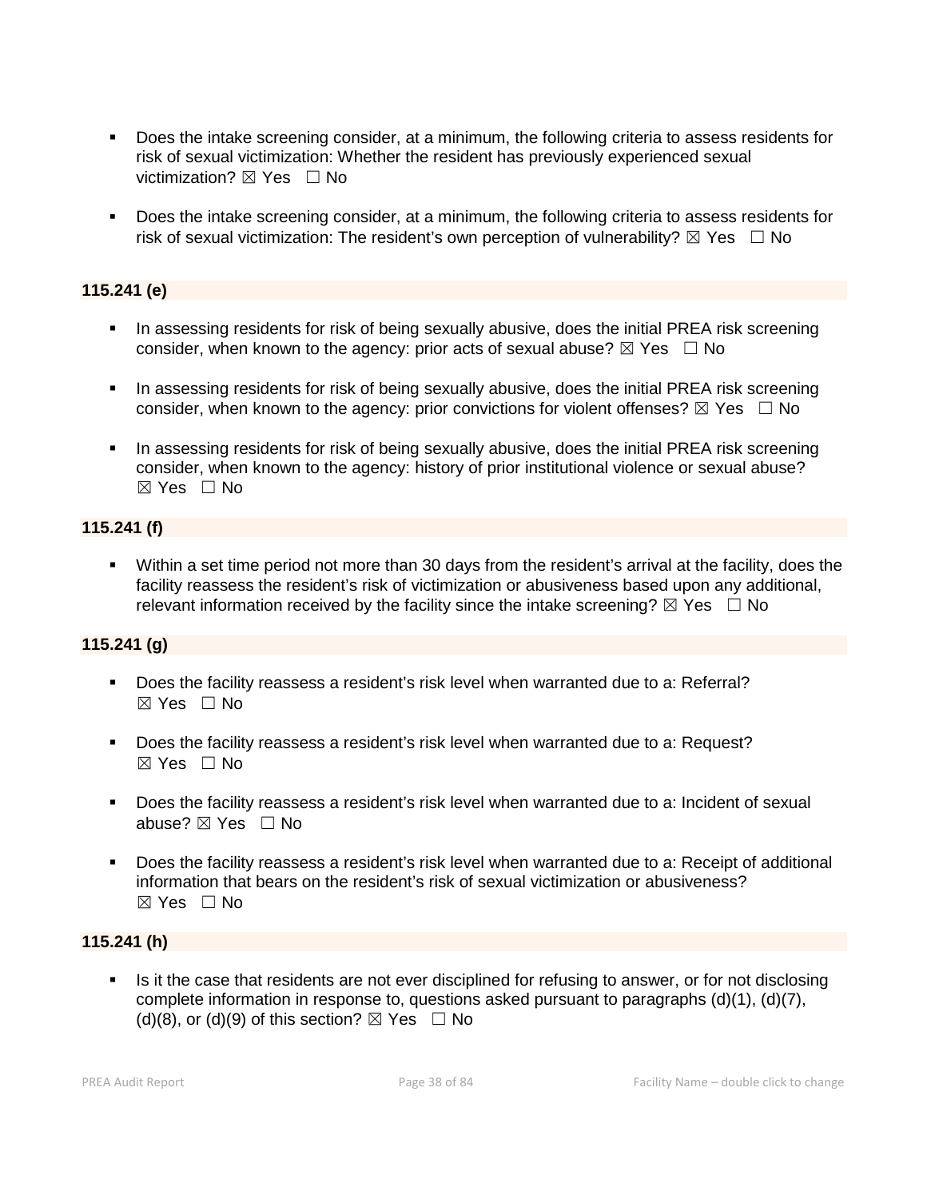- Does the intake screening consider, at a minimum, the following criteria to assess residents for risk of sexual victimization: Whether the resident has previously experienced sexual victimization? ☒ Yes ☐ No

- Does the intake screening consider, at a minimum, the following criteria to assess residents for risk of sexual victimization: The resident's own perception of vulnerability? ☒ Yes ☐ No

**115.241 (e)**

- In assessing residents for risk of being sexually abusive, does the initial PREA risk screening consider, when known to the agency: prior acts of sexual abuse? ☒ Yes ☐ No

- In assessing residents for risk of being sexually abusive, does the initial PREA risk screening consider, when known to the agency: prior convictions for violent offenses? ☒ Yes ☐ No

- In assessing residents for risk of being sexually abusive, does the initial PREA risk screening consider, when known to the agency: history of prior institutional violence or sexual abuse? ☒ Yes ☐ No

**115.241 (f)**

- Within a set time period not more than 30 days from the resident's arrival at the facility, does the facility reassess the resident's risk of victimization or abusiveness based upon any additional, relevant information received by the facility since the intake screening? ☒ Yes ☐ No

**115.241 (g)**

- Does the facility reassess a resident's risk level when warranted due to a: Referral? ☒ Yes ☐ No

- Does the facility reassess a resident's risk level when warranted due to a: Request? ☒ Yes ☐ No

- Does the facility reassess a resident's risk level when warranted due to a: Incident of sexual abuse? ☒ Yes ☐ No

- Does the facility reassess a resident's risk level when warranted due to a: Receipt of additional information that bears on the resident's risk of sexual victimization or abusiveness? ☒ Yes ☐ No

**115.241 (h)**

- Is it the case that residents are not ever disciplined for refusing to answer, or for not disclosing complete information in response to, questions asked pursuant to paragraphs (d)(1), (d)(7), (d)(8), or (d)(9) of this section? ☒ Yes ☐ No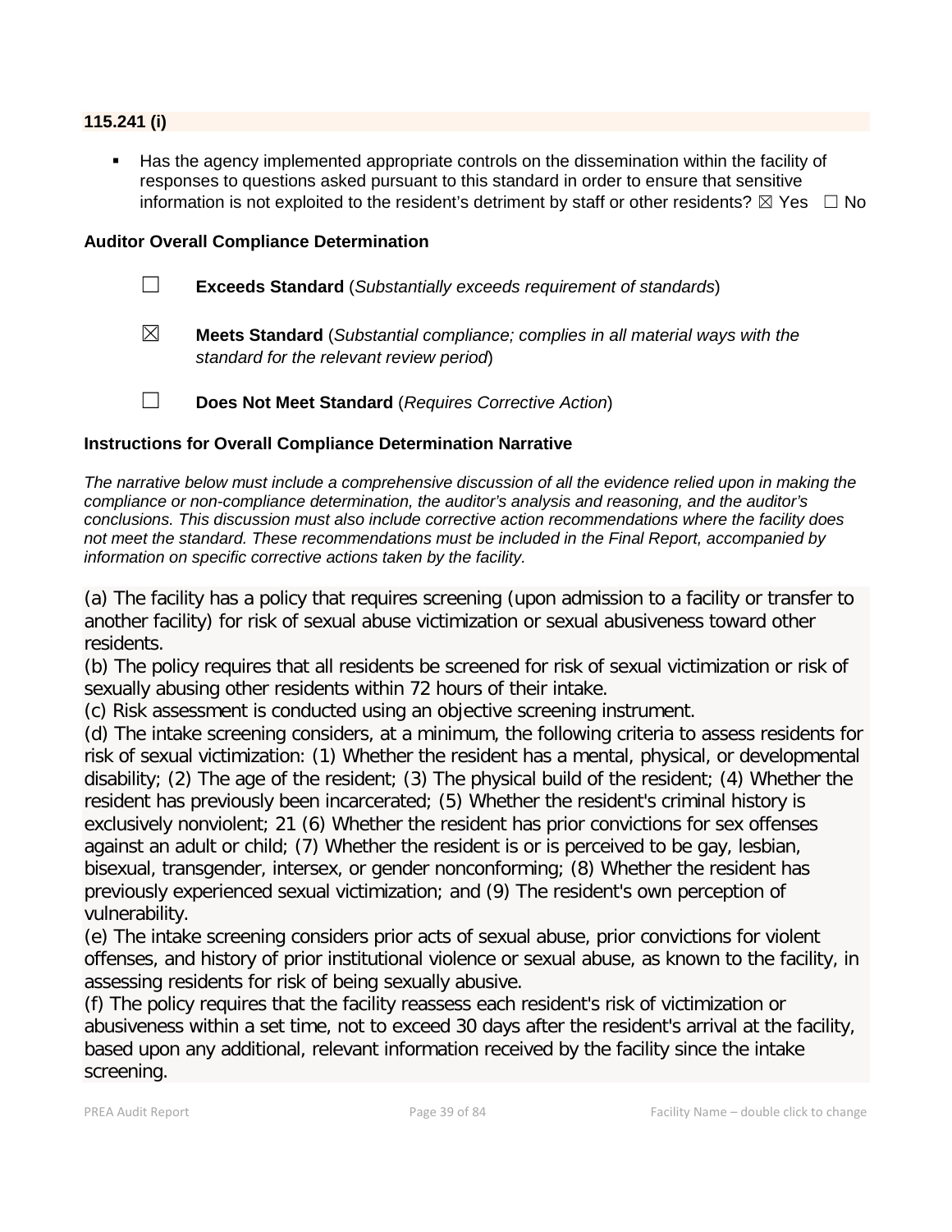**115.241 (i)**

- Has the agency implemented appropriate controls on the dissemination within the facility of responses to questions asked pursuant to this standard in order to ensure that sensitive information is not exploited to the resident's detriment by staff or other residents? ☒ Yes ☐ No

**Auditor Overall Compliance Determination**

☐ **Exceeds Standard** (*Substantially exceeds requirement of standards*)

☒ **Meets Standard** (*Substantial compliance; complies in all material ways with the standard for the relevant review period*)

☐ **Does Not Meet Standard** (*Requires Corrective Action*)

**Instructions for Overall Compliance Determination Narrative**

*The narrative below must include a comprehensive discussion of all the evidence relied upon in making the compliance or non-compliance determination, the auditor's analysis and reasoning, and the auditor's conclusions. This discussion must also include corrective action recommendations where the facility does not meet the standard. These recommendations must be included in the Final Report, accompanied by information on specific corrective actions taken by the facility.*

(a) The facility has a policy that requires screening (upon admission to a facility or transfer to another facility) for risk of sexual abuse victimization or sexual abusiveness toward other residents.
(b) The policy requires that all residents be screened for risk of sexual victimization or risk of sexually abusing other residents within 72 hours of their intake.
(c) Risk assessment is conducted using an objective screening instrument.
(d) The intake screening considers, at a minimum, the following criteria to assess residents for risk of sexual victimization: (1) Whether the resident has a mental, physical, or developmental disability; (2) The age of the resident; (3) The physical build of the resident; (4) Whether the resident has previously been incarcerated; (5) Whether the resident's criminal history is exclusively nonviolent; 21 (6) Whether the resident has prior convictions for sex offenses against an adult or child; (7) Whether the resident is or is perceived to be gay, lesbian, bisexual, transgender, intersex, or gender nonconforming; (8) Whether the resident has previously experienced sexual victimization; and (9) The resident's own perception of vulnerability.
(e) The intake screening considers prior acts of sexual abuse, prior convictions for violent offenses, and history of prior institutional violence or sexual abuse, as known to the facility, in assessing residents for risk of being sexually abusive.
(f) The policy requires that the facility reassess each resident's risk of victimization or abusiveness within a set time, not to exceed 30 days after the resident's arrival at the facility, based upon any additional, relevant information received by the facility since the intake screening.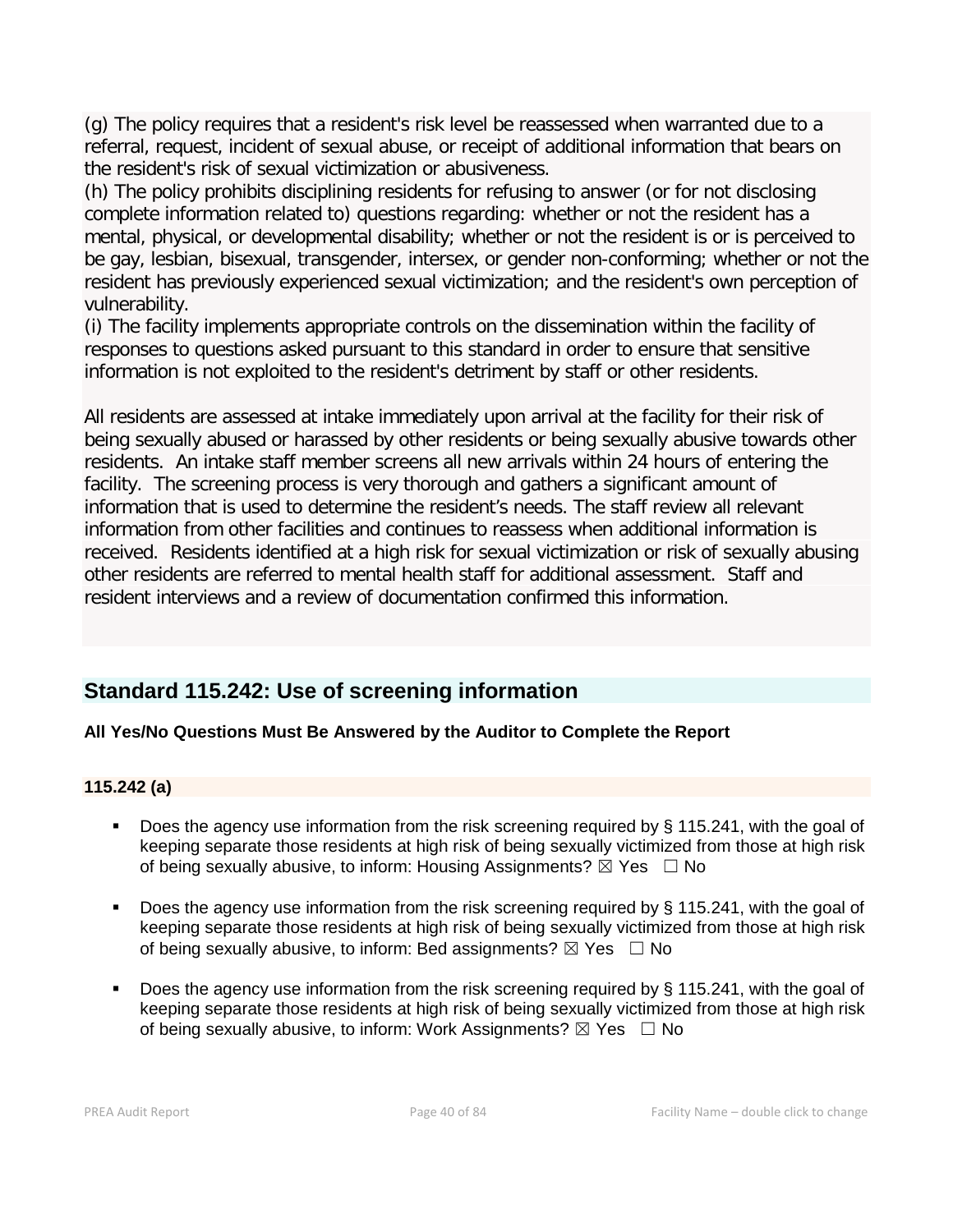(g) The policy requires that a resident's risk level be reassessed when warranted due to a referral, request, incident of sexual abuse, or receipt of additional information that bears on the resident's risk of sexual victimization or abusiveness.
(h) The policy prohibits disciplining residents for refusing to answer (or for not disclosing complete information related to) questions regarding: whether or not the resident has a mental, physical, or developmental disability; whether or not the resident is or is perceived to be gay, lesbian, bisexual, transgender, intersex, or gender non-conforming; whether or not the resident has previously experienced sexual victimization; and the resident's own perception of vulnerability.
(i) The facility implements appropriate controls on the dissemination within the facility of responses to questions asked pursuant to this standard in order to ensure that sensitive information is not exploited to the resident's detriment by staff or other residents.

All residents are assessed at intake immediately upon arrival at the facility for their risk of being sexually abused or harassed by other residents or being sexually abusive towards other residents. An intake staff member screens all new arrivals within 24 hours of entering the facility. The screening process is very thorough and gathers a significant amount of information that is used to determine the resident's needs. The staff review all relevant information from other facilities and continues to reassess when additional information is received. Residents identified at a high risk for sexual victimization or risk of sexually abusing other residents are referred to mental health staff for additional assessment. Staff and resident interviews and a review of documentation confirmed this information.

## Standard 115.242: Use of screening information

**All Yes/No Questions Must Be Answered by the Auditor to Complete the Report**

**115.242 (a)**

- Does the agency use information from the risk screening required by § 115.241, with the goal of keeping separate those residents at high risk of being sexually victimized from those at high risk of being sexually abusive, to inform: Housing Assignments? ☒ Yes ☐ No
- Does the agency use information from the risk screening required by § 115.241, with the goal of keeping separate those residents at high risk of being sexually victimized from those at high risk of being sexually abusive, to inform: Bed assignments? ☒ Yes ☐ No
- Does the agency use information from the risk screening required by § 115.241, with the goal of keeping separate those residents at high risk of being sexually victimized from those at high risk of being sexually abusive, to inform: Work Assignments? ☒ Yes ☐ No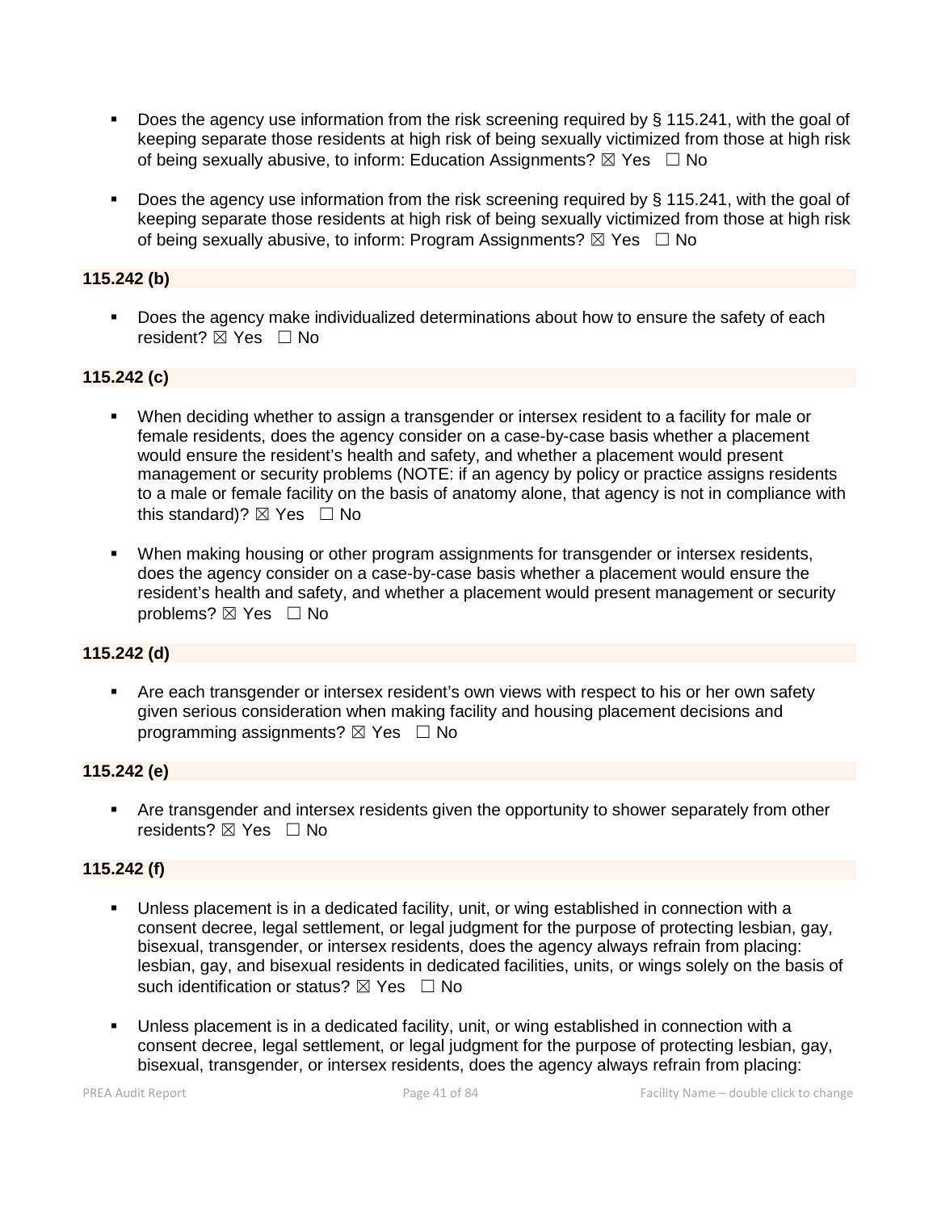- Does the agency use information from the risk screening required by § 115.241, with the goal of keeping separate those residents at high risk of being sexually victimized from those at high risk of being sexually abusive, to inform: Education Assignments? ☒ Yes ☐ No
- Does the agency use information from the risk screening required by § 115.241, with the goal of keeping separate those residents at high risk of being sexually victimized from those at high risk of being sexually abusive, to inform: Program Assignments? ☒ Yes ☐ No

**115.242 (b)**

- Does the agency make individualized determinations about how to ensure the safety of each resident? ☒ Yes ☐ No

**115.242 (c)**

- When deciding whether to assign a transgender or intersex resident to a facility for male or female residents, does the agency consider on a case-by-case basis whether a placement would ensure the resident's health and safety, and whether a placement would present management or security problems (NOTE: if an agency by policy or practice assigns residents to a male or female facility on the basis of anatomy alone, that agency is not in compliance with this standard)? ☒ Yes ☐ No
- When making housing or other program assignments for transgender or intersex residents, does the agency consider on a case-by-case basis whether a placement would ensure the resident's health and safety, and whether a placement would present management or security problems? ☒ Yes ☐ No

**115.242 (d)**

- Are each transgender or intersex resident's own views with respect to his or her own safety given serious consideration when making facility and housing placement decisions and programming assignments? ☒ Yes ☐ No

**115.242 (e)**

- Are transgender and intersex residents given the opportunity to shower separately from other residents? ☒ Yes ☐ No

**115.242 (f)**

- Unless placement is in a dedicated facility, unit, or wing established in connection with a consent decree, legal settlement, or legal judgment for the purpose of protecting lesbian, gay, bisexual, transgender, or intersex residents, does the agency always refrain from placing: lesbian, gay, and bisexual residents in dedicated facilities, units, or wings solely on the basis of such identification or status? ☒ Yes ☐ No
- Unless placement is in a dedicated facility, unit, or wing established in connection with a consent decree, legal settlement, or legal judgment for the purpose of protecting lesbian, gay, bisexual, transgender, or intersex residents, does the agency always refrain from placing: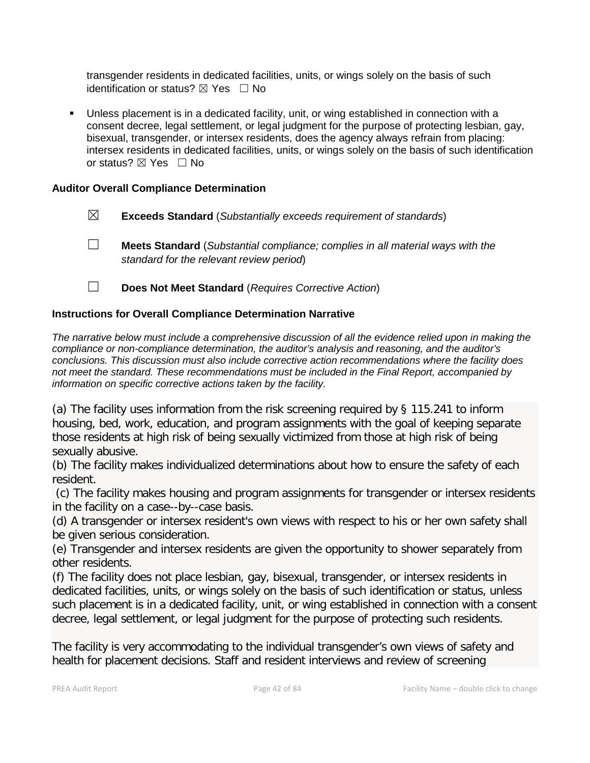transgender residents in dedicated facilities, units, or wings solely on the basis of such identification or status? ☒ Yes ☐ No

- Unless placement is in a dedicated facility, unit, or wing established in connection with a consent decree, legal settlement, or legal judgment for the purpose of protecting lesbian, gay, bisexual, transgender, or intersex residents, does the agency always refrain from placing: intersex residents in dedicated facilities, units, or wings solely on the basis of such identification or status? ☒ Yes ☐ No

**Auditor Overall Compliance Determination**

☒ **Exceeds Standard** (*Substantially exceeds requirement of standards*)

☐ **Meets Standard** (*Substantial compliance; complies in all material ways with the standard for the relevant review period*)

☐ **Does Not Meet Standard** (*Requires Corrective Action*)

**Instructions for Overall Compliance Determination Narrative**

*The narrative below must include a comprehensive discussion of all the evidence relied upon in making the compliance or non-compliance determination, the auditor's analysis and reasoning, and the auditor's conclusions. This discussion must also include corrective action recommendations where the facility does not meet the standard. These recommendations must be included in the Final Report, accompanied by information on specific corrective actions taken by the facility.*

(a) The facility uses information from the risk screening required by § 115.241 to inform housing, bed, work, education, and program assignments with the goal of keeping separate those residents at high risk of being sexually victimized from those at high risk of being sexually abusive.
(b) The facility makes individualized determinations about how to ensure the safety of each resident.
(c) The facility makes housing and program assignments for transgender or intersex residents in the facility on a case--by--case basis.
(d) A transgender or intersex resident's own views with respect to his or her own safety shall be given serious consideration.
(e) Transgender and intersex residents are given the opportunity to shower separately from other residents.
(f) The facility does not place lesbian, gay, bisexual, transgender, or intersex residents in dedicated facilities, units, or wings solely on the basis of such identification or status, unless such placement is in a dedicated facility, unit, or wing established in connection with a consent decree, legal settlement, or legal judgment for the purpose of protecting such residents.

The facility is very accommodating to the individual transgender's own views of safety and health for placement decisions. Staff and resident interviews and review of screening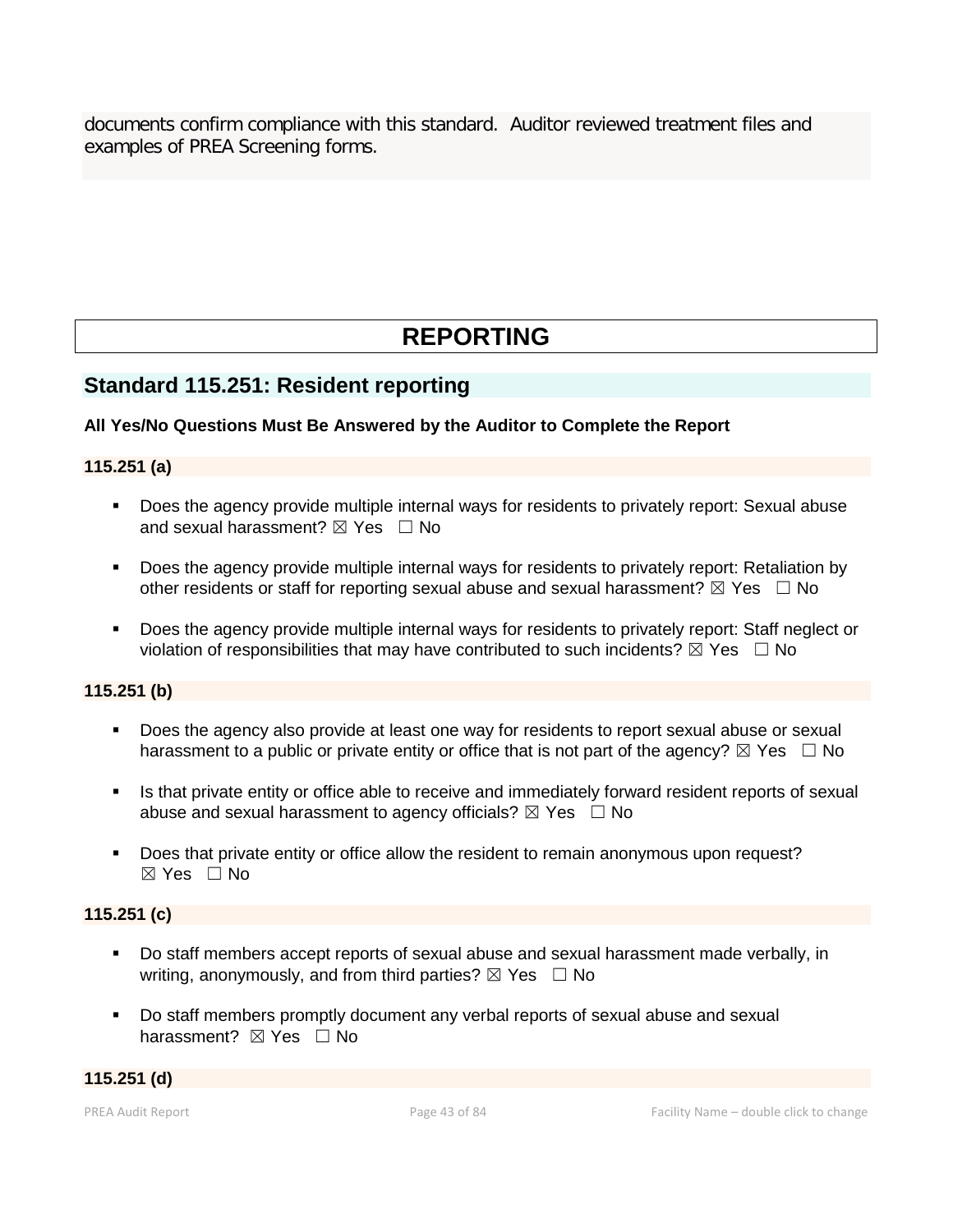documents confirm compliance with this standard. Auditor reviewed treatment files and examples of PREA Screening forms.

# REPORTING

## Standard 115.251: Resident reporting

**All Yes/No Questions Must Be Answered by the Auditor to Complete the Report**

### 115.251 (a)

- Does the agency provide multiple internal ways for residents to privately report: Sexual abuse and sexual harassment? ☒ Yes ☐ No
- Does the agency provide multiple internal ways for residents to privately report: Retaliation by other residents or staff for reporting sexual abuse and sexual harassment? ☒ Yes ☐ No
- Does the agency provide multiple internal ways for residents to privately report: Staff neglect or violation of responsibilities that may have contributed to such incidents? ☒ Yes ☐ No

### 115.251 (b)

- Does the agency also provide at least one way for residents to report sexual abuse or sexual harassment to a public or private entity or office that is not part of the agency? ☒ Yes ☐ No
- Is that private entity or office able to receive and immediately forward resident reports of sexual abuse and sexual harassment to agency officials? ☒ Yes ☐ No
- Does that private entity or office allow the resident to remain anonymous upon request? ☒ Yes ☐ No

### 115.251 (c)

- Do staff members accept reports of sexual abuse and sexual harassment made verbally, in writing, anonymously, and from third parties? ☒ Yes ☐ No
- Do staff members promptly document any verbal reports of sexual abuse and sexual harassment? ☒ Yes ☐ No

### 115.251 (d)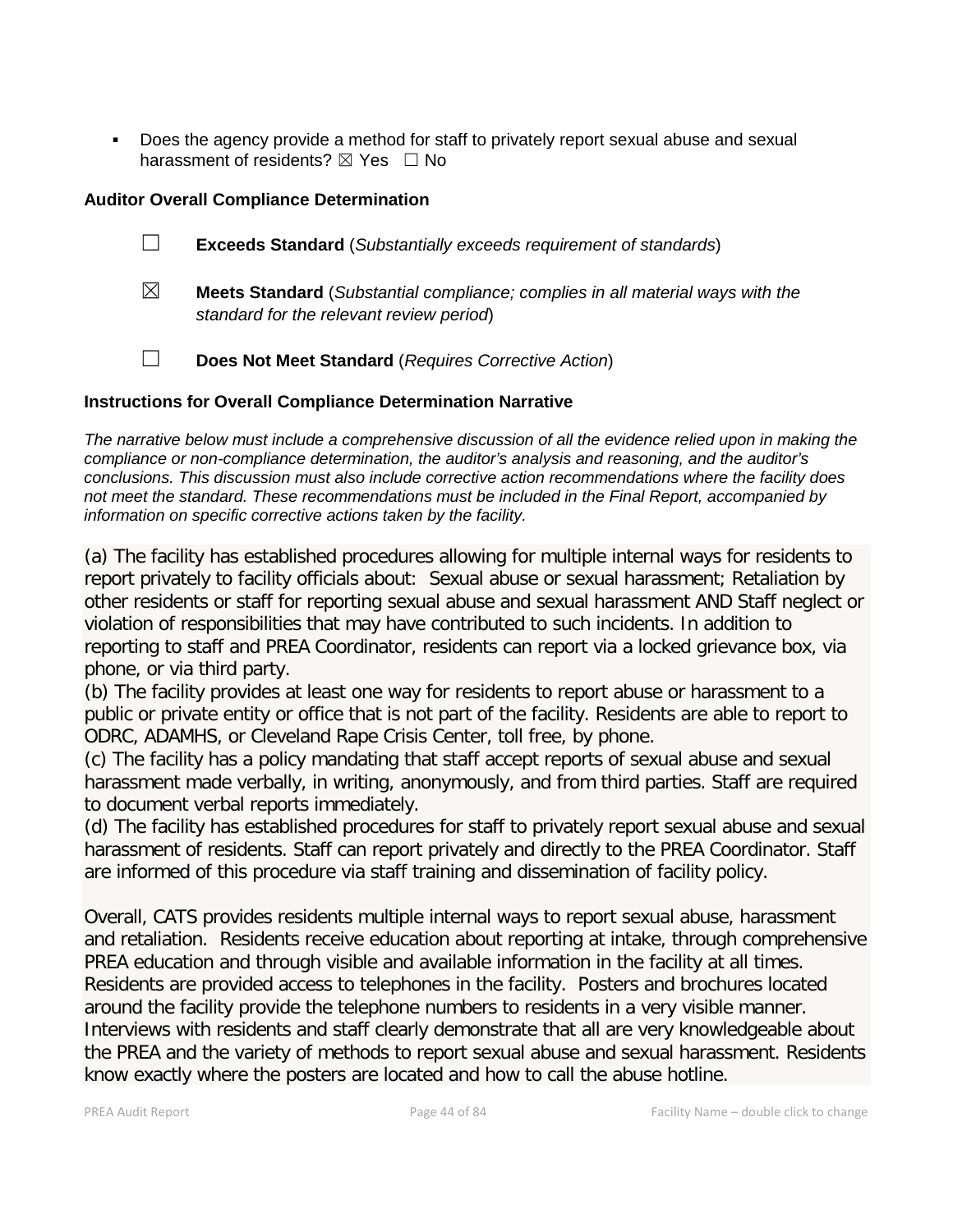- Does the agency provide a method for staff to privately report sexual abuse and sexual harassment of residents? ☒ Yes ☐ No

**Auditor Overall Compliance Determination**

☐ **Exceeds Standard** (*Substantially exceeds requirement of standards*)

☒ **Meets Standard** (*Substantial compliance; complies in all material ways with the standard for the relevant review period*)

☐ **Does Not Meet Standard** (*Requires Corrective Action*)

**Instructions for Overall Compliance Determination Narrative**

*The narrative below must include a comprehensive discussion of all the evidence relied upon in making the compliance or non-compliance determination, the auditor's analysis and reasoning, and the auditor's conclusions. This discussion must also include corrective action recommendations where the facility does not meet the standard. These recommendations must be included in the Final Report, accompanied by information on specific corrective actions taken by the facility.*

(a) The facility has established procedures allowing for multiple internal ways for residents to report privately to facility officials about: Sexual abuse or sexual harassment; Retaliation by other residents or staff for reporting sexual abuse and sexual harassment AND Staff neglect or violation of responsibilities that may have contributed to such incidents. In addition to reporting to staff and PREA Coordinator, residents can report via a locked grievance box, via phone, or via third party.
(b) The facility provides at least one way for residents to report abuse or harassment to a public or private entity or office that is not part of the facility. Residents are able to report to ODRC, ADAMHS, or Cleveland Rape Crisis Center, toll free, by phone.
(c) The facility has a policy mandating that staff accept reports of sexual abuse and sexual harassment made verbally, in writing, anonymously, and from third parties. Staff are required to document verbal reports immediately.
(d) The facility has established procedures for staff to privately report sexual abuse and sexual harassment of residents. Staff can report privately and directly to the PREA Coordinator. Staff are informed of this procedure via staff training and dissemination of facility policy.

Overall, CATS provides residents multiple internal ways to report sexual abuse, harassment and retaliation. Residents receive education about reporting at intake, through comprehensive PREA education and through visible and available information in the facility at all times. Residents are provided access to telephones in the facility. Posters and brochures located around the facility provide the telephone numbers to residents in a very visible manner. Interviews with residents and staff clearly demonstrate that all are very knowledgeable about the PREA and the variety of methods to report sexual abuse and sexual harassment. Residents know exactly where the posters are located and how to call the abuse hotline.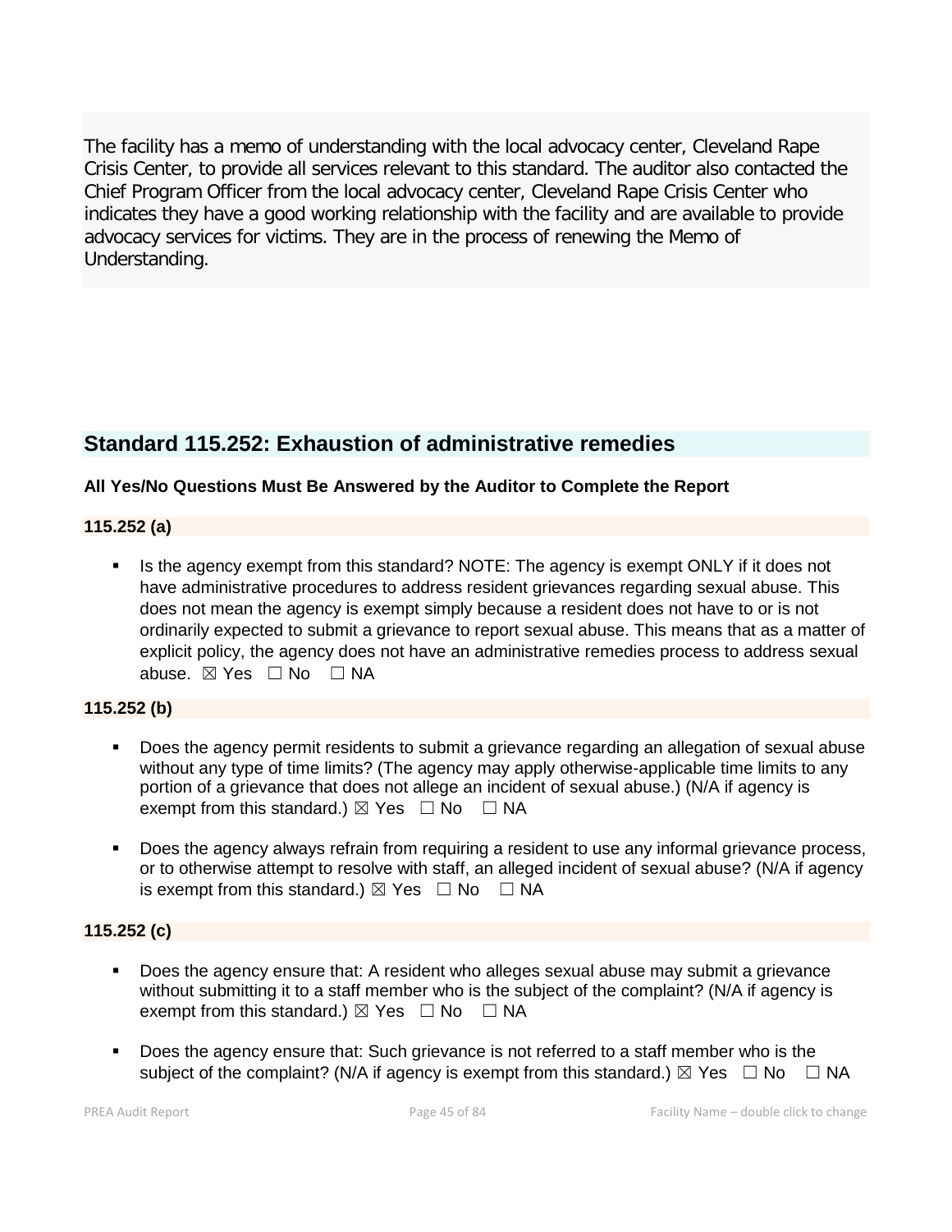The facility has a memo of understanding with the local advocacy center, Cleveland Rape Crisis Center, to provide all services relevant to this standard. The auditor also contacted the Chief Program Officer from the local advocacy center, Cleveland Rape Crisis Center who indicates they have a good working relationship with the facility and are available to provide advocacy services for victims. They are in the process of renewing the Memo of Understanding.

## Standard 115.252: Exhaustion of administrative remedies

**All Yes/No Questions Must Be Answered by the Auditor to Complete the Report**

### 115.252 (a)

- Is the agency exempt from this standard? NOTE: The agency is exempt ONLY if it does not have administrative procedures to address resident grievances regarding sexual abuse. This does not mean the agency is exempt simply because a resident does not have to or is not ordinarily expected to submit a grievance to report sexual abuse. This means that as a matter of explicit policy, the agency does not have an administrative remedies process to address sexual abuse. ☒ Yes ☐ No ☐ NA

### 115.252 (b)

- Does the agency permit residents to submit a grievance regarding an allegation of sexual abuse without any type of time limits? (The agency may apply otherwise-applicable time limits to any portion of a grievance that does not allege an incident of sexual abuse.) (N/A if agency is exempt from this standard.) ☒ Yes ☐ No ☐ NA

- Does the agency always refrain from requiring a resident to use any informal grievance process, or to otherwise attempt to resolve with staff, an alleged incident of sexual abuse? (N/A if agency is exempt from this standard.) ☒ Yes ☐ No ☐ NA

### 115.252 (c)

- Does the agency ensure that: A resident who alleges sexual abuse may submit a grievance without submitting it to a staff member who is the subject of the complaint? (N/A if agency is exempt from this standard.) ☒ Yes ☐ No ☐ NA

- Does the agency ensure that: Such grievance is not referred to a staff member who is the subject of the complaint? (N/A if agency is exempt from this standard.) ☒ Yes ☐ No ☐ NA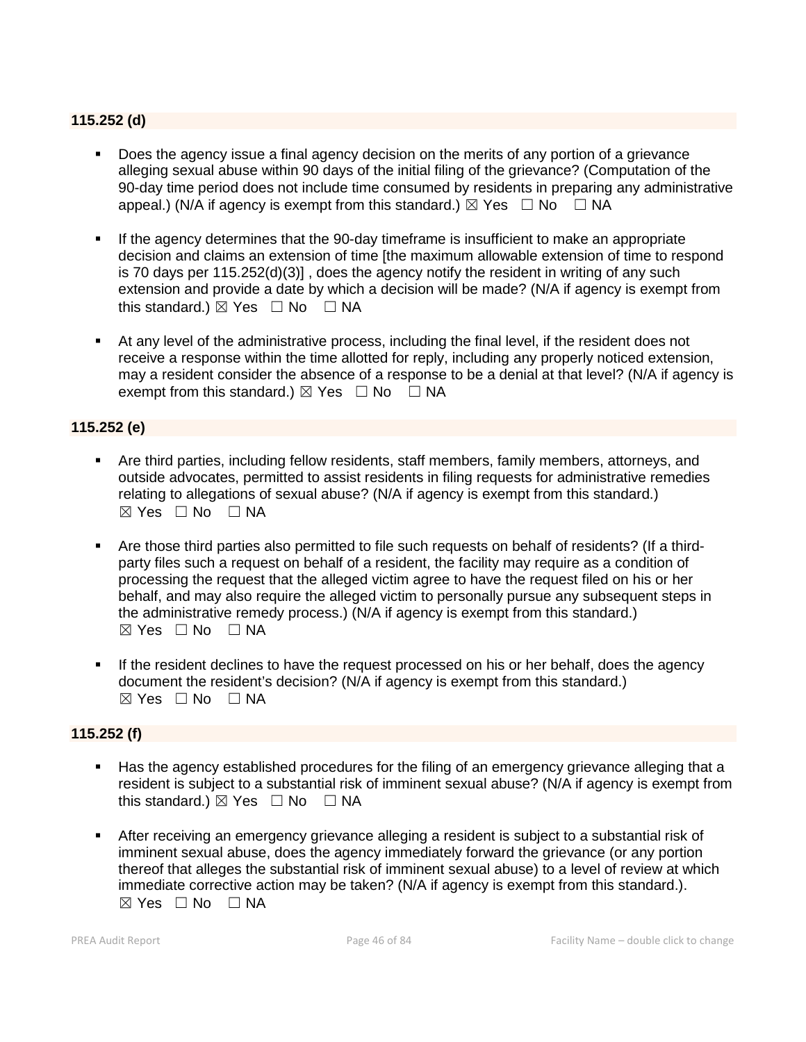**115.252 (d)**

- Does the agency issue a final agency decision on the merits of any portion of a grievance alleging sexual abuse within 90 days of the initial filing of the grievance? (Computation of the 90-day time period does not include time consumed by residents in preparing any administrative appeal.) (N/A if agency is exempt from this standard.) ☒ Yes ☐ No ☐ NA

- If the agency determines that the 90-day timeframe is insufficient to make an appropriate decision and claims an extension of time [the maximum allowable extension of time to respond is 70 days per 115.252(d)(3)] , does the agency notify the resident in writing of any such extension and provide a date by which a decision will be made? (N/A if agency is exempt from this standard.) ☒ Yes ☐ No ☐ NA

- At any level of the administrative process, including the final level, if the resident does not receive a response within the time allotted for reply, including any properly noticed extension, may a resident consider the absence of a response to be a denial at that level? (N/A if agency is exempt from this standard.) ☒ Yes ☐ No ☐ NA

**115.252 (e)**

- Are third parties, including fellow residents, staff members, family members, attorneys, and outside advocates, permitted to assist residents in filing requests for administrative remedies relating to allegations of sexual abuse? (N/A if agency is exempt from this standard.) ☒ Yes ☐ No ☐ NA

- Are those third parties also permitted to file such requests on behalf of residents? (If a third-party files such a request on behalf of a resident, the facility may require as a condition of processing the request that the alleged victim agree to have the request filed on his or her behalf, and may also require the alleged victim to personally pursue any subsequent steps in the administrative remedy process.) (N/A if agency is exempt from this standard.) ☒ Yes ☐ No ☐ NA

- If the resident declines to have the request processed on his or her behalf, does the agency document the resident's decision? (N/A if agency is exempt from this standard.) ☒ Yes ☐ No ☐ NA

**115.252 (f)**

- Has the agency established procedures for the filing of an emergency grievance alleging that a resident is subject to a substantial risk of imminent sexual abuse? (N/A if agency is exempt from this standard.) ☒ Yes ☐ No ☐ NA

- After receiving an emergency grievance alleging a resident is subject to a substantial risk of imminent sexual abuse, does the agency immediately forward the grievance (or any portion thereof that alleges the substantial risk of imminent sexual abuse) to a level of review at which immediate corrective action may be taken? (N/A if agency is exempt from this standard.). ☒ Yes ☐ No ☐ NA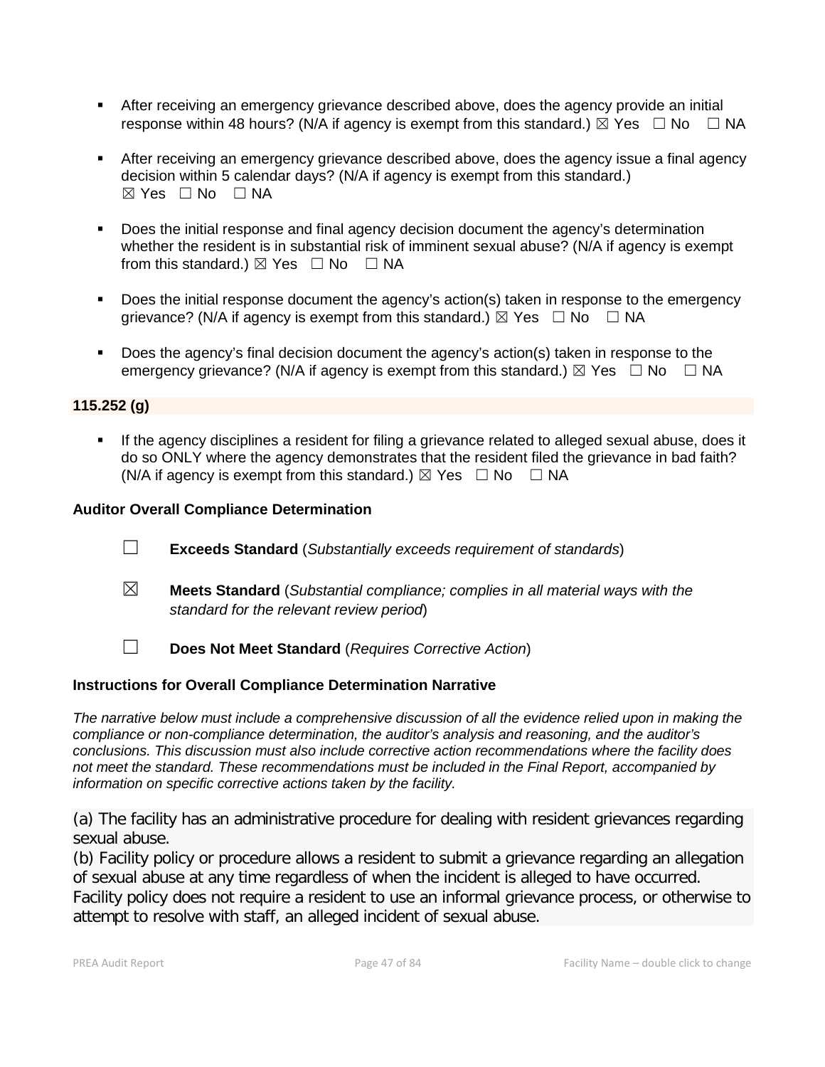- After receiving an emergency grievance described above, does the agency provide an initial response within 48 hours? (N/A if agency is exempt from this standard.) ☒ Yes ☐ No ☐ NA
- After receiving an emergency grievance described above, does the agency issue a final agency decision within 5 calendar days? (N/A if agency is exempt from this standard.) ☒ Yes ☐ No ☐ NA
- Does the initial response and final agency decision document the agency's determination whether the resident is in substantial risk of imminent sexual abuse? (N/A if agency is exempt from this standard.) ☒ Yes ☐ No ☐ NA
- Does the initial response document the agency's action(s) taken in response to the emergency grievance? (N/A if agency is exempt from this standard.) ☒ Yes ☐ No ☐ NA
- Does the agency's final decision document the agency's action(s) taken in response to the emergency grievance? (N/A if agency is exempt from this standard.) ☒ Yes ☐ No ☐ NA

**115.252 (g)**

- If the agency disciplines a resident for filing a grievance related to alleged sexual abuse, does it do so ONLY where the agency demonstrates that the resident filed the grievance in bad faith? (N/A if agency is exempt from this standard.) ☒ Yes ☐ No ☐ NA

**Auditor Overall Compliance Determination**

☐ **Exceeds Standard** (*Substantially exceeds requirement of standards*)

☒ **Meets Standard** (*Substantial compliance; complies in all material ways with the standard for the relevant review period*)

☐ **Does Not Meet Standard** (*Requires Corrective Action*)

**Instructions for Overall Compliance Determination Narrative**

*The narrative below must include a comprehensive discussion of all the evidence relied upon in making the compliance or non-compliance determination, the auditor's analysis and reasoning, and the auditor's conclusions. This discussion must also include corrective action recommendations where the facility does not meet the standard. These recommendations must be included in the Final Report, accompanied by information on specific corrective actions taken by the facility.*

(a) The facility has an administrative procedure for dealing with resident grievances regarding sexual abuse.
(b) Facility policy or procedure allows a resident to submit a grievance regarding an allegation of sexual abuse at any time regardless of when the incident is alleged to have occurred. Facility policy does not require a resident to use an informal grievance process, or otherwise to attempt to resolve with staff, an alleged incident of sexual abuse.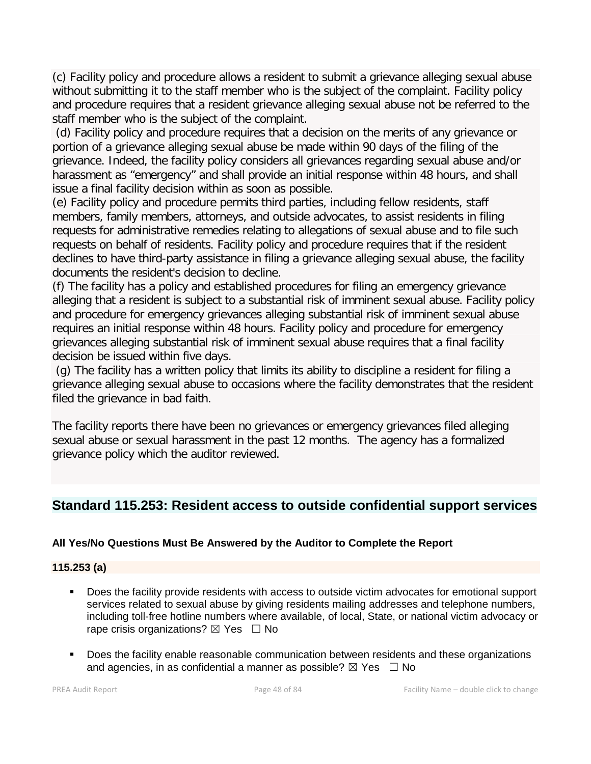(c) Facility policy and procedure allows a resident to submit a grievance alleging sexual abuse without submitting it to the staff member who is the subject of the complaint. Facility policy and procedure requires that a resident grievance alleging sexual abuse not be referred to the staff member who is the subject of the complaint.
(d) Facility policy and procedure requires that a decision on the merits of any grievance or portion of a grievance alleging sexual abuse be made within 90 days of the filing of the grievance. Indeed, the facility policy considers all grievances regarding sexual abuse and/or harassment as "emergency" and shall provide an initial response within 48 hours, and shall issue a final facility decision within as soon as possible.
(e) Facility policy and procedure permits third parties, including fellow residents, staff members, family members, attorneys, and outside advocates, to assist residents in filing requests for administrative remedies relating to allegations of sexual abuse and to file such requests on behalf of residents. Facility policy and procedure requires that if the resident declines to have third-party assistance in filing a grievance alleging sexual abuse, the facility documents the resident's decision to decline.
(f) The facility has a policy and established procedures for filing an emergency grievance alleging that a resident is subject to a substantial risk of imminent sexual abuse. Facility policy and procedure for emergency grievances alleging substantial risk of imminent sexual abuse requires an initial response within 48 hours. Facility policy and procedure for emergency grievances alleging substantial risk of imminent sexual abuse requires that a final facility decision be issued within five days.
(g) The facility has a written policy that limits its ability to discipline a resident for filing a grievance alleging sexual abuse to occasions where the facility demonstrates that the resident filed the grievance in bad faith.

The facility reports there have been no grievances or emergency grievances filed alleging sexual abuse or sexual harassment in the past 12 months. The agency has a formalized grievance policy which the auditor reviewed.

## Standard 115.253: Resident access to outside confidential support services

**All Yes/No Questions Must Be Answered by the Auditor to Complete the Report**

**115.253 (a)**

- Does the facility provide residents with access to outside victim advocates for emotional support services related to sexual abuse by giving residents mailing addresses and telephone numbers, including toll-free hotline numbers where available, of local, State, or national victim advocacy or rape crisis organizations? ☒ Yes ☐ No

- Does the facility enable reasonable communication between residents and these organizations and agencies, in as confidential a manner as possible? ☒ Yes ☐ No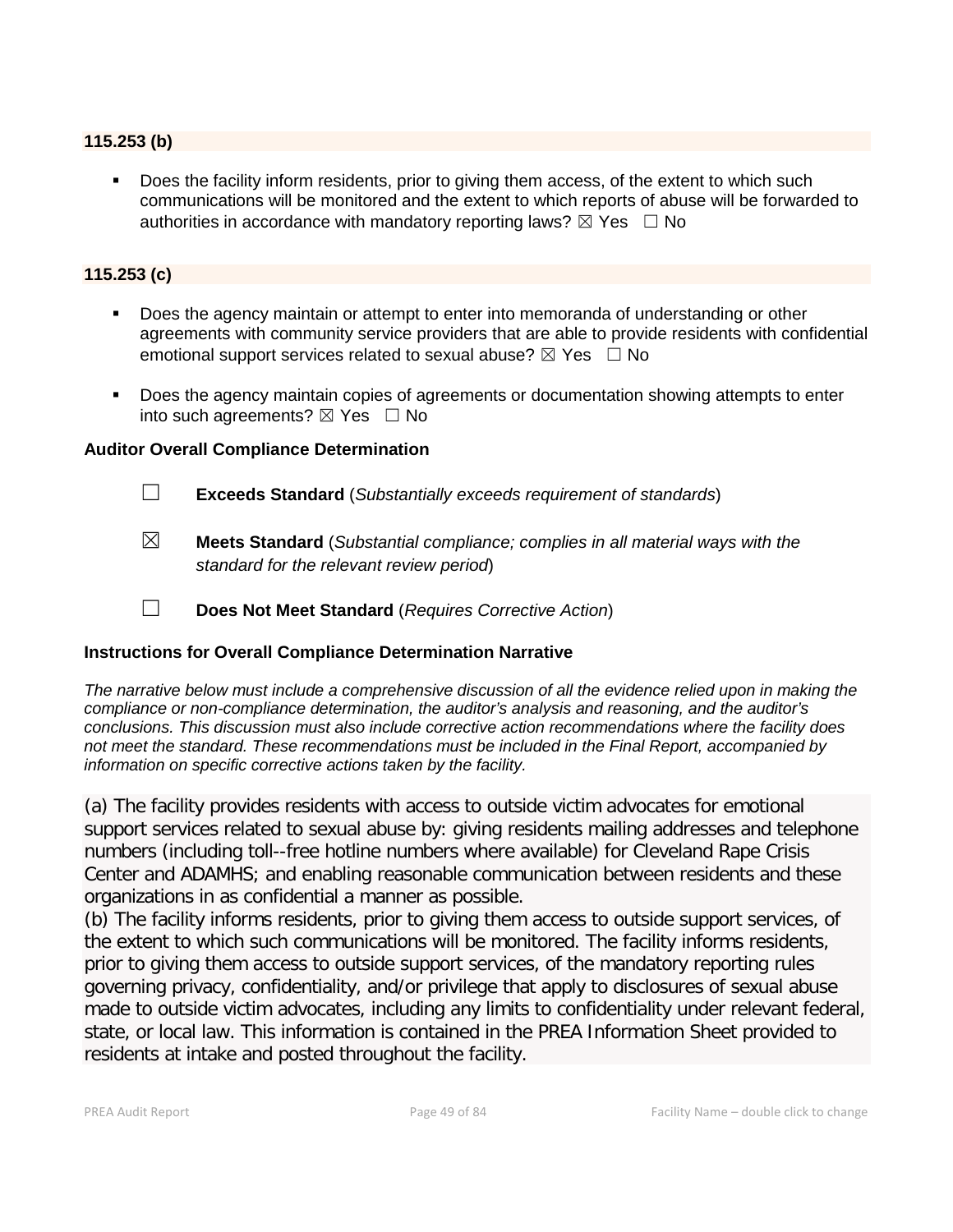**115.253 (b)**

- Does the facility inform residents, prior to giving them access, of the extent to which such communications will be monitored and the extent to which reports of abuse will be forwarded to authorities in accordance with mandatory reporting laws? ☒ Yes ☐ No

**115.253 (c)**

- Does the agency maintain or attempt to enter into memoranda of understanding or other agreements with community service providers that are able to provide residents with confidential emotional support services related to sexual abuse? ☒ Yes ☐ No
- Does the agency maintain copies of agreements or documentation showing attempts to enter into such agreements? ☒ Yes ☐ No

**Auditor Overall Compliance Determination**

☐ **Exceeds Standard** (*Substantially exceeds requirement of standards*)

☒ **Meets Standard** (*Substantial compliance; complies in all material ways with the standard for the relevant review period*)

☐ **Does Not Meet Standard** (*Requires Corrective Action*)

**Instructions for Overall Compliance Determination Narrative**

*The narrative below must include a comprehensive discussion of all the evidence relied upon in making the compliance or non-compliance determination, the auditor's analysis and reasoning, and the auditor's conclusions. This discussion must also include corrective action recommendations where the facility does not meet the standard. These recommendations must be included in the Final Report, accompanied by information on specific corrective actions taken by the facility.*

(a) The facility provides residents with access to outside victim advocates for emotional support services related to sexual abuse by: giving residents mailing addresses and telephone numbers (including toll--free hotline numbers where available) for Cleveland Rape Crisis Center and ADAMHS; and enabling reasonable communication between residents and these organizations in as confidential a manner as possible.
(b) The facility informs residents, prior to giving them access to outside support services, of the extent to which such communications will be monitored. The facility informs residents, prior to giving them access to outside support services, of the mandatory reporting rules governing privacy, confidentiality, and/or privilege that apply to disclosures of sexual abuse made to outside victim advocates, including any limits to confidentiality under relevant federal, state, or local law. This information is contained in the PREA Information Sheet provided to residents at intake and posted throughout the facility.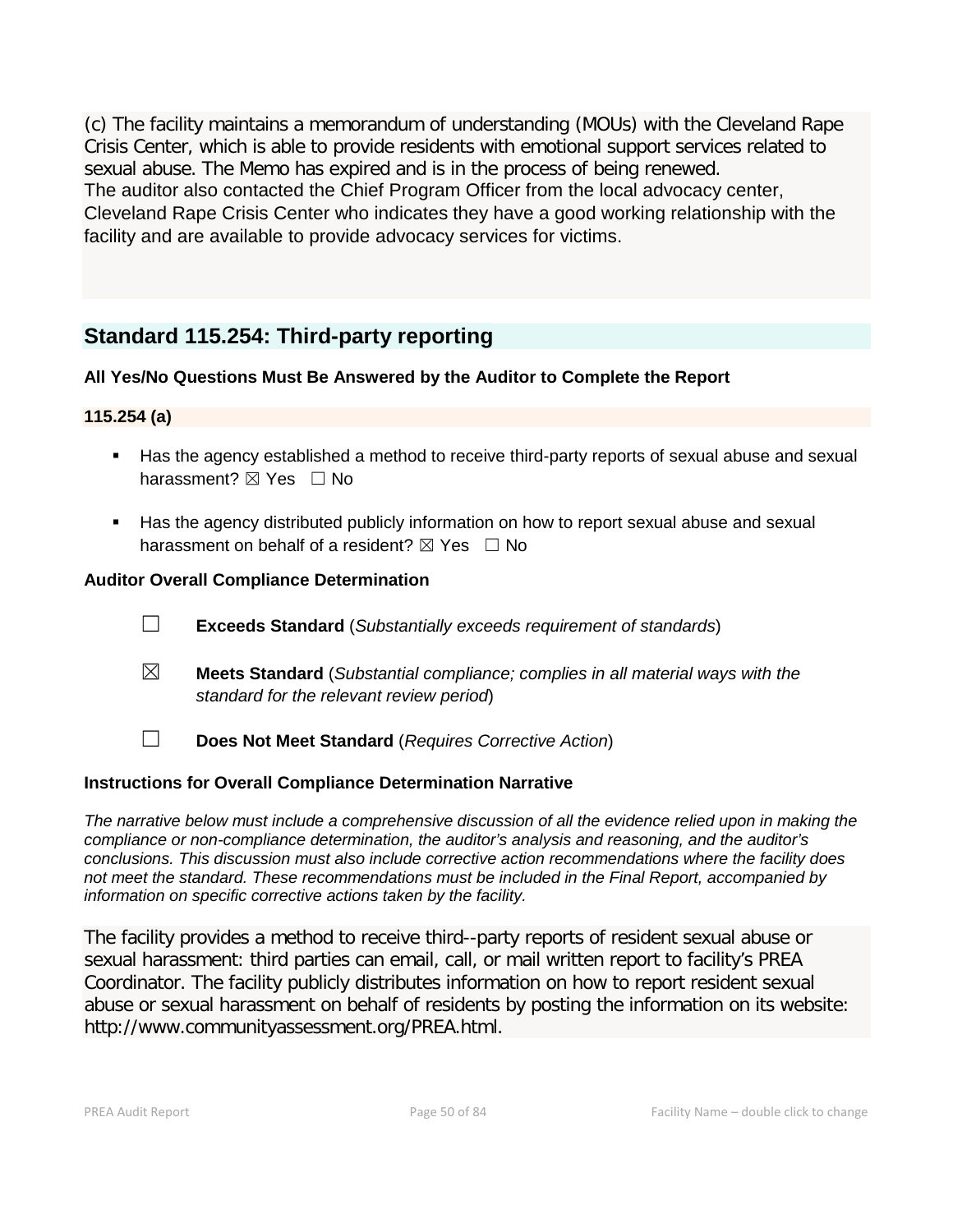(c) The facility maintains a memorandum of understanding (MOUs) with the Cleveland Rape Crisis Center, which is able to provide residents with emotional support services related to sexual abuse. The Memo has expired and is in the process of being renewed.
The auditor also contacted the Chief Program Officer from the local advocacy center, Cleveland Rape Crisis Center who indicates they have a good working relationship with the facility and are available to provide advocacy services for victims.

## Standard 115.254: Third-party reporting

**All Yes/No Questions Must Be Answered by the Auditor to Complete the Report**

**115.254 (a)**

- Has the agency established a method to receive third-party reports of sexual abuse and sexual harassment? ☒ Yes ☐ No
- Has the agency distributed publicly information on how to report sexual abuse and sexual harassment on behalf of a resident? ☒ Yes ☐ No

**Auditor Overall Compliance Determination**

☐ **Exceeds Standard** (*Substantially exceeds requirement of standards*)

☒ **Meets Standard** (*Substantial compliance; complies in all material ways with the standard for the relevant review period*)

☐ **Does Not Meet Standard** (*Requires Corrective Action*)

**Instructions for Overall Compliance Determination Narrative**

*The narrative below must include a comprehensive discussion of all the evidence relied upon in making the compliance or non-compliance determination, the auditor's analysis and reasoning, and the auditor's conclusions. This discussion must also include corrective action recommendations where the facility does not meet the standard. These recommendations must be included in the Final Report, accompanied by information on specific corrective actions taken by the facility.*

The facility provides a method to receive third--party reports of resident sexual abuse or sexual harassment: third parties can email, call, or mail written report to facility's PREA Coordinator. The facility publicly distributes information on how to report resident sexual abuse or sexual harassment on behalf of residents by posting the information on its website: http://www.communityassessment.org/PREA.html.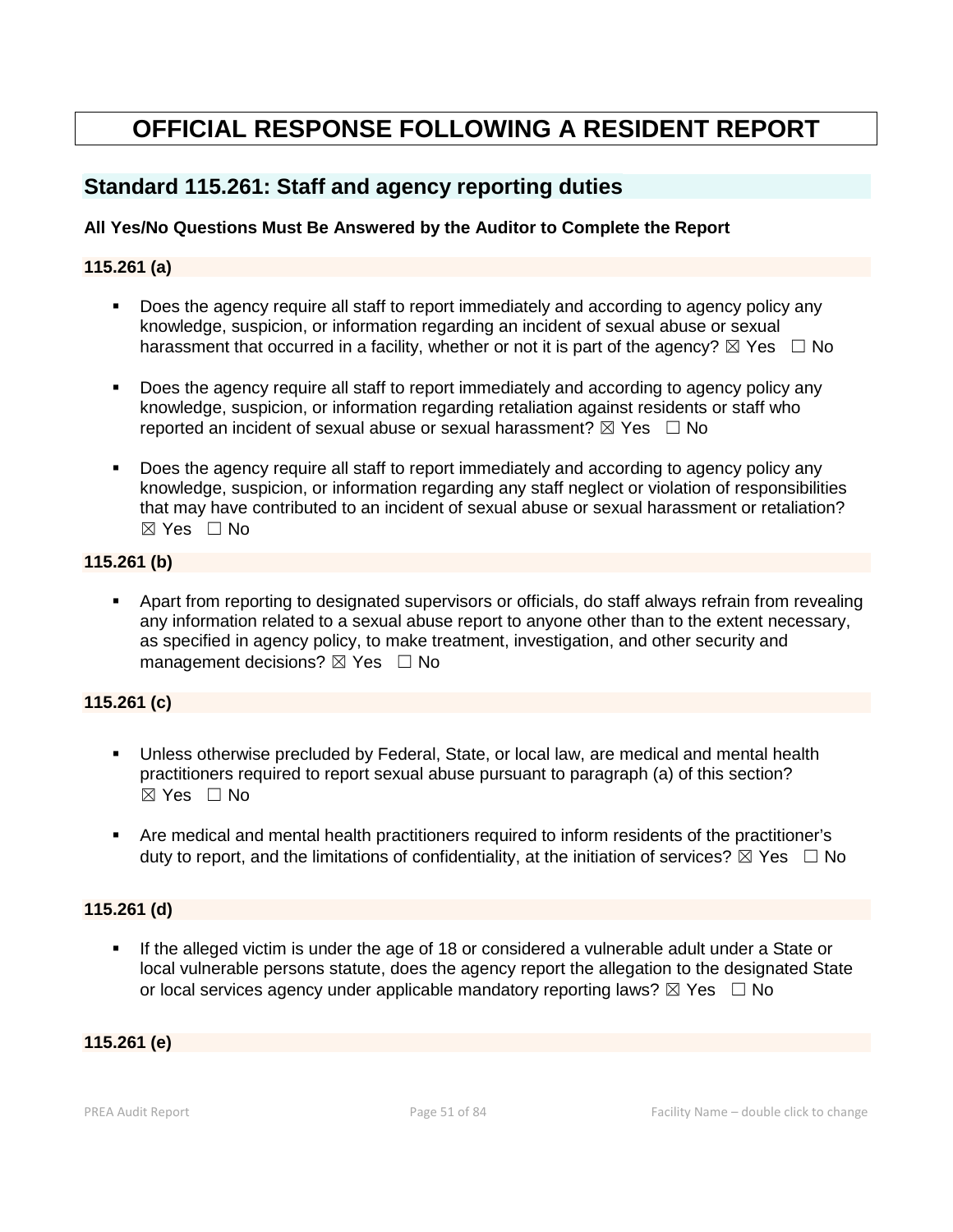# OFFICIAL RESPONSE FOLLOWING A RESIDENT REPORT

## Standard 115.261: Staff and agency reporting duties

**All Yes/No Questions Must Be Answered by the Auditor to Complete the Report**

### 115.261 (a)

- Does the agency require all staff to report immediately and according to agency policy any knowledge, suspicion, or information regarding an incident of sexual abuse or sexual harassment that occurred in a facility, whether or not it is part of the agency? ☒ Yes ☐ No
- Does the agency require all staff to report immediately and according to agency policy any knowledge, suspicion, or information regarding retaliation against residents or staff who reported an incident of sexual abuse or sexual harassment? ☒ Yes ☐ No
- Does the agency require all staff to report immediately and according to agency policy any knowledge, suspicion, or information regarding any staff neglect or violation of responsibilities that may have contributed to an incident of sexual abuse or sexual harassment or retaliation? ☒ Yes ☐ No

### 115.261 (b)

- Apart from reporting to designated supervisors or officials, do staff always refrain from revealing any information related to a sexual abuse report to anyone other than to the extent necessary, as specified in agency policy, to make treatment, investigation, and other security and management decisions? ☒ Yes ☐ No

### 115.261 (c)

- Unless otherwise precluded by Federal, State, or local law, are medical and mental health practitioners required to report sexual abuse pursuant to paragraph (a) of this section? ☒ Yes ☐ No
- Are medical and mental health practitioners required to inform residents of the practitioner's duty to report, and the limitations of confidentiality, at the initiation of services? ☒ Yes ☐ No

### 115.261 (d)

- If the alleged victim is under the age of 18 or considered a vulnerable adult under a State or local vulnerable persons statute, does the agency report the allegation to the designated State or local services agency under applicable mandatory reporting laws? ☒ Yes ☐ No

### 115.261 (e)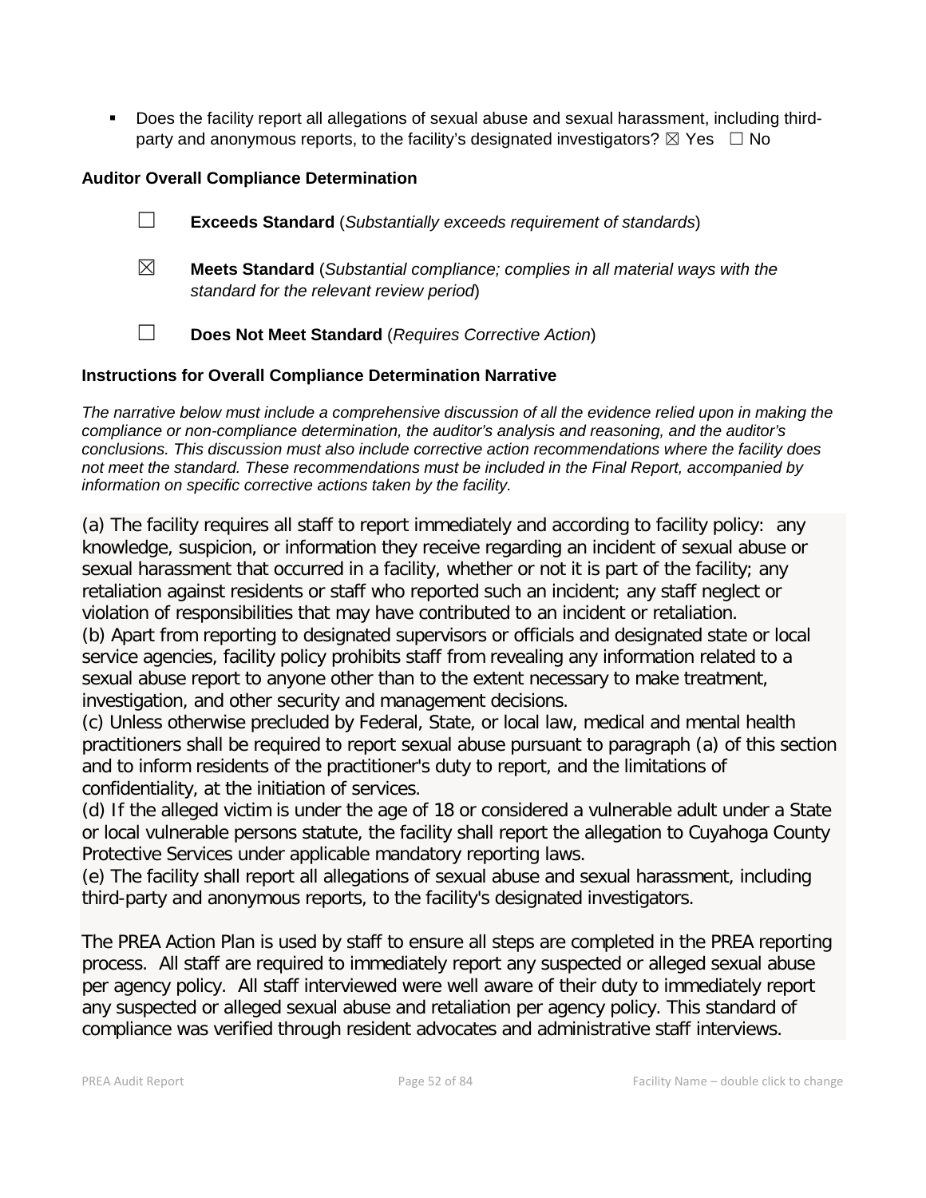- Does the facility report all allegations of sexual abuse and sexual harassment, including third-party and anonymous reports, to the facility's designated investigators? ☒ Yes ☐ No

**Auditor Overall Compliance Determination**

☐ **Exceeds Standard** (*Substantially exceeds requirement of standards*)

☒ **Meets Standard** (*Substantial compliance; complies in all material ways with the standard for the relevant review period*)

☐ **Does Not Meet Standard** (*Requires Corrective Action*)

**Instructions for Overall Compliance Determination Narrative**

*The narrative below must include a comprehensive discussion of all the evidence relied upon in making the compliance or non-compliance determination, the auditor's analysis and reasoning, and the auditor's conclusions. This discussion must also include corrective action recommendations where the facility does not meet the standard. These recommendations must be included in the Final Report, accompanied by information on specific corrective actions taken by the facility.*

(a) The facility requires all staff to report immediately and according to facility policy: any knowledge, suspicion, or information they receive regarding an incident of sexual abuse or sexual harassment that occurred in a facility, whether or not it is part of the facility; any retaliation against residents or staff who reported such an incident; any staff neglect or violation of responsibilities that may have contributed to an incident or retaliation.
(b) Apart from reporting to designated supervisors or officials and designated state or local service agencies, facility policy prohibits staff from revealing any information related to a sexual abuse report to anyone other than to the extent necessary to make treatment, investigation, and other security and management decisions.
(c) Unless otherwise precluded by Federal, State, or local law, medical and mental health practitioners shall be required to report sexual abuse pursuant to paragraph (a) of this section and to inform residents of the practitioner's duty to report, and the limitations of confidentiality, at the initiation of services.
(d) If the alleged victim is under the age of 18 or considered a vulnerable adult under a State or local vulnerable persons statute, the facility shall report the allegation to Cuyahoga County Protective Services under applicable mandatory reporting laws.
(e) The facility shall report all allegations of sexual abuse and sexual harassment, including third-party and anonymous reports, to the facility's designated investigators.

The PREA Action Plan is used by staff to ensure all steps are completed in the PREA reporting process. All staff are required to immediately report any suspected or alleged sexual abuse per agency policy. All staff interviewed were well aware of their duty to immediately report any suspected or alleged sexual abuse and retaliation per agency policy. This standard of compliance was verified through resident advocates and administrative staff interviews.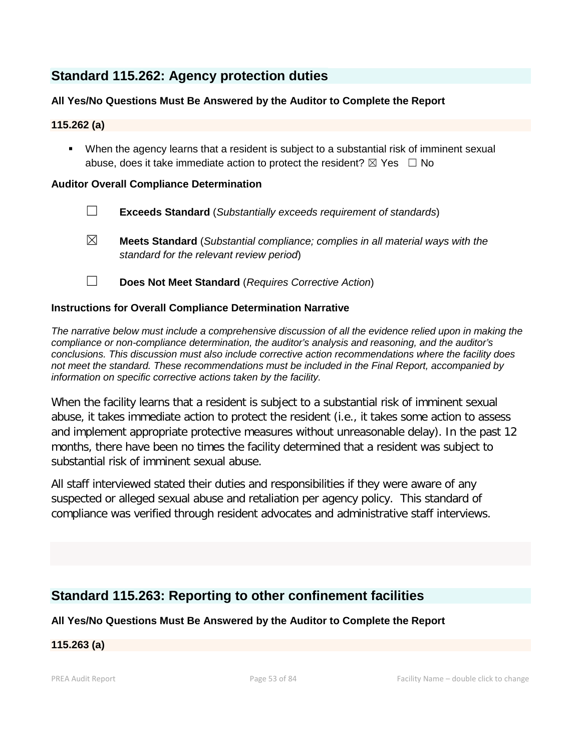## Standard 115.262: Agency protection duties

**All Yes/No Questions Must Be Answered by the Auditor to Complete the Report**

**115.262 (a)**

- When the agency learns that a resident is subject to a substantial risk of imminent sexual abuse, does it take immediate action to protect the resident? ☒ Yes ☐ No

**Auditor Overall Compliance Determination**

☐ **Exceeds Standard** (*Substantially exceeds requirement of standards*)

☒ **Meets Standard** (*Substantial compliance; complies in all material ways with the standard for the relevant review period*)

☐ **Does Not Meet Standard** (*Requires Corrective Action*)

**Instructions for Overall Compliance Determination Narrative**

*The narrative below must include a comprehensive discussion of all the evidence relied upon in making the compliance or non-compliance determination, the auditor's analysis and reasoning, and the auditor's conclusions. This discussion must also include corrective action recommendations where the facility does not meet the standard. These recommendations must be included in the Final Report, accompanied by information on specific corrective actions taken by the facility.*

When the facility learns that a resident is subject to a substantial risk of imminent sexual abuse, it takes immediate action to protect the resident (i.e., it takes some action to assess and implement appropriate protective measures without unreasonable delay). In the past 12 months, there have been no times the facility determined that a resident was subject to substantial risk of imminent sexual abuse.

All staff interviewed stated their duties and responsibilities if they were aware of any suspected or alleged sexual abuse and retaliation per agency policy. This standard of compliance was verified through resident advocates and administrative staff interviews.

## Standard 115.263: Reporting to other confinement facilities

**All Yes/No Questions Must Be Answered by the Auditor to Complete the Report**

**115.263 (a)**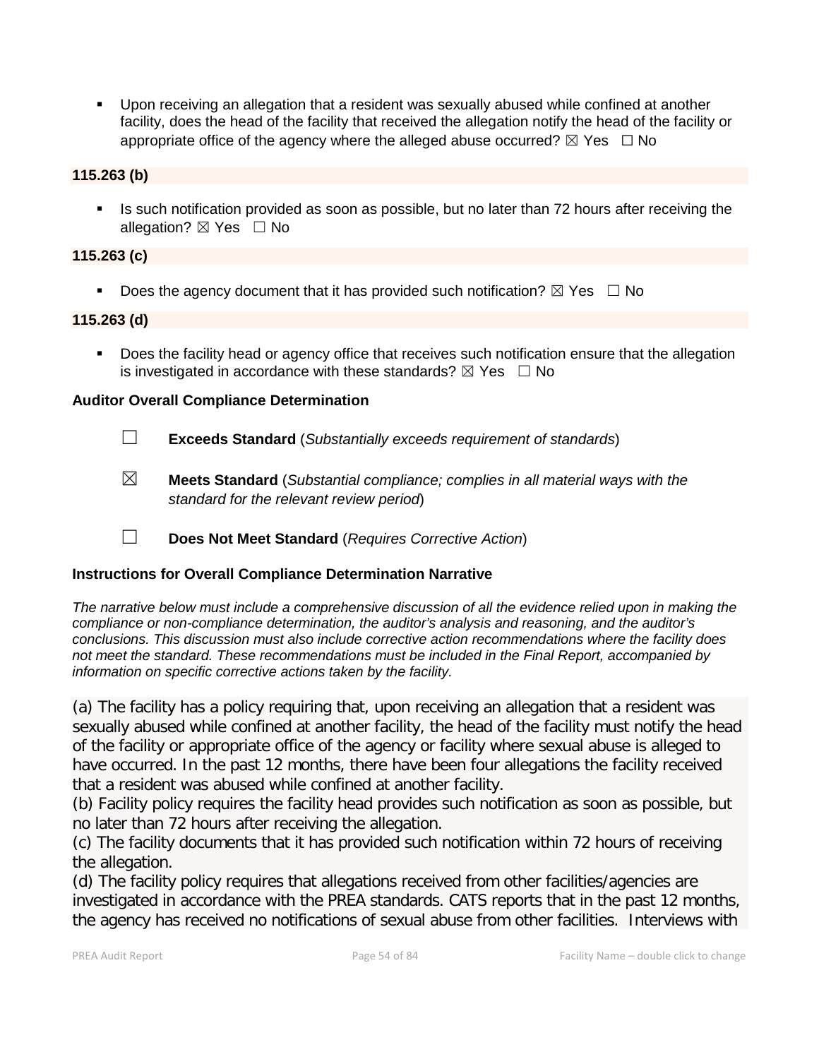- Upon receiving an allegation that a resident was sexually abused while confined at another facility, does the head of the facility that received the allegation notify the head of the facility or appropriate office of the agency where the alleged abuse occurred? ☒ Yes ☐ No

**115.263 (b)**

- Is such notification provided as soon as possible, but no later than 72 hours after receiving the allegation? ☒ Yes ☐ No

**115.263 (c)**

- Does the agency document that it has provided such notification? ☒ Yes ☐ No

**115.263 (d)**

- Does the facility head or agency office that receives such notification ensure that the allegation is investigated in accordance with these standards? ☒ Yes ☐ No

**Auditor Overall Compliance Determination**

☐ **Exceeds Standard** (*Substantially exceeds requirement of standards*)

☒ **Meets Standard** (*Substantial compliance; complies in all material ways with the standard for the relevant review period*)

☐ **Does Not Meet Standard** (*Requires Corrective Action*)

**Instructions for Overall Compliance Determination Narrative**

*The narrative below must include a comprehensive discussion of all the evidence relied upon in making the compliance or non-compliance determination, the auditor's analysis and reasoning, and the auditor's conclusions. This discussion must also include corrective action recommendations where the facility does not meet the standard. These recommendations must be included in the Final Report, accompanied by information on specific corrective actions taken by the facility.*

(a) The facility has a policy requiring that, upon receiving an allegation that a resident was sexually abused while confined at another facility, the head of the facility must notify the head of the facility or appropriate office of the agency or facility where sexual abuse is alleged to have occurred. In the past 12 months, there have been four allegations the facility received that a resident was abused while confined at another facility.
(b) Facility policy requires the facility head provides such notification as soon as possible, but no later than 72 hours after receiving the allegation.
(c) The facility documents that it has provided such notification within 72 hours of receiving the allegation.
(d) The facility policy requires that allegations received from other facilities/agencies are investigated in accordance with the PREA standards. CATS reports that in the past 12 months, the agency has received no notifications of sexual abuse from other facilities. Interviews with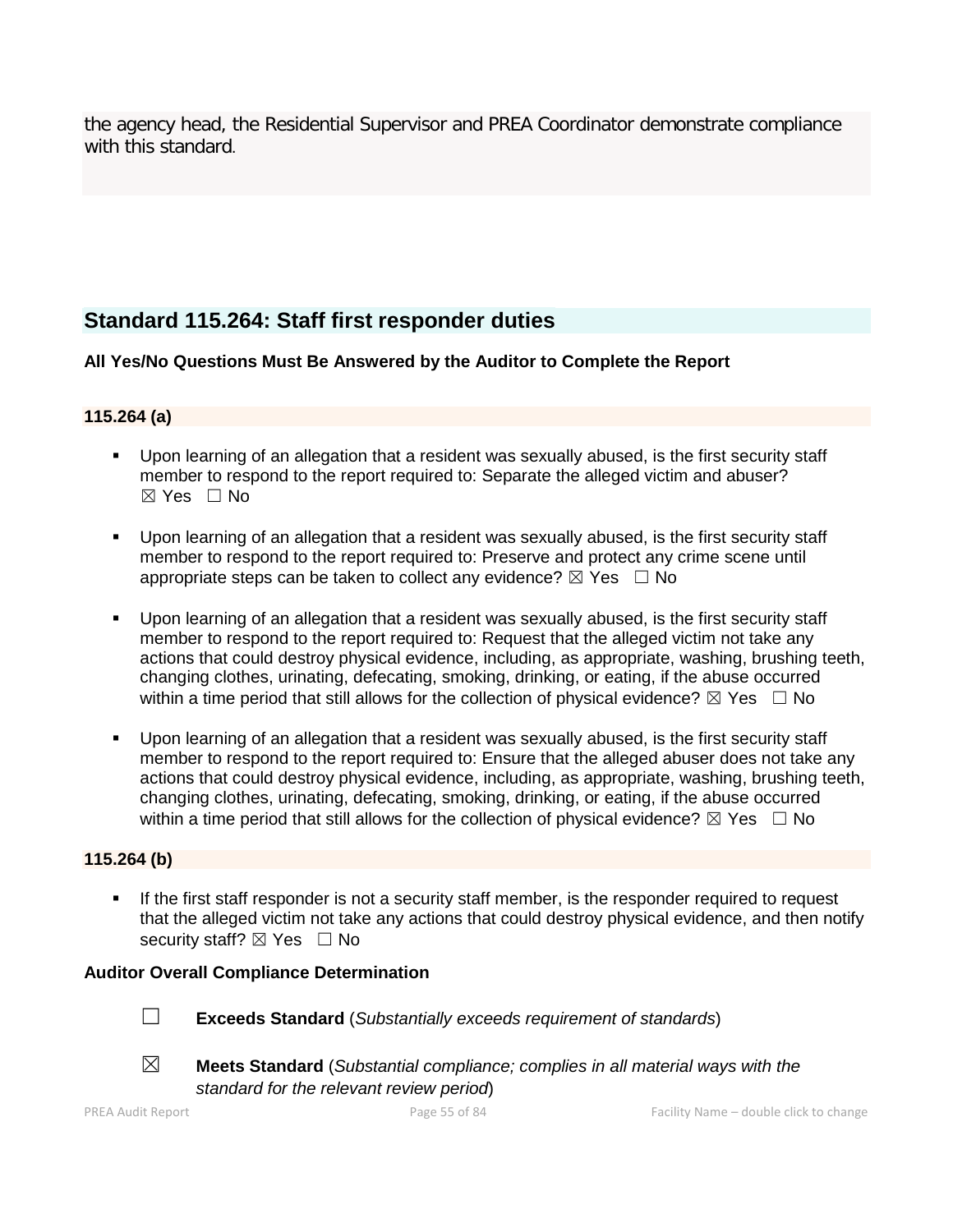the agency head, the Residential Supervisor and PREA Coordinator demonstrate compliance with this standard.

## Standard 115.264: Staff first responder duties

**All Yes/No Questions Must Be Answered by the Auditor to Complete the Report**

**115.264 (a)**

- Upon learning of an allegation that a resident was sexually abused, is the first security staff member to respond to the report required to: Separate the alleged victim and abuser? ☒ Yes ☐ No
- Upon learning of an allegation that a resident was sexually abused, is the first security staff member to respond to the report required to: Preserve and protect any crime scene until appropriate steps can be taken to collect any evidence? ☒ Yes ☐ No
- Upon learning of an allegation that a resident was sexually abused, is the first security staff member to respond to the report required to: Request that the alleged victim not take any actions that could destroy physical evidence, including, as appropriate, washing, brushing teeth, changing clothes, urinating, defecating, smoking, drinking, or eating, if the abuse occurred within a time period that still allows for the collection of physical evidence? ☒ Yes ☐ No
- Upon learning of an allegation that a resident was sexually abused, is the first security staff member to respond to the report required to: Ensure that the alleged abuser does not take any actions that could destroy physical evidence, including, as appropriate, washing, brushing teeth, changing clothes, urinating, defecating, smoking, drinking, or eating, if the abuse occurred within a time period that still allows for the collection of physical evidence? ☒ Yes ☐ No

**115.264 (b)**

- If the first staff responder is not a security staff member, is the responder required to request that the alleged victim not take any actions that could destroy physical evidence, and then notify security staff? ☒ Yes ☐ No

**Auditor Overall Compliance Determination**

☐ **Exceeds Standard** (*Substantially exceeds requirement of standards*)

☒ **Meets Standard** (*Substantial compliance; complies in all material ways with the standard for the relevant review period*)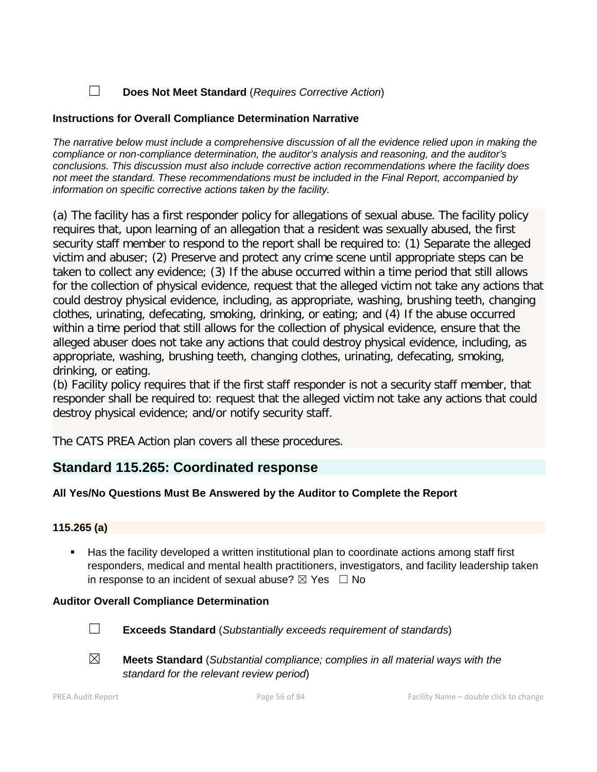☐ **Does Not Meet Standard** (*Requires Corrective Action*)

**Instructions for Overall Compliance Determination Narrative**

*The narrative below must include a comprehensive discussion of all the evidence relied upon in making the compliance or non-compliance determination, the auditor's analysis and reasoning, and the auditor's conclusions. This discussion must also include corrective action recommendations where the facility does not meet the standard. These recommendations must be included in the Final Report, accompanied by information on specific corrective actions taken by the facility.*

(a) The facility has a first responder policy for allegations of sexual abuse. The facility policy requires that, upon learning of an allegation that a resident was sexually abused, the first security staff member to respond to the report shall be required to: (1) Separate the alleged victim and abuser; (2) Preserve and protect any crime scene until appropriate steps can be taken to collect any evidence; (3) If the abuse occurred within a time period that still allows for the collection of physical evidence, request that the alleged victim not take any actions that could destroy physical evidence, including, as appropriate, washing, brushing teeth, changing clothes, urinating, defecating, smoking, drinking, or eating; and (4) If the abuse occurred within a time period that still allows for the collection of physical evidence, ensure that the alleged abuser does not take any actions that could destroy physical evidence, including, as appropriate, washing, brushing teeth, changing clothes, urinating, defecating, smoking, drinking, or eating.
(b) Facility policy requires that if the first staff responder is not a security staff member, that responder shall be required to: request that the alleged victim not take any actions that could destroy physical evidence; and/or notify security staff.

The CATS PREA Action plan covers all these procedures.

## Standard 115.265: Coordinated response

**All Yes/No Questions Must Be Answered by the Auditor to Complete the Report**

**115.265 (a)**

- Has the facility developed a written institutional plan to coordinate actions among staff first responders, medical and mental health practitioners, investigators, and facility leadership taken in response to an incident of sexual abuse? ☒ Yes ☐ No

**Auditor Overall Compliance Determination**

☐ **Exceeds Standard** (*Substantially exceeds requirement of standards*)

☒ **Meets Standard** (*Substantial compliance; complies in all material ways with the standard for the relevant review period*)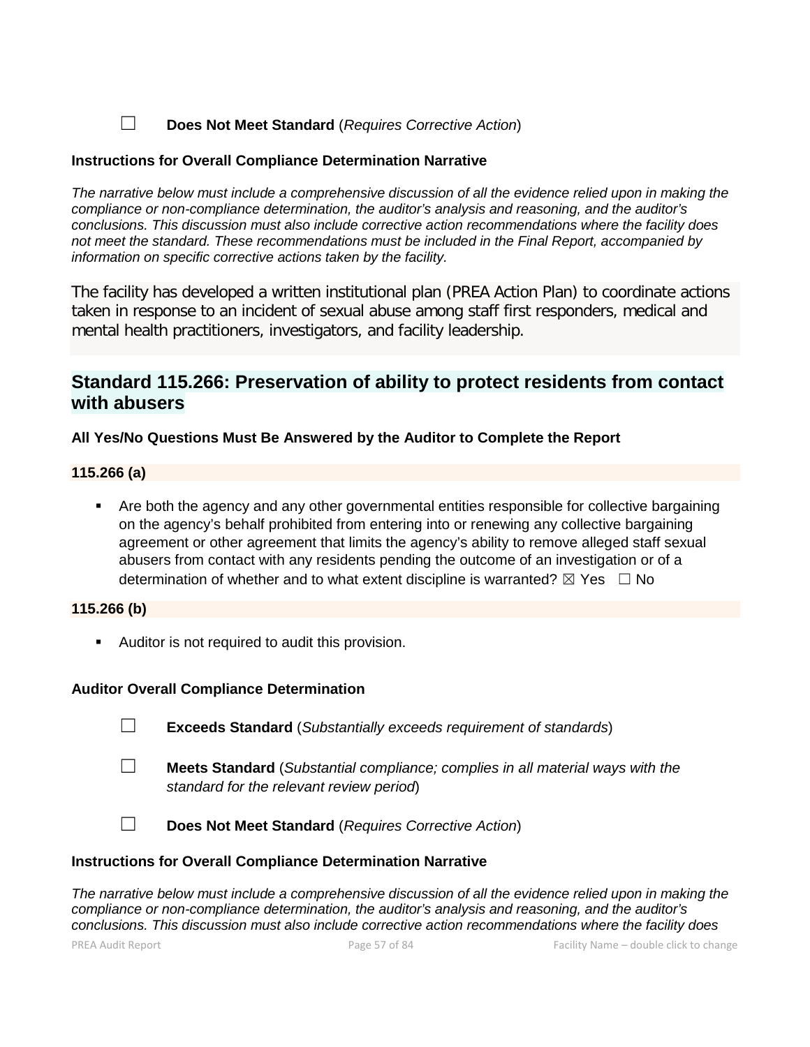☐ **Does Not Meet Standard** (*Requires Corrective Action*)

**Instructions for Overall Compliance Determination Narrative**

*The narrative below must include a comprehensive discussion of all the evidence relied upon in making the compliance or non-compliance determination, the auditor's analysis and reasoning, and the auditor's conclusions. This discussion must also include corrective action recommendations where the facility does not meet the standard. These recommendations must be included in the Final Report, accompanied by information on specific corrective actions taken by the facility.*

The facility has developed a written institutional plan (PREA Action Plan) to coordinate actions taken in response to an incident of sexual abuse among staff first responders, medical and mental health practitioners, investigators, and facility leadership.

## Standard 115.266: Preservation of ability to protect residents from contact with abusers

**All Yes/No Questions Must Be Answered by the Auditor to Complete the Report**

**115.266 (a)**

- Are both the agency and any other governmental entities responsible for collective bargaining on the agency's behalf prohibited from entering into or renewing any collective bargaining agreement or other agreement that limits the agency's ability to remove alleged staff sexual abusers from contact with any residents pending the outcome of an investigation or of a determination of whether and to what extent discipline is warranted? ☒ Yes ☐ No

**115.266 (b)**

- Auditor is not required to audit this provision.

**Auditor Overall Compliance Determination**

☐ **Exceeds Standard** (*Substantially exceeds requirement of standards*)

☐ **Meets Standard** (*Substantial compliance; complies in all material ways with the standard for the relevant review period*)

☐ **Does Not Meet Standard** (*Requires Corrective Action*)

**Instructions for Overall Compliance Determination Narrative**

*The narrative below must include a comprehensive discussion of all the evidence relied upon in making the compliance or non-compliance determination, the auditor's analysis and reasoning, and the auditor's conclusions. This discussion must also include corrective action recommendations where the facility does*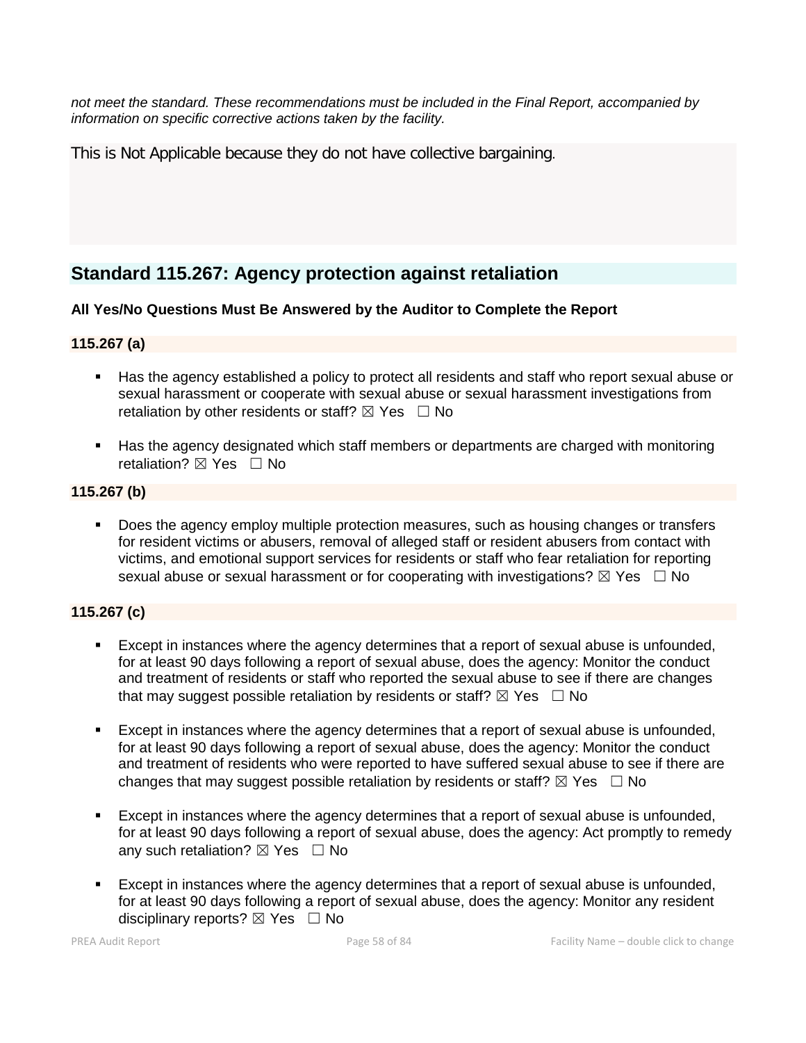*not meet the standard. These recommendations must be included in the Final Report, accompanied by information on specific corrective actions taken by the facility.*

This is Not Applicable because they do not have collective bargaining.

## Standard 115.267: Agency protection against retaliation

**All Yes/No Questions Must Be Answered by the Auditor to Complete the Report**

### 115.267 (a)

- Has the agency established a policy to protect all residents and staff who report sexual abuse or sexual harassment or cooperate with sexual abuse or sexual harassment investigations from retaliation by other residents or staff? ☒ Yes ☐ No

- Has the agency designated which staff members or departments are charged with monitoring retaliation? ☒ Yes ☐ No

### 115.267 (b)

- Does the agency employ multiple protection measures, such as housing changes or transfers for resident victims or abusers, removal of alleged staff or resident abusers from contact with victims, and emotional support services for residents or staff who fear retaliation for reporting sexual abuse or sexual harassment or for cooperating with investigations? ☒ Yes ☐ No

### 115.267 (c)

- Except in instances where the agency determines that a report of sexual abuse is unfounded, for at least 90 days following a report of sexual abuse, does the agency: Monitor the conduct and treatment of residents or staff who reported the sexual abuse to see if there are changes that may suggest possible retaliation by residents or staff? ☒ Yes ☐ No

- Except in instances where the agency determines that a report of sexual abuse is unfounded, for at least 90 days following a report of sexual abuse, does the agency: Monitor the conduct and treatment of residents who were reported to have suffered sexual abuse to see if there are changes that may suggest possible retaliation by residents or staff? ☒ Yes ☐ No

- Except in instances where the agency determines that a report of sexual abuse is unfounded, for at least 90 days following a report of sexual abuse, does the agency: Act promptly to remedy any such retaliation? ☒ Yes ☐ No

- Except in instances where the agency determines that a report of sexual abuse is unfounded, for at least 90 days following a report of sexual abuse, does the agency: Monitor any resident disciplinary reports? ☒ Yes ☐ No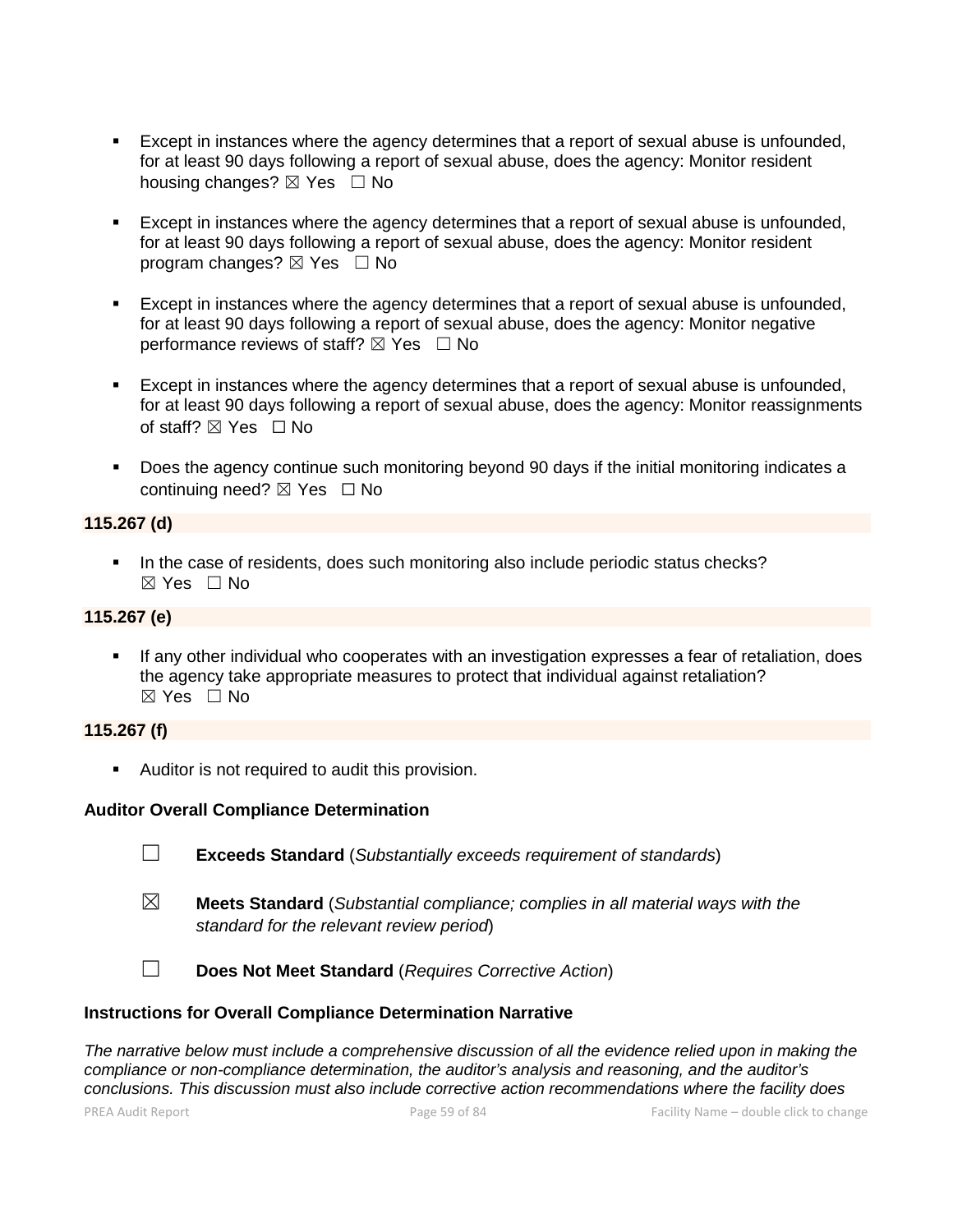- Except in instances where the agency determines that a report of sexual abuse is unfounded, for at least 90 days following a report of sexual abuse, does the agency: Monitor resident housing changes? ☒ Yes ☐ No

- Except in instances where the agency determines that a report of sexual abuse is unfounded, for at least 90 days following a report of sexual abuse, does the agency: Monitor resident program changes? ☒ Yes ☐ No

- Except in instances where the agency determines that a report of sexual abuse is unfounded, for at least 90 days following a report of sexual abuse, does the agency: Monitor negative performance reviews of staff? ☒ Yes ☐ No

- Except in instances where the agency determines that a report of sexual abuse is unfounded, for at least 90 days following a report of sexual abuse, does the agency: Monitor reassignments of staff? ☒ Yes ☐ No

- Does the agency continue such monitoring beyond 90 days if the initial monitoring indicates a continuing need? ☒ Yes ☐ No

**115.267 (d)**

- In the case of residents, does such monitoring also include periodic status checks? ☒ Yes ☐ No

**115.267 (e)**

- If any other individual who cooperates with an investigation expresses a fear of retaliation, does the agency take appropriate measures to protect that individual against retaliation? ☒ Yes ☐ No

**115.267 (f)**

- Auditor is not required to audit this provision.

**Auditor Overall Compliance Determination**

☐ **Exceeds Standard** (*Substantially exceeds requirement of standards*)

☒ **Meets Standard** (*Substantial compliance; complies in all material ways with the standard for the relevant review period*)

☐ **Does Not Meet Standard** (*Requires Corrective Action*)

**Instructions for Overall Compliance Determination Narrative**

*The narrative below must include a comprehensive discussion of all the evidence relied upon in making the compliance or non-compliance determination, the auditor's analysis and reasoning, and the auditor's conclusions. This discussion must also include corrective action recommendations where the facility does*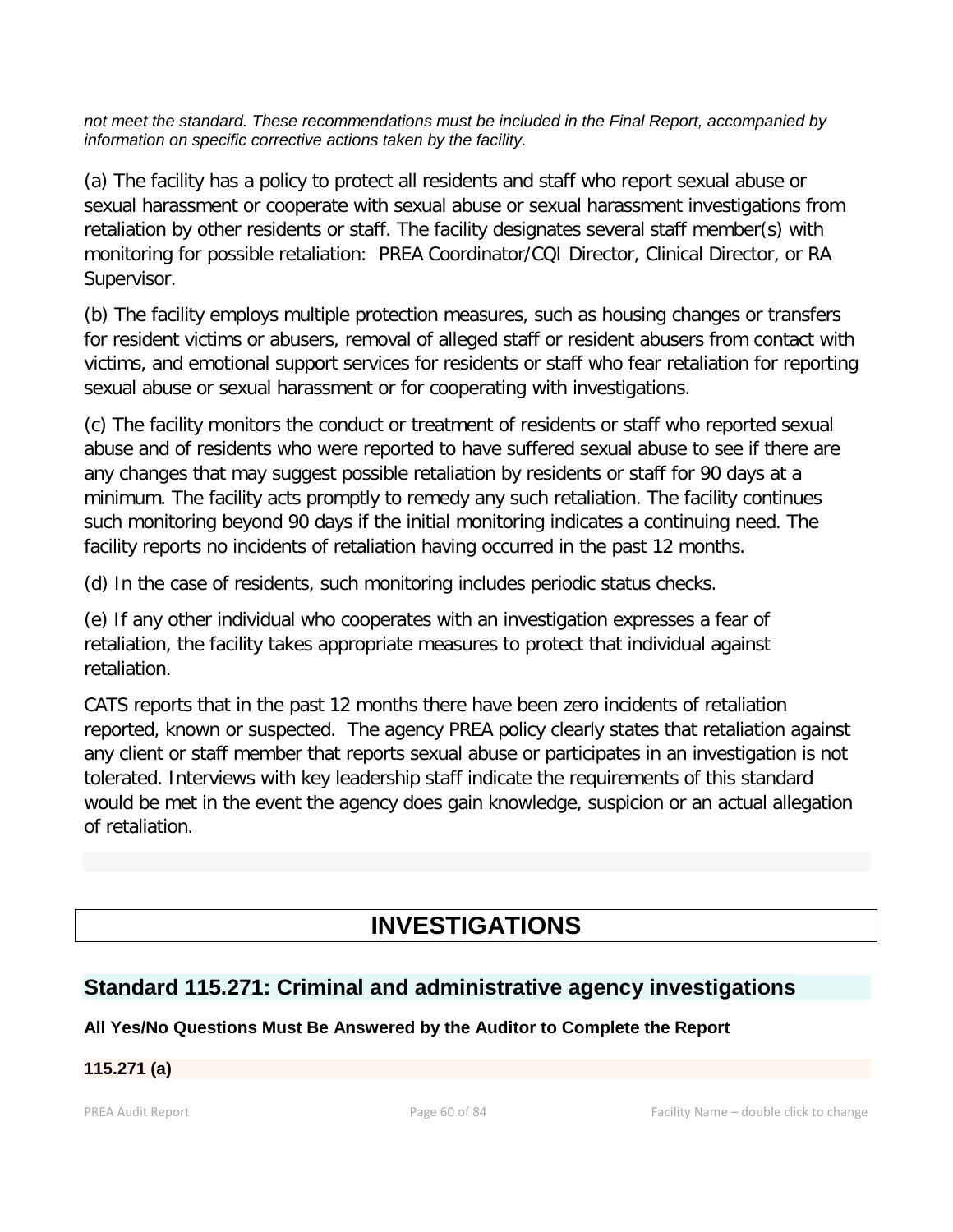*not meet the standard. These recommendations must be included in the Final Report, accompanied by information on specific corrective actions taken by the facility.*

(a) The facility has a policy to protect all residents and staff who report sexual abuse or sexual harassment or cooperate with sexual abuse or sexual harassment investigations from retaliation by other residents or staff. The facility designates several staff member(s) with monitoring for possible retaliation: PREA Coordinator/CQI Director, Clinical Director, or RA Supervisor.

(b) The facility employs multiple protection measures, such as housing changes or transfers for resident victims or abusers, removal of alleged staff or resident abusers from contact with victims, and emotional support services for residents or staff who fear retaliation for reporting sexual abuse or sexual harassment or for cooperating with investigations.

(c) The facility monitors the conduct or treatment of residents or staff who reported sexual abuse and of residents who were reported to have suffered sexual abuse to see if there are any changes that may suggest possible retaliation by residents or staff for 90 days at a minimum. The facility acts promptly to remedy any such retaliation. The facility continues such monitoring beyond 90 days if the initial monitoring indicates a continuing need. The facility reports no incidents of retaliation having occurred in the past 12 months.

(d) In the case of residents, such monitoring includes periodic status checks.

(e) If any other individual who cooperates with an investigation expresses a fear of retaliation, the facility takes appropriate measures to protect that individual against retaliation.

CATS reports that in the past 12 months there have been zero incidents of retaliation reported, known or suspected. The agency PREA policy clearly states that retaliation against any client or staff member that reports sexual abuse or participates in an investigation is not tolerated. Interviews with key leadership staff indicate the requirements of this standard would be met in the event the agency does gain knowledge, suspicion or an actual allegation of retaliation.

# INVESTIGATIONS

## Standard 115.271: Criminal and administrative agency investigations

**All Yes/No Questions Must Be Answered by the Auditor to Complete the Report**

**115.271 (a)**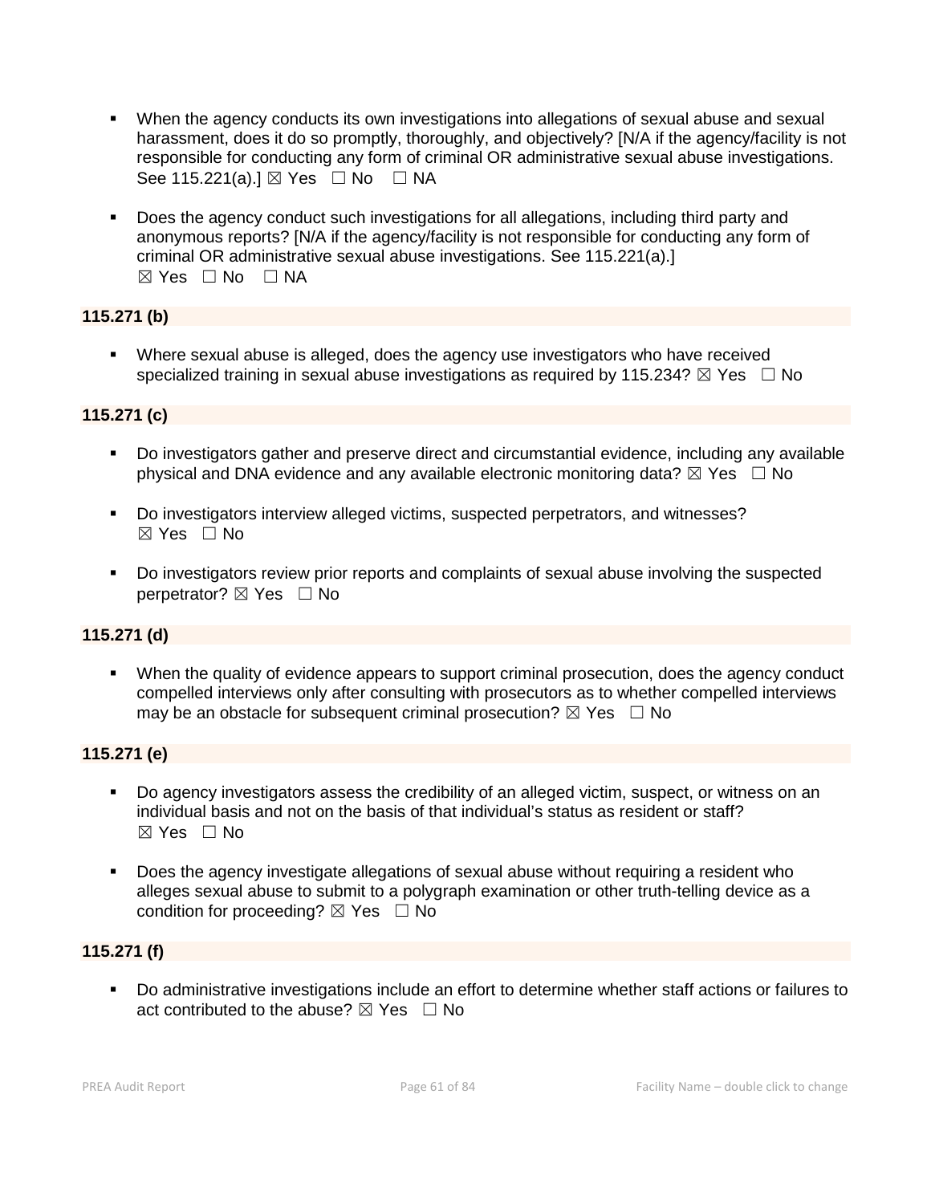- When the agency conducts its own investigations into allegations of sexual abuse and sexual harassment, does it do so promptly, thoroughly, and objectively? [N/A if the agency/facility is not responsible for conducting any form of criminal OR administrative sexual abuse investigations. See 115.221(a).] ☒ Yes ☐ No ☐ NA

- Does the agency conduct such investigations for all allegations, including third party and anonymous reports? [N/A if the agency/facility is not responsible for conducting any form of criminal OR administrative sexual abuse investigations. See 115.221(a).]
☒ Yes ☐ No ☐ NA

**115.271 (b)**

- Where sexual abuse is alleged, does the agency use investigators who have received specialized training in sexual abuse investigations as required by 115.234? ☒ Yes ☐ No

**115.271 (c)**

- Do investigators gather and preserve direct and circumstantial evidence, including any available physical and DNA evidence and any available electronic monitoring data? ☒ Yes ☐ No

- Do investigators interview alleged victims, suspected perpetrators, and witnesses?
☒ Yes ☐ No

- Do investigators review prior reports and complaints of sexual abuse involving the suspected perpetrator? ☒ Yes ☐ No

**115.271 (d)**

- When the quality of evidence appears to support criminal prosecution, does the agency conduct compelled interviews only after consulting with prosecutors as to whether compelled interviews may be an obstacle for subsequent criminal prosecution? ☒ Yes ☐ No

**115.271 (e)**

- Do agency investigators assess the credibility of an alleged victim, suspect, or witness on an individual basis and not on the basis of that individual's status as resident or staff?
☒ Yes ☐ No

- Does the agency investigate allegations of sexual abuse without requiring a resident who alleges sexual abuse to submit to a polygraph examination or other truth-telling device as a condition for proceeding? ☒ Yes ☐ No

**115.271 (f)**

- Do administrative investigations include an effort to determine whether staff actions or failures to act contributed to the abuse? ☒ Yes ☐ No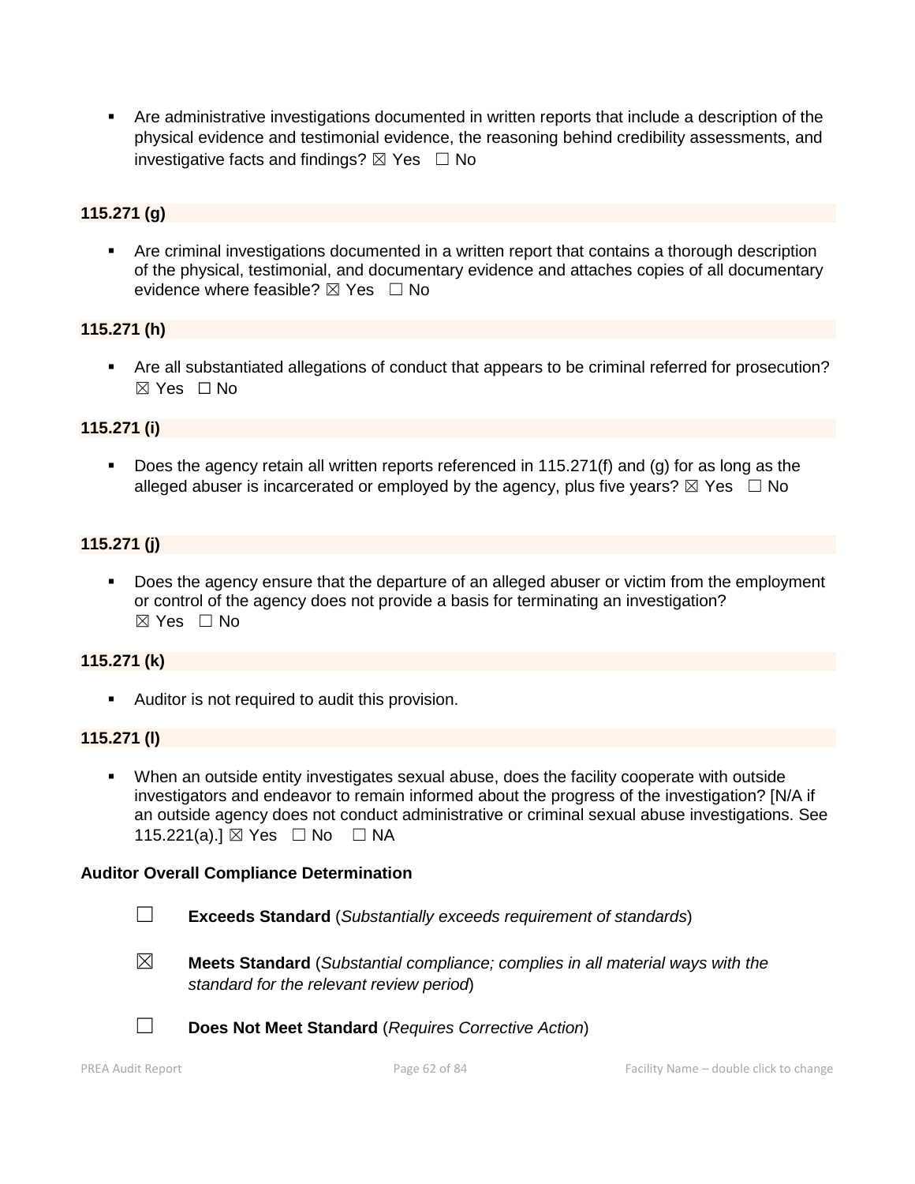- Are administrative investigations documented in written reports that include a description of the physical evidence and testimonial evidence, the reasoning behind credibility assessments, and investigative facts and findings? ☒ Yes ☐ No

**115.271 (g)**

- Are criminal investigations documented in a written report that contains a thorough description of the physical, testimonial, and documentary evidence and attaches copies of all documentary evidence where feasible? ☒ Yes ☐ No

**115.271 (h)**

- Are all substantiated allegations of conduct that appears to be criminal referred for prosecution? ☒ Yes ☐ No

**115.271 (i)**

- Does the agency retain all written reports referenced in 115.271(f) and (g) for as long as the alleged abuser is incarcerated or employed by the agency, plus five years? ☒ Yes ☐ No

**115.271 (j)**

- Does the agency ensure that the departure of an alleged abuser or victim from the employment or control of the agency does not provide a basis for terminating an investigation? ☒ Yes ☐ No

**115.271 (k)**

- Auditor is not required to audit this provision.

**115.271 (l)**

- When an outside entity investigates sexual abuse, does the facility cooperate with outside investigators and endeavor to remain informed about the progress of the investigation? [N/A if an outside agency does not conduct administrative or criminal sexual abuse investigations. See 115.221(a).] ☒ Yes ☐ No ☐ NA

**Auditor Overall Compliance Determination**

☐ **Exceeds Standard** (*Substantially exceeds requirement of standards*)

☒ **Meets Standard** (*Substantial compliance; complies in all material ways with the standard for the relevant review period*)

☐ **Does Not Meet Standard** (*Requires Corrective Action*)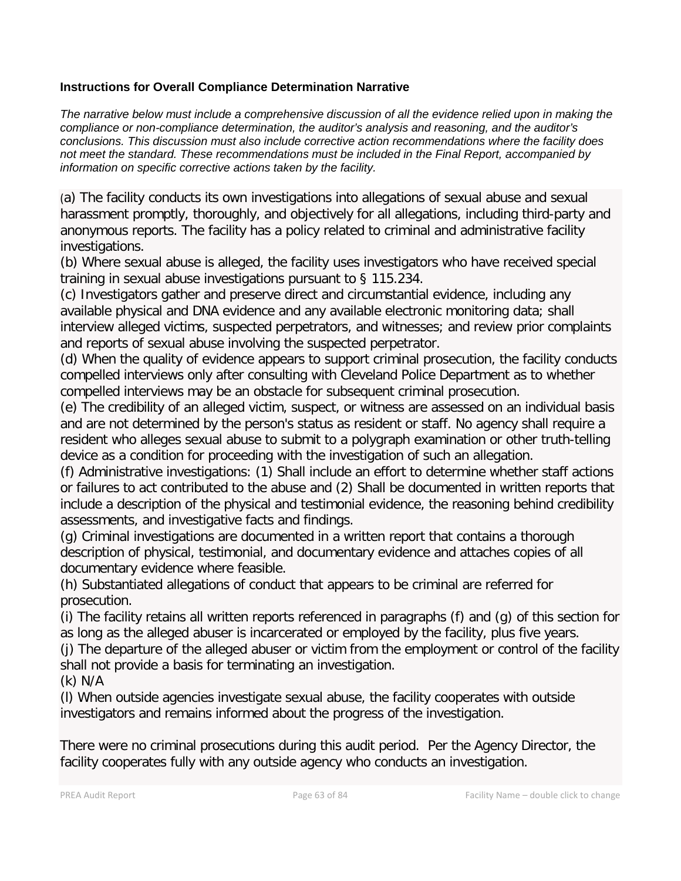**Instructions for Overall Compliance Determination Narrative**

*The narrative below must include a comprehensive discussion of all the evidence relied upon in making the compliance or non-compliance determination, the auditor's analysis and reasoning, and the auditor's conclusions. This discussion must also include corrective action recommendations where the facility does not meet the standard. These recommendations must be included in the Final Report, accompanied by information on specific corrective actions taken by the facility.*

(a) The facility conducts its own investigations into allegations of sexual abuse and sexual harassment promptly, thoroughly, and objectively for all allegations, including third-party and anonymous reports. The facility has a policy related to criminal and administrative facility investigations.
(b) Where sexual abuse is alleged, the facility uses investigators who have received special training in sexual abuse investigations pursuant to § 115.234.
(c) Investigators gather and preserve direct and circumstantial evidence, including any available physical and DNA evidence and any available electronic monitoring data; shall interview alleged victims, suspected perpetrators, and witnesses; and review prior complaints and reports of sexual abuse involving the suspected perpetrator.
(d) When the quality of evidence appears to support criminal prosecution, the facility conducts compelled interviews only after consulting with Cleveland Police Department as to whether compelled interviews may be an obstacle for subsequent criminal prosecution.
(e) The credibility of an alleged victim, suspect, or witness are assessed on an individual basis and are not determined by the person's status as resident or staff. No agency shall require a resident who alleges sexual abuse to submit to a polygraph examination or other truth-telling device as a condition for proceeding with the investigation of such an allegation.
(f) Administrative investigations: (1) Shall include an effort to determine whether staff actions or failures to act contributed to the abuse and (2) Shall be documented in written reports that include a description of the physical and testimonial evidence, the reasoning behind credibility assessments, and investigative facts and findings.
(g) Criminal investigations are documented in a written report that contains a thorough description of physical, testimonial, and documentary evidence and attaches copies of all documentary evidence where feasible.
(h) Substantiated allegations of conduct that appears to be criminal are referred for prosecution.
(i) The facility retains all written reports referenced in paragraphs (f) and (g) of this section for as long as the alleged abuser is incarcerated or employed by the facility, plus five years.
(j) The departure of the alleged abuser or victim from the employment or control of the facility shall not provide a basis for terminating an investigation.
(k) N/A
(l) When outside agencies investigate sexual abuse, the facility cooperates with outside investigators and remains informed about the progress of the investigation.

There were no criminal prosecutions during this audit period. Per the Agency Director, the facility cooperates fully with any outside agency who conducts an investigation.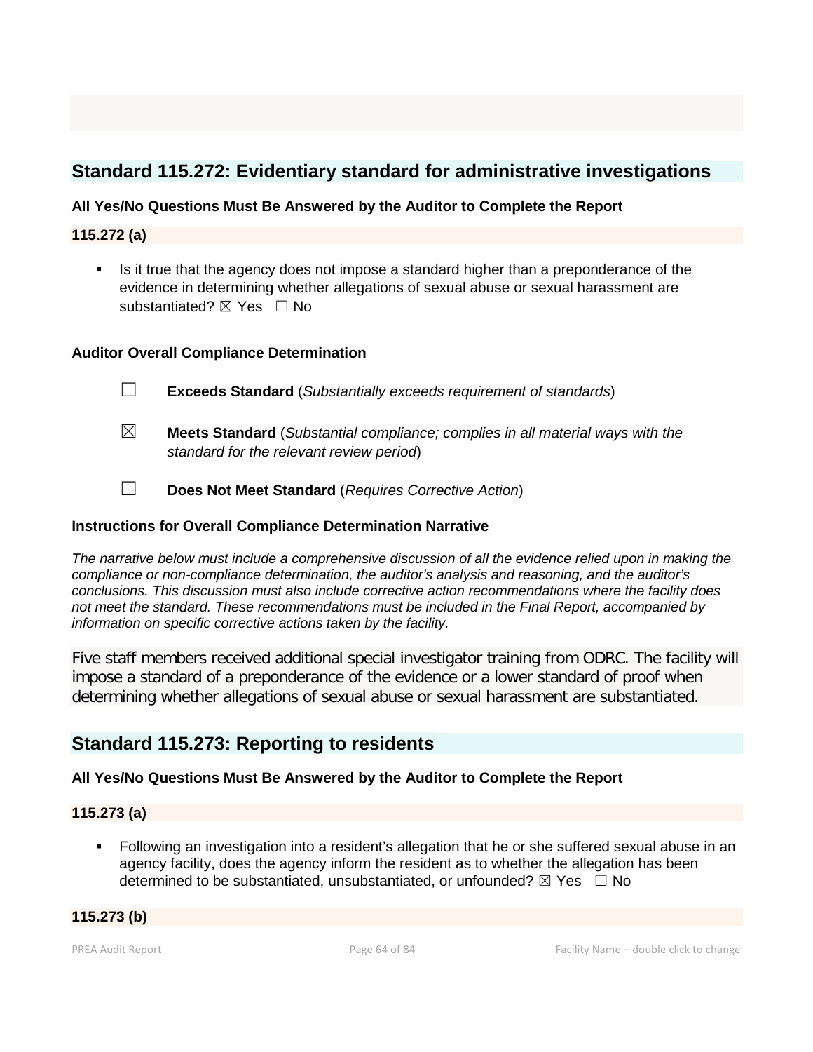## Standard 115.272: Evidentiary standard for administrative investigations

**All Yes/No Questions Must Be Answered by the Auditor to Complete the Report**

**115.272 (a)**

- Is it true that the agency does not impose a standard higher than a preponderance of the evidence in determining whether allegations of sexual abuse or sexual harassment are substantiated? ☒ Yes ☐ No

**Auditor Overall Compliance Determination**

☐ **Exceeds Standard** (*Substantially exceeds requirement of standards*)

☒ **Meets Standard** (*Substantial compliance; complies in all material ways with the standard for the relevant review period*)

☐ **Does Not Meet Standard** (*Requires Corrective Action*)

**Instructions for Overall Compliance Determination Narrative**

*The narrative below must include a comprehensive discussion of all the evidence relied upon in making the compliance or non-compliance determination, the auditor's analysis and reasoning, and the auditor's conclusions. This discussion must also include corrective action recommendations where the facility does not meet the standard. These recommendations must be included in the Final Report, accompanied by information on specific corrective actions taken by the facility.*

Five staff members received additional special investigator training from ODRC. The facility will impose a standard of a preponderance of the evidence or a lower standard of proof when determining whether allegations of sexual abuse or sexual harassment are substantiated.

## Standard 115.273: Reporting to residents

**All Yes/No Questions Must Be Answered by the Auditor to Complete the Report**

**115.273 (a)**

- Following an investigation into a resident's allegation that he or she suffered sexual abuse in an agency facility, does the agency inform the resident as to whether the allegation has been determined to be substantiated, unsubstantiated, or unfounded? ☒ Yes ☐ No

**115.273 (b)**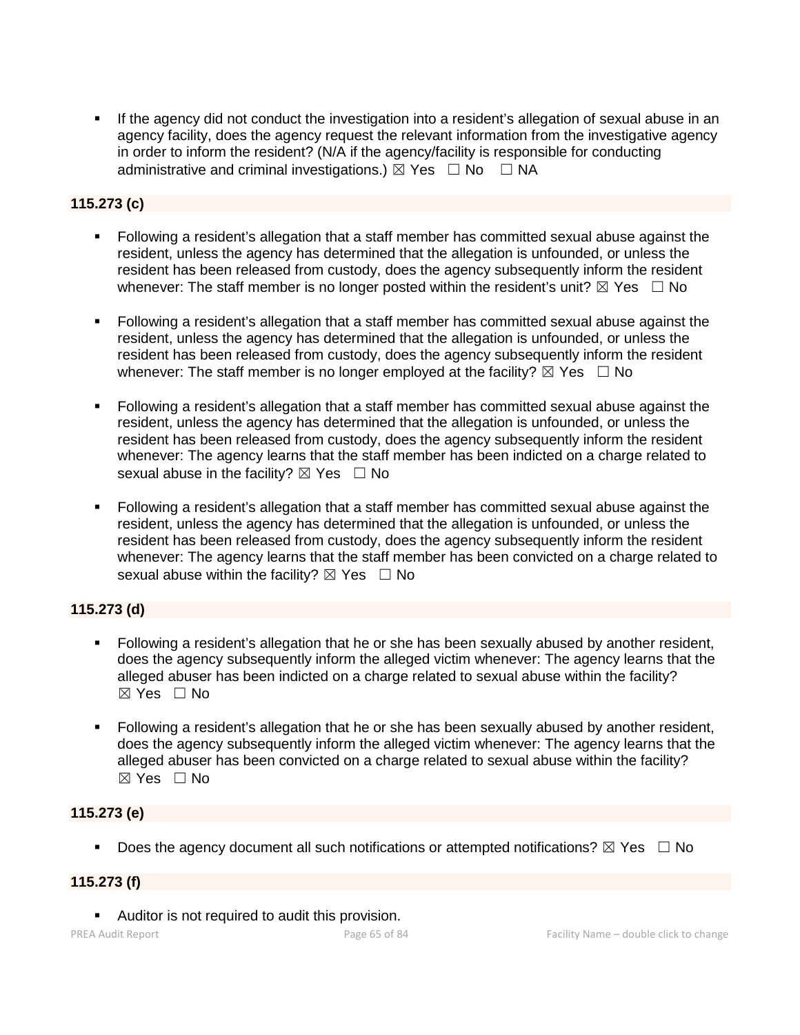- If the agency did not conduct the investigation into a resident's allegation of sexual abuse in an agency facility, does the agency request the relevant information from the investigative agency in order to inform the resident? (N/A if the agency/facility is responsible for conducting administrative and criminal investigations.) ☒ Yes ☐ No ☐ NA

**115.273 (c)**

- Following a resident's allegation that a staff member has committed sexual abuse against the resident, unless the agency has determined that the allegation is unfounded, or unless the resident has been released from custody, does the agency subsequently inform the resident whenever: The staff member is no longer posted within the resident's unit? ☒ Yes ☐ No

- Following a resident's allegation that a staff member has committed sexual abuse against the resident, unless the agency has determined that the allegation is unfounded, or unless the resident has been released from custody, does the agency subsequently inform the resident whenever: The staff member is no longer employed at the facility? ☒ Yes ☐ No

- Following a resident's allegation that a staff member has committed sexual abuse against the resident, unless the agency has determined that the allegation is unfounded, or unless the resident has been released from custody, does the agency subsequently inform the resident whenever: The agency learns that the staff member has been indicted on a charge related to sexual abuse in the facility? ☒ Yes ☐ No

- Following a resident's allegation that a staff member has committed sexual abuse against the resident, unless the agency has determined that the allegation is unfounded, or unless the resident has been released from custody, does the agency subsequently inform the resident whenever: The agency learns that the staff member has been convicted on a charge related to sexual abuse within the facility? ☒ Yes ☐ No

**115.273 (d)**

- Following a resident's allegation that he or she has been sexually abused by another resident, does the agency subsequently inform the alleged victim whenever: The agency learns that the alleged abuser has been indicted on a charge related to sexual abuse within the facility? ☒ Yes ☐ No

- Following a resident's allegation that he or she has been sexually abused by another resident, does the agency subsequently inform the alleged victim whenever: The agency learns that the alleged abuser has been convicted on a charge related to sexual abuse within the facility? ☒ Yes ☐ No

**115.273 (e)**

- Does the agency document all such notifications or attempted notifications? ☒ Yes ☐ No

**115.273 (f)**

- Auditor is not required to audit this provision.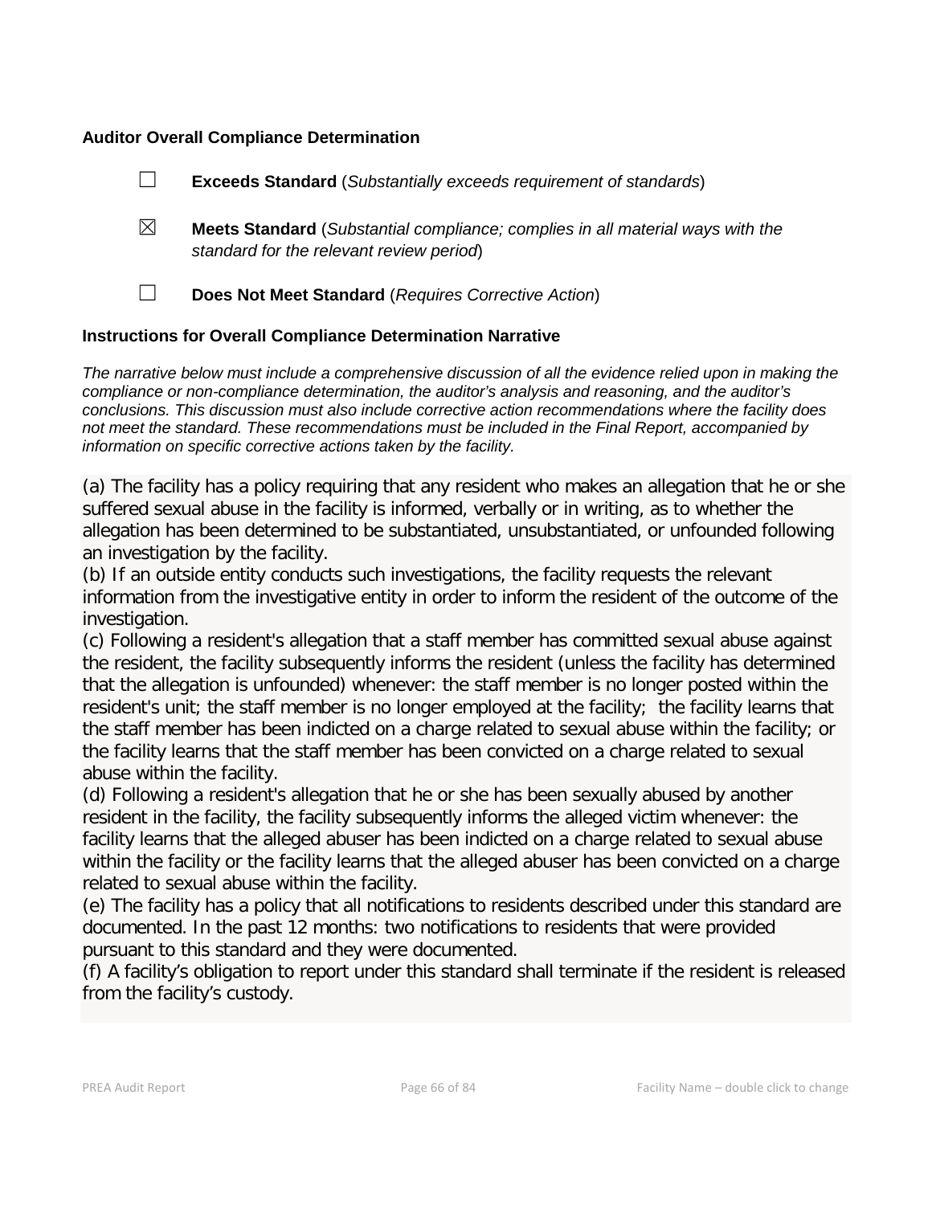**Auditor Overall Compliance Determination**

☐ **Exceeds Standard** (*Substantially exceeds requirement of standards*)

☒ **Meets Standard** (*Substantial compliance; complies in all material ways with the standard for the relevant review period*)

☐ **Does Not Meet Standard** (*Requires Corrective Action*)

**Instructions for Overall Compliance Determination Narrative**

*The narrative below must include a comprehensive discussion of all the evidence relied upon in making the compliance or non-compliance determination, the auditor's analysis and reasoning, and the auditor's conclusions. This discussion must also include corrective action recommendations where the facility does not meet the standard. These recommendations must be included in the Final Report, accompanied by information on specific corrective actions taken by the facility.*

(a) The facility has a policy requiring that any resident who makes an allegation that he or she suffered sexual abuse in the facility is informed, verbally or in writing, as to whether the allegation has been determined to be substantiated, unsubstantiated, or unfounded following an investigation by the facility.
(b) If an outside entity conducts such investigations, the facility requests the relevant information from the investigative entity in order to inform the resident of the outcome of the investigation.
(c) Following a resident's allegation that a staff member has committed sexual abuse against the resident, the facility subsequently informs the resident (unless the facility has determined that the allegation is unfounded) whenever: the staff member is no longer posted within the resident's unit; the staff member is no longer employed at the facility; the facility learns that the staff member has been indicted on a charge related to sexual abuse within the facility; or the facility learns that the staff member has been convicted on a charge related to sexual abuse within the facility.
(d) Following a resident's allegation that he or she has been sexually abused by another resident in the facility, the facility subsequently informs the alleged victim whenever: the facility learns that the alleged abuser has been indicted on a charge related to sexual abuse within the facility or the facility learns that the alleged abuser has been convicted on a charge related to sexual abuse within the facility.
(e) The facility has a policy that all notifications to residents described under this standard are documented. In the past 12 months: two notifications to residents that were provided pursuant to this standard and they were documented.
(f) A facility's obligation to report under this standard shall terminate if the resident is released from the facility's custody.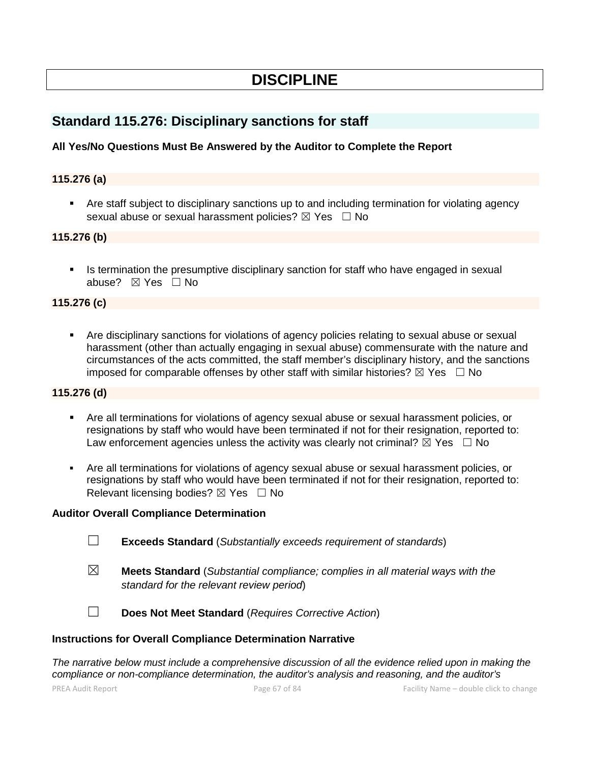# DISCIPLINE

## Standard 115.276: Disciplinary sanctions for staff

**All Yes/No Questions Must Be Answered by the Auditor to Complete the Report**

### 115.276 (a)

- Are staff subject to disciplinary sanctions up to and including termination for violating agency sexual abuse or sexual harassment policies? ☒ Yes ☐ No

### 115.276 (b)

- Is termination the presumptive disciplinary sanction for staff who have engaged in sexual abuse? ☒ Yes ☐ No

### 115.276 (c)

- Are disciplinary sanctions for violations of agency policies relating to sexual abuse or sexual harassment (other than actually engaging in sexual abuse) commensurate with the nature and circumstances of the acts committed, the staff member's disciplinary history, and the sanctions imposed for comparable offenses by other staff with similar histories? ☒ Yes ☐ No

### 115.276 (d)

- Are all terminations for violations of agency sexual abuse or sexual harassment policies, or resignations by staff who would have been terminated if not for their resignation, reported to: Law enforcement agencies unless the activity was clearly not criminal? ☒ Yes ☐ No
- Are all terminations for violations of agency sexual abuse or sexual harassment policies, or resignations by staff who would have been terminated if not for their resignation, reported to: Relevant licensing bodies? ☒ Yes ☐ No

**Auditor Overall Compliance Determination**

☐ **Exceeds Standard** (*Substantially exceeds requirement of standards*)

☒ **Meets Standard** (*Substantial compliance; complies in all material ways with the standard for the relevant review period*)

☐ **Does Not Meet Standard** (*Requires Corrective Action*)

**Instructions for Overall Compliance Determination Narrative**

*The narrative below must include a comprehensive discussion of all the evidence relied upon in making the compliance or non-compliance determination, the auditor's analysis and reasoning, and the auditor's*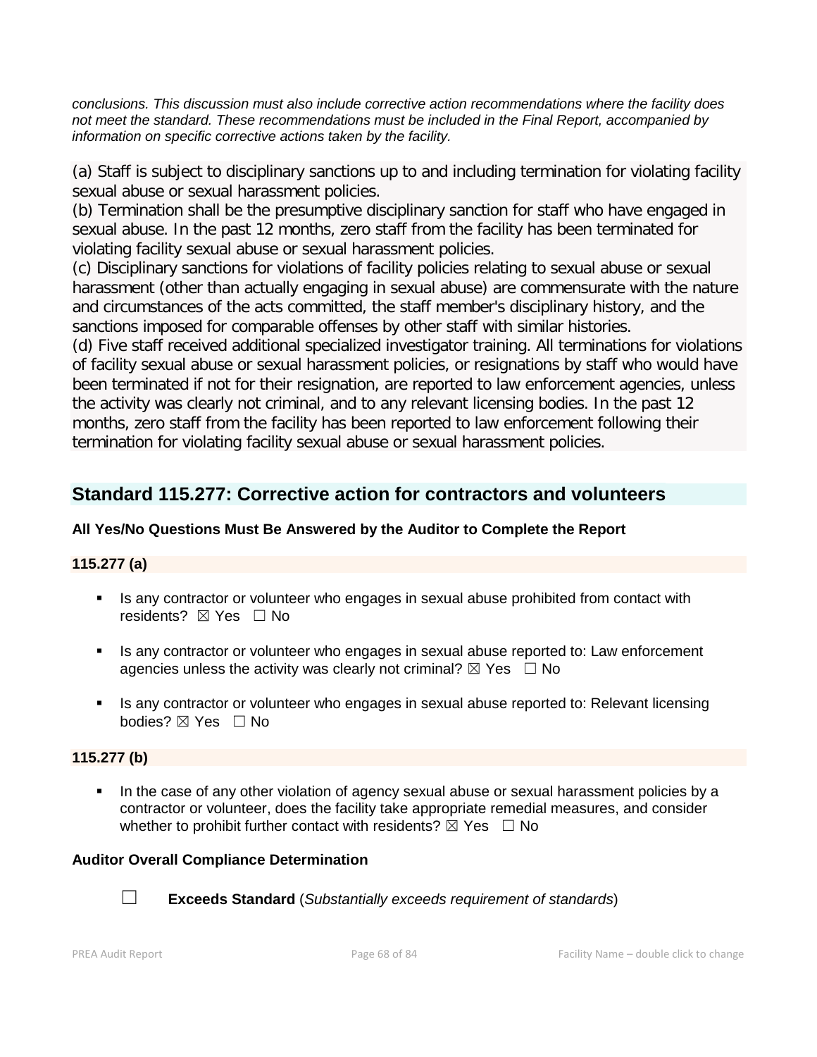*conclusions. This discussion must also include corrective action recommendations where the facility does not meet the standard. These recommendations must be included in the Final Report, accompanied by information on specific corrective actions taken by the facility.*

(a) Staff is subject to disciplinary sanctions up to and including termination for violating facility sexual abuse or sexual harassment policies.
(b) Termination shall be the presumptive disciplinary sanction for staff who have engaged in sexual abuse. In the past 12 months, zero staff from the facility has been terminated for violating facility sexual abuse or sexual harassment policies.
(c) Disciplinary sanctions for violations of facility policies relating to sexual abuse or sexual harassment (other than actually engaging in sexual abuse) are commensurate with the nature and circumstances of the acts committed, the staff member's disciplinary history, and the sanctions imposed for comparable offenses by other staff with similar histories.
(d) Five staff received additional specialized investigator training. All terminations for violations of facility sexual abuse or sexual harassment policies, or resignations by staff who would have been terminated if not for their resignation, are reported to law enforcement agencies, unless the activity was clearly not criminal, and to any relevant licensing bodies. In the past 12 months, zero staff from the facility has been reported to law enforcement following their termination for violating facility sexual abuse or sexual harassment policies.

## Standard 115.277: Corrective action for contractors and volunteers

**All Yes/No Questions Must Be Answered by the Auditor to Complete the Report**

**115.277 (a)**

- Is any contractor or volunteer who engages in sexual abuse prohibited from contact with residents? ☒ Yes ☐ No
- Is any contractor or volunteer who engages in sexual abuse reported to: Law enforcement agencies unless the activity was clearly not criminal? ☒ Yes ☐ No
- Is any contractor or volunteer who engages in sexual abuse reported to: Relevant licensing bodies? ☒ Yes ☐ No

**115.277 (b)**

- In the case of any other violation of agency sexual abuse or sexual harassment policies by a contractor or volunteer, does the facility take appropriate remedial measures, and consider whether to prohibit further contact with residents? ☒ Yes ☐ No

**Auditor Overall Compliance Determination**

☐ **Exceeds Standard** (*Substantially exceeds requirement of standards*)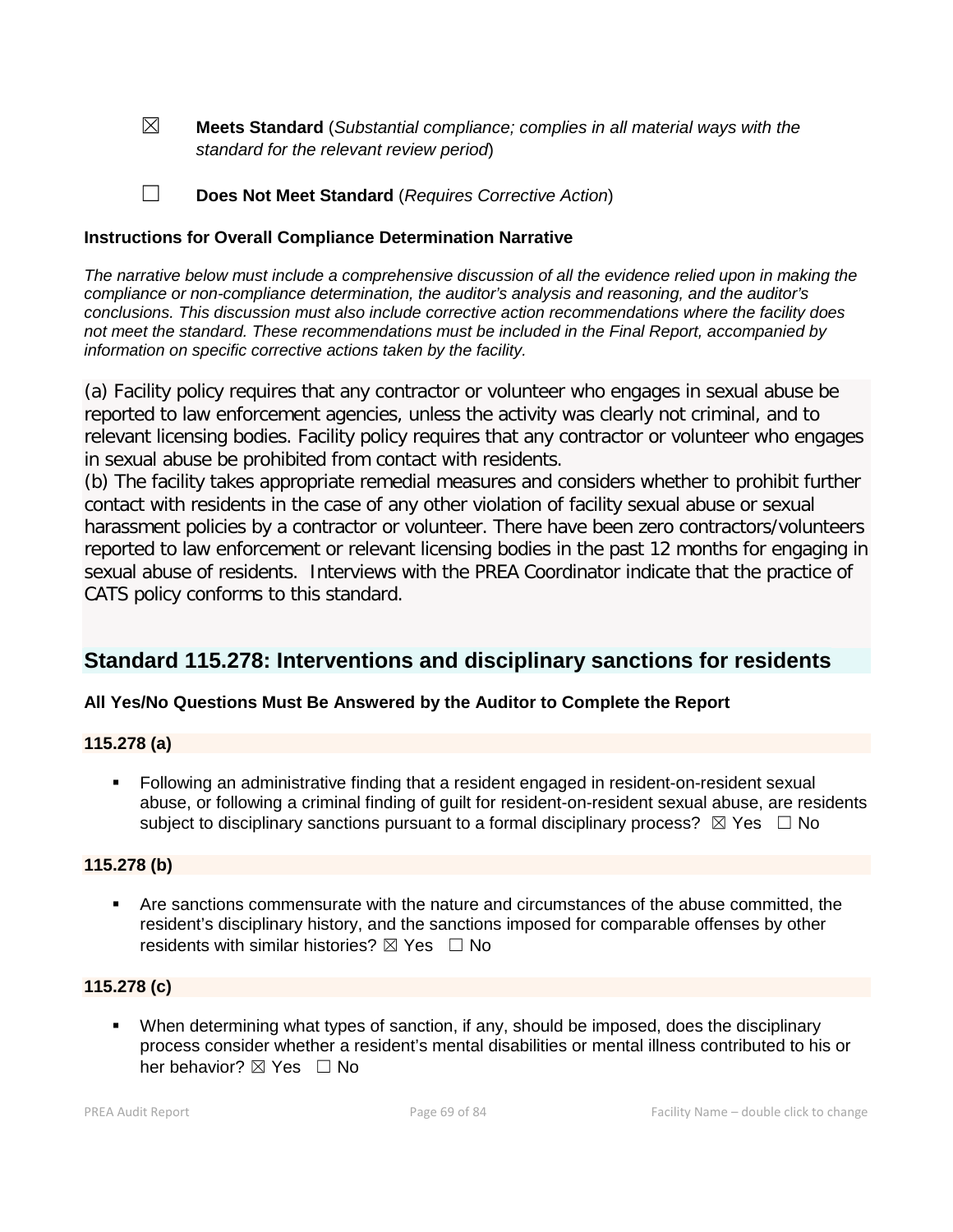☒ **Meets Standard** (*Substantial compliance; complies in all material ways with the standard for the relevant review period*)

☐ **Does Not Meet Standard** (*Requires Corrective Action*)

**Instructions for Overall Compliance Determination Narrative**

*The narrative below must include a comprehensive discussion of all the evidence relied upon in making the compliance or non-compliance determination, the auditor's analysis and reasoning, and the auditor's conclusions. This discussion must also include corrective action recommendations where the facility does not meet the standard. These recommendations must be included in the Final Report, accompanied by information on specific corrective actions taken by the facility.*

(a) Facility policy requires that any contractor or volunteer who engages in sexual abuse be reported to law enforcement agencies, unless the activity was clearly not criminal, and to relevant licensing bodies. Facility policy requires that any contractor or volunteer who engages in sexual abuse be prohibited from contact with residents.
(b) The facility takes appropriate remedial measures and considers whether to prohibit further contact with residents in the case of any other violation of facility sexual abuse or sexual harassment policies by a contractor or volunteer. There have been zero contractors/volunteers reported to law enforcement or relevant licensing bodies in the past 12 months for engaging in sexual abuse of residents. Interviews with the PREA Coordinator indicate that the practice of CATS policy conforms to this standard.

## Standard 115.278: Interventions and disciplinary sanctions for residents

**All Yes/No Questions Must Be Answered by the Auditor to Complete the Report**

**115.278 (a)**

- Following an administrative finding that a resident engaged in resident-on-resident sexual abuse, or following a criminal finding of guilt for resident-on-resident sexual abuse, are residents subject to disciplinary sanctions pursuant to a formal disciplinary process? ☒ Yes ☐ No

**115.278 (b)**

- Are sanctions commensurate with the nature and circumstances of the abuse committed, the resident's disciplinary history, and the sanctions imposed for comparable offenses by other residents with similar histories? ☒ Yes ☐ No

**115.278 (c)**

- When determining what types of sanction, if any, should be imposed, does the disciplinary process consider whether a resident's mental disabilities or mental illness contributed to his or her behavior? ☒ Yes ☐ No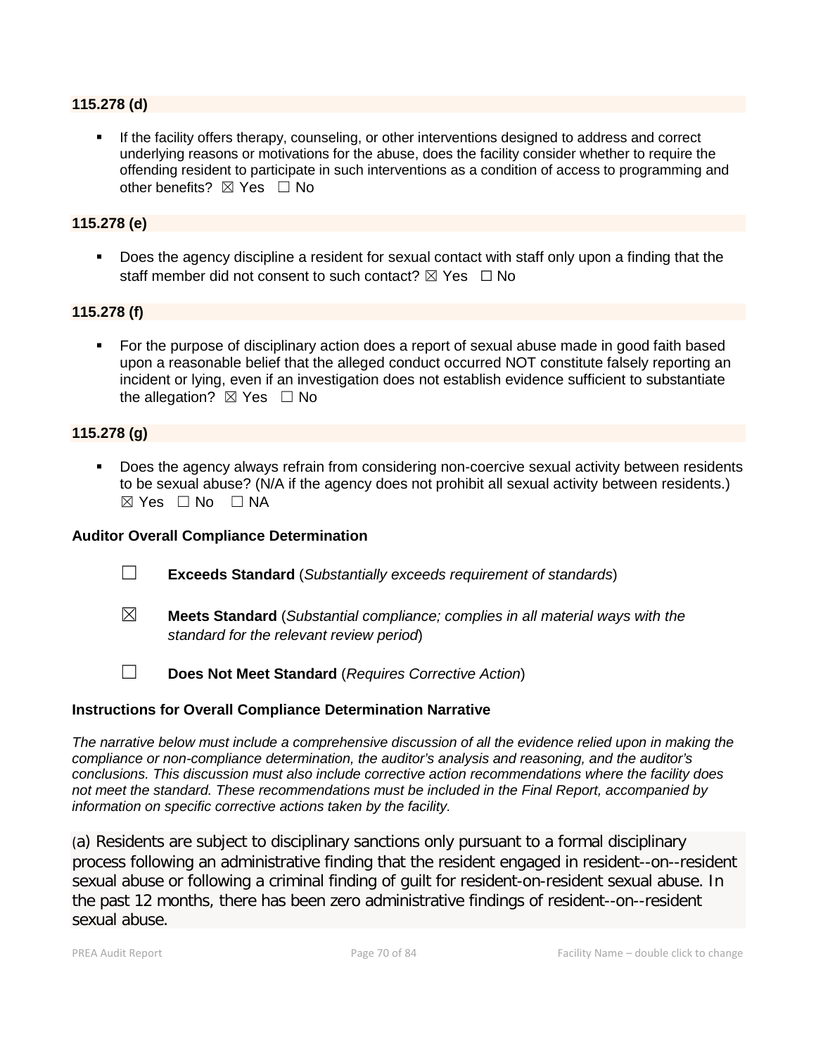**115.278 (d)**

- If the facility offers therapy, counseling, or other interventions designed to address and correct underlying reasons or motivations for the abuse, does the facility consider whether to require the offending resident to participate in such interventions as a condition of access to programming and other benefits? ☒ Yes ☐ No

**115.278 (e)**

- Does the agency discipline a resident for sexual contact with staff only upon a finding that the staff member did not consent to such contact? ☒ Yes ☐ No

**115.278 (f)**

- For the purpose of disciplinary action does a report of sexual abuse made in good faith based upon a reasonable belief that the alleged conduct occurred NOT constitute falsely reporting an incident or lying, even if an investigation does not establish evidence sufficient to substantiate the allegation? ☒ Yes ☐ No

**115.278 (g)**

- Does the agency always refrain from considering non-coercive sexual activity between residents to be sexual abuse? (N/A if the agency does not prohibit all sexual activity between residents.) ☒ Yes ☐ No ☐ NA

**Auditor Overall Compliance Determination**

☐ **Exceeds Standard** (*Substantially exceeds requirement of standards*)

☒ **Meets Standard** (*Substantial compliance; complies in all material ways with the standard for the relevant review period*)

☐ **Does Not Meet Standard** (*Requires Corrective Action*)

**Instructions for Overall Compliance Determination Narrative**

*The narrative below must include a comprehensive discussion of all the evidence relied upon in making the compliance or non-compliance determination, the auditor's analysis and reasoning, and the auditor's conclusions. This discussion must also include corrective action recommendations where the facility does not meet the standard. These recommendations must be included in the Final Report, accompanied by information on specific corrective actions taken by the facility.*

(a) Residents are subject to disciplinary sanctions only pursuant to a formal disciplinary process following an administrative finding that the resident engaged in resident--on--resident sexual abuse or following a criminal finding of guilt for resident-on-resident sexual abuse. In the past 12 months, there has been zero administrative findings of resident--on--resident sexual abuse.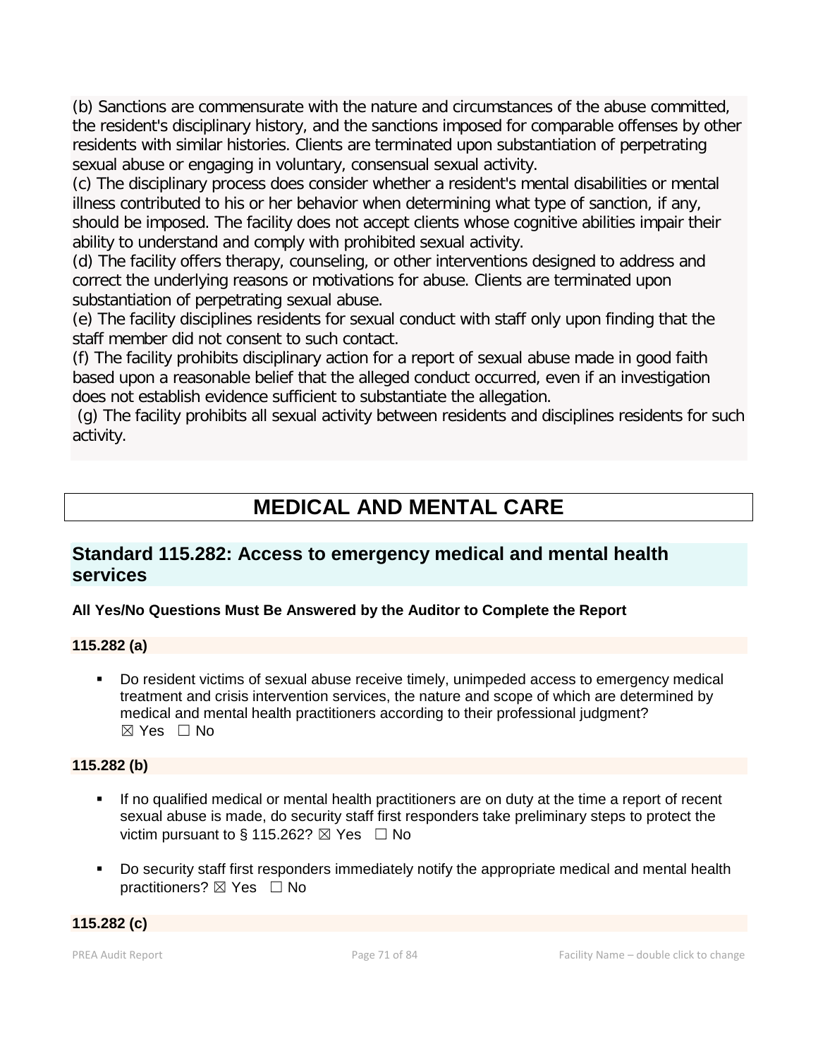(b) Sanctions are commensurate with the nature and circumstances of the abuse committed, the resident's disciplinary history, and the sanctions imposed for comparable offenses by other residents with similar histories. Clients are terminated upon substantiation of perpetrating sexual abuse or engaging in voluntary, consensual sexual activity.
(c) The disciplinary process does consider whether a resident's mental disabilities or mental illness contributed to his or her behavior when determining what type of sanction, if any, should be imposed. The facility does not accept clients whose cognitive abilities impair their ability to understand and comply with prohibited sexual activity.
(d) The facility offers therapy, counseling, or other interventions designed to address and correct the underlying reasons or motivations for abuse. Clients are terminated upon substantiation of perpetrating sexual abuse.
(e) The facility disciplines residents for sexual conduct with staff only upon finding that the staff member did not consent to such contact.
(f) The facility prohibits disciplinary action for a report of sexual abuse made in good faith based upon a reasonable belief that the alleged conduct occurred, even if an investigation does not establish evidence sufficient to substantiate the allegation.
(g) The facility prohibits all sexual activity between residents and disciplines residents for such activity.

# MEDICAL AND MENTAL CARE

## Standard 115.282: Access to emergency medical and mental health services

**All Yes/No Questions Must Be Answered by the Auditor to Complete the Report**

### 115.282 (a)

- Do resident victims of sexual abuse receive timely, unimpeded access to emergency medical treatment and crisis intervention services, the nature and scope of which are determined by medical and mental health practitioners according to their professional judgment?
  ☒ Yes ☐ No

### 115.282 (b)

- If no qualified medical or mental health practitioners are on duty at the time a report of recent sexual abuse is made, do security staff first responders take preliminary steps to protect the victim pursuant to § 115.262? ☒ Yes ☐ No

- Do security staff first responders immediately notify the appropriate medical and mental health practitioners? ☒ Yes ☐ No

### 115.282 (c)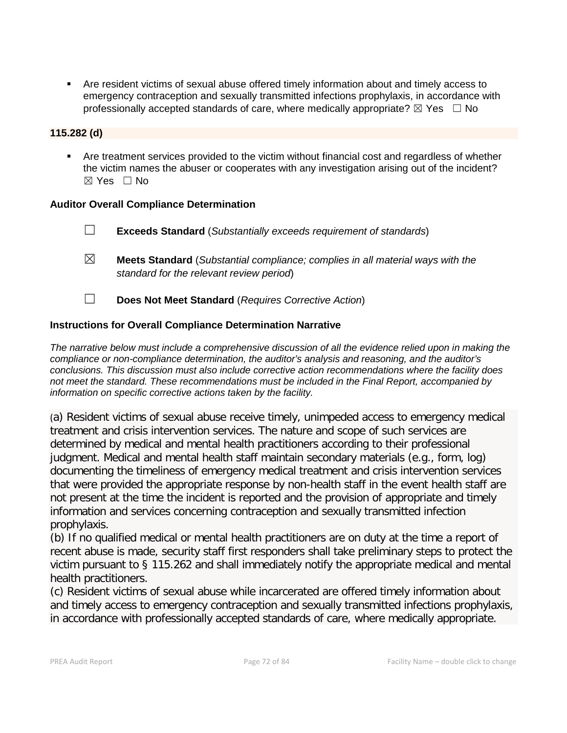- Are resident victims of sexual abuse offered timely information about and timely access to emergency contraception and sexually transmitted infections prophylaxis, in accordance with professionally accepted standards of care, where medically appropriate? ☒ Yes ☐ No

**115.282 (d)**

- Are treatment services provided to the victim without financial cost and regardless of whether the victim names the abuser or cooperates with any investigation arising out of the incident? ☒ Yes ☐ No

**Auditor Overall Compliance Determination**

☐ **Exceeds Standard** (*Substantially exceeds requirement of standards*)

☒ **Meets Standard** (*Substantial compliance; complies in all material ways with the standard for the relevant review period*)

☐ **Does Not Meet Standard** (*Requires Corrective Action*)

**Instructions for Overall Compliance Determination Narrative**

*The narrative below must include a comprehensive discussion of all the evidence relied upon in making the compliance or non-compliance determination, the auditor's analysis and reasoning, and the auditor's conclusions. This discussion must also include corrective action recommendations where the facility does not meet the standard. These recommendations must be included in the Final Report, accompanied by information on specific corrective actions taken by the facility.*

(a) Resident victims of sexual abuse receive timely, unimpeded access to emergency medical treatment and crisis intervention services. The nature and scope of such services are determined by medical and mental health practitioners according to their professional judgment. Medical and mental health staff maintain secondary materials (e.g., form, log) documenting the timeliness of emergency medical treatment and crisis intervention services that were provided the appropriate response by non-health staff in the event health staff are not present at the time the incident is reported and the provision of appropriate and timely information and services concerning contraception and sexually transmitted infection prophylaxis.
(b) If no qualified medical or mental health practitioners are on duty at the time a report of recent abuse is made, security staff first responders shall take preliminary steps to protect the victim pursuant to § 115.262 and shall immediately notify the appropriate medical and mental health practitioners.
(c) Resident victims of sexual abuse while incarcerated are offered timely information about and timely access to emergency contraception and sexually transmitted infections prophylaxis, in accordance with professionally accepted standards of care, where medically appropriate.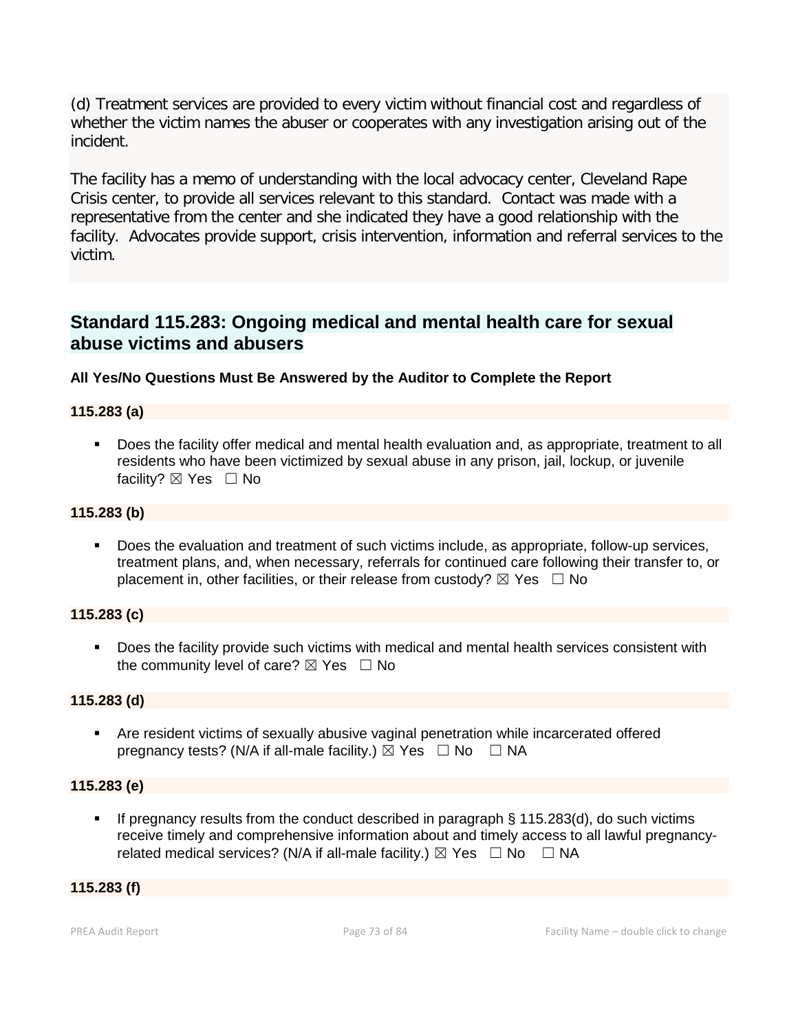(d) Treatment services are provided to every victim without financial cost and regardless of whether the victim names the abuser or cooperates with any investigation arising out of the incident.

The facility has a memo of understanding with the local advocacy center, Cleveland Rape Crisis center, to provide all services relevant to this standard. Contact was made with a representative from the center and she indicated they have a good relationship with the facility. Advocates provide support, crisis intervention, information and referral services to the victim.

## Standard 115.283: Ongoing medical and mental health care for sexual abuse victims and abusers

**All Yes/No Questions Must Be Answered by the Auditor to Complete the Report**

**115.283 (a)**

- Does the facility offer medical and mental health evaluation and, as appropriate, treatment to all residents who have been victimized by sexual abuse in any prison, jail, lockup, or juvenile facility? ☒ Yes ☐ No

**115.283 (b)**

- Does the evaluation and treatment of such victims include, as appropriate, follow-up services, treatment plans, and, when necessary, referrals for continued care following their transfer to, or placement in, other facilities, or their release from custody? ☒ Yes ☐ No

**115.283 (c)**

- Does the facility provide such victims with medical and mental health services consistent with the community level of care? ☒ Yes ☐ No

**115.283 (d)**

- Are resident victims of sexually abusive vaginal penetration while incarcerated offered pregnancy tests? (N/A if all-male facility.) ☒ Yes ☐ No ☐ NA

**115.283 (e)**

- If pregnancy results from the conduct described in paragraph § 115.283(d), do such victims receive timely and comprehensive information about and timely access to all lawful pregnancy-related medical services? (N/A if all-male facility.) ☒ Yes ☐ No ☐ NA

**115.283 (f)**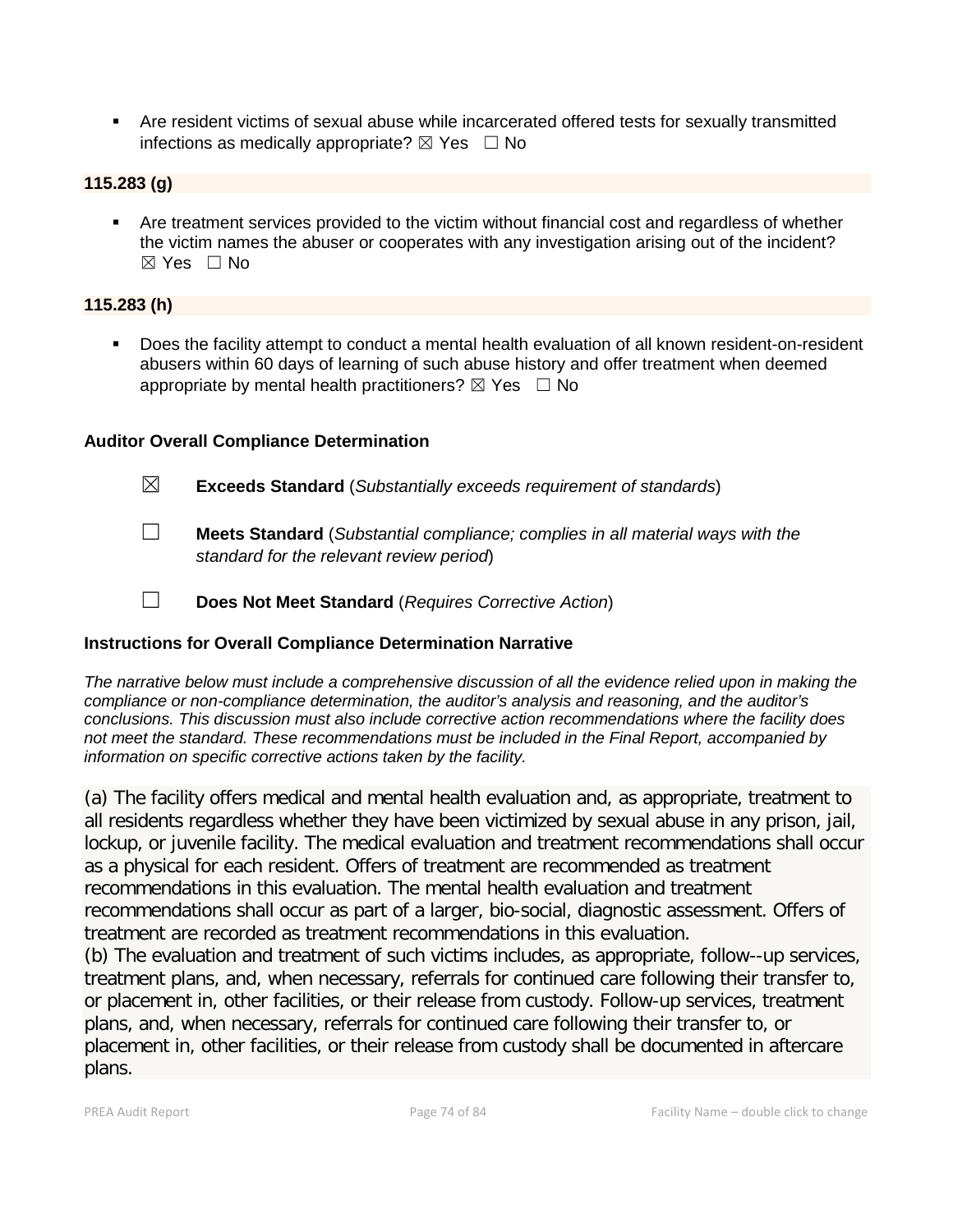- Are resident victims of sexual abuse while incarcerated offered tests for sexually transmitted infections as medically appropriate? ☒ Yes ☐ No

**115.283 (g)**

- Are treatment services provided to the victim without financial cost and regardless of whether the victim names the abuser or cooperates with any investigation arising out of the incident? ☒ Yes ☐ No

**115.283 (h)**

- Does the facility attempt to conduct a mental health evaluation of all known resident-on-resident abusers within 60 days of learning of such abuse history and offer treatment when deemed appropriate by mental health practitioners? ☒ Yes ☐ No

**Auditor Overall Compliance Determination**

☒ **Exceeds Standard** (*Substantially exceeds requirement of standards*)

☐ **Meets Standard** (*Substantial compliance; complies in all material ways with the standard for the relevant review period*)

☐ **Does Not Meet Standard** (*Requires Corrective Action*)

**Instructions for Overall Compliance Determination Narrative**

*The narrative below must include a comprehensive discussion of all the evidence relied upon in making the compliance or non-compliance determination, the auditor's analysis and reasoning, and the auditor's conclusions. This discussion must also include corrective action recommendations where the facility does not meet the standard. These recommendations must be included in the Final Report, accompanied by information on specific corrective actions taken by the facility.*

(a) The facility offers medical and mental health evaluation and, as appropriate, treatment to all residents regardless whether they have been victimized by sexual abuse in any prison, jail, lockup, or juvenile facility. The medical evaluation and treatment recommendations shall occur as a physical for each resident. Offers of treatment are recommended as treatment recommendations in this evaluation. The mental health evaluation and treatment recommendations shall occur as part of a larger, bio-social, diagnostic assessment. Offers of treatment are recorded as treatment recommendations in this evaluation.
(b) The evaluation and treatment of such victims includes, as appropriate, follow--up services, treatment plans, and, when necessary, referrals for continued care following their transfer to, or placement in, other facilities, or their release from custody. Follow-up services, treatment plans, and, when necessary, referrals for continued care following their transfer to, or placement in, other facilities, or their release from custody shall be documented in aftercare plans.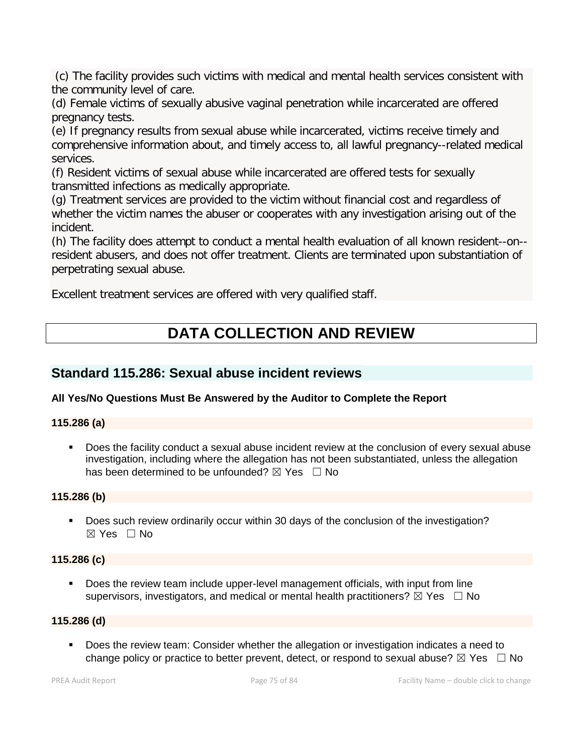(c) The facility provides such victims with medical and mental health services consistent with the community level of care.
(d) Female victims of sexually abusive vaginal penetration while incarcerated are offered pregnancy tests.
(e) If pregnancy results from sexual abuse while incarcerated, victims receive timely and comprehensive information about, and timely access to, all lawful pregnancy--related medical services.
(f) Resident victims of sexual abuse while incarcerated are offered tests for sexually transmitted infections as medically appropriate.
(g) Treatment services are provided to the victim without financial cost and regardless of whether the victim names the abuser or cooperates with any investigation arising out of the incident.
(h) The facility does attempt to conduct a mental health evaluation of all known resident--on--resident abusers, and does not offer treatment. Clients are terminated upon substantiation of perpetrating sexual abuse.

Excellent treatment services are offered with very qualified staff.

# DATA COLLECTION AND REVIEW

## Standard 115.286: Sexual abuse incident reviews

**All Yes/No Questions Must Be Answered by the Auditor to Complete the Report**

**115.286 (a)**

- Does the facility conduct a sexual abuse incident review at the conclusion of every sexual abuse investigation, including where the allegation has not been substantiated, unless the allegation has been determined to be unfounded? ☒ Yes ☐ No

**115.286 (b)**

- Does such review ordinarily occur within 30 days of the conclusion of the investigation? ☒ Yes ☐ No

**115.286 (c)**

- Does the review team include upper-level management officials, with input from line supervisors, investigators, and medical or mental health practitioners? ☒ Yes ☐ No

**115.286 (d)**

- Does the review team: Consider whether the allegation or investigation indicates a need to change policy or practice to better prevent, detect, or respond to sexual abuse? ☒ Yes ☐ No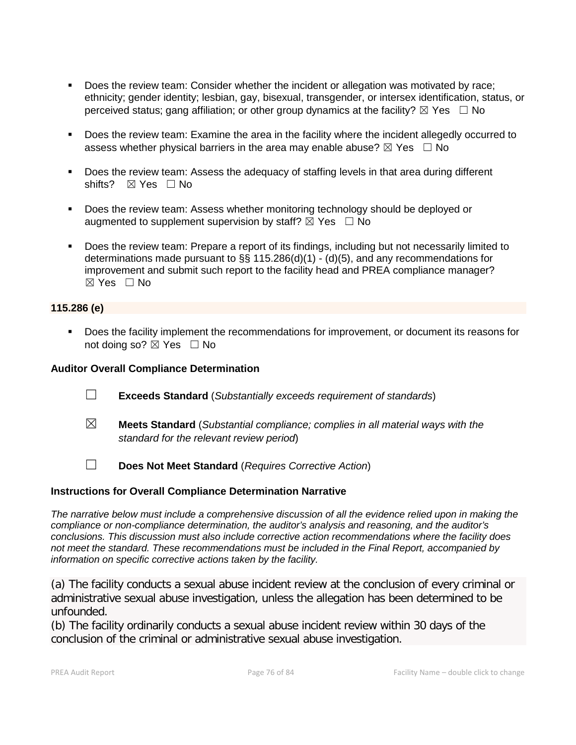- Does the review team: Consider whether the incident or allegation was motivated by race; ethnicity; gender identity; lesbian, gay, bisexual, transgender, or intersex identification, status, or perceived status; gang affiliation; or other group dynamics at the facility? ☒ Yes ☐ No

- Does the review team: Examine the area in the facility where the incident allegedly occurred to assess whether physical barriers in the area may enable abuse? ☒ Yes ☐ No

- Does the review team: Assess the adequacy of staffing levels in that area during different shifts? ☒ Yes ☐ No

- Does the review team: Assess whether monitoring technology should be deployed or augmented to supplement supervision by staff? ☒ Yes ☐ No

- Does the review team: Prepare a report of its findings, including but not necessarily limited to determinations made pursuant to §§ 115.286(d)(1) - (d)(5), and any recommendations for improvement and submit such report to the facility head and PREA compliance manager? ☒ Yes ☐ No

**115.286 (e)**

- Does the facility implement the recommendations for improvement, or document its reasons for not doing so? ☒ Yes ☐ No

**Auditor Overall Compliance Determination**

☐ **Exceeds Standard** (*Substantially exceeds requirement of standards*)

☒ **Meets Standard** (*Substantial compliance; complies in all material ways with the standard for the relevant review period*)

☐ **Does Not Meet Standard** (*Requires Corrective Action*)

**Instructions for Overall Compliance Determination Narrative**

*The narrative below must include a comprehensive discussion of all the evidence relied upon in making the compliance or non-compliance determination, the auditor's analysis and reasoning, and the auditor's conclusions. This discussion must also include corrective action recommendations where the facility does not meet the standard. These recommendations must be included in the Final Report, accompanied by information on specific corrective actions taken by the facility.*

(a) The facility conducts a sexual abuse incident review at the conclusion of every criminal or administrative sexual abuse investigation, unless the allegation has been determined to be unfounded.
(b) The facility ordinarily conducts a sexual abuse incident review within 30 days of the conclusion of the criminal or administrative sexual abuse investigation.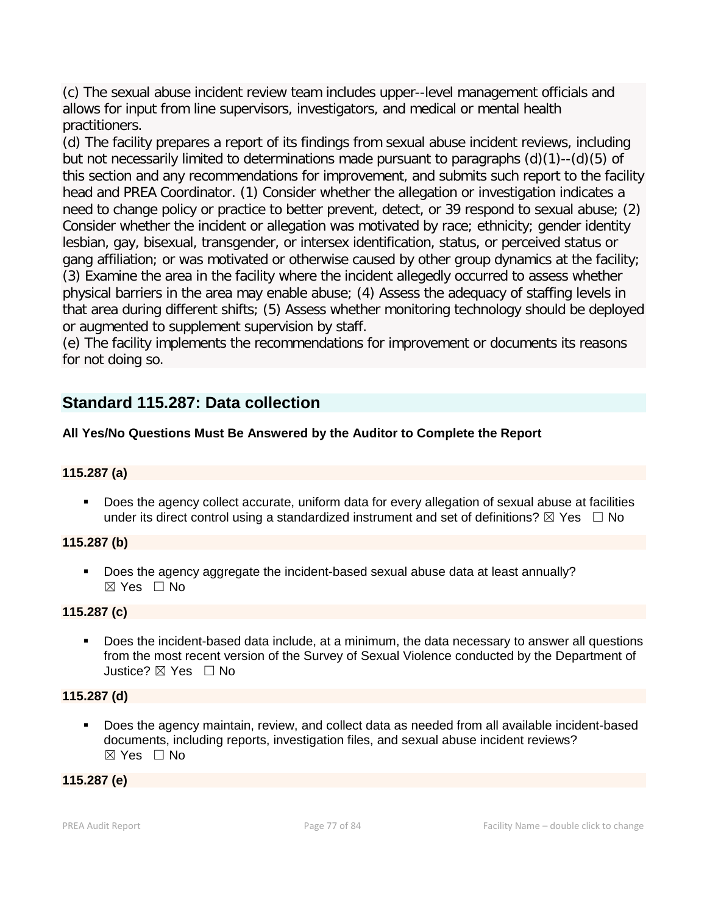(c) The sexual abuse incident review team includes upper--level management officials and allows for input from line supervisors, investigators, and medical or mental health practitioners.
(d) The facility prepares a report of its findings from sexual abuse incident reviews, including but not necessarily limited to determinations made pursuant to paragraphs (d)(1)--(d)(5) of this section and any recommendations for improvement, and submits such report to the facility head and PREA Coordinator. (1) Consider whether the allegation or investigation indicates a need to change policy or practice to better prevent, detect, or 39 respond to sexual abuse; (2) Consider whether the incident or allegation was motivated by race; ethnicity; gender identity lesbian, gay, bisexual, transgender, or intersex identification, status, or perceived status or gang affiliation; or was motivated or otherwise caused by other group dynamics at the facility; (3) Examine the area in the facility where the incident allegedly occurred to assess whether physical barriers in the area may enable abuse; (4) Assess the adequacy of staffing levels in that area during different shifts; (5) Assess whether monitoring technology should be deployed or augmented to supplement supervision by staff.
(e) The facility implements the recommendations for improvement or documents its reasons for not doing so.

## Standard 115.287: Data collection

**All Yes/No Questions Must Be Answered by the Auditor to Complete the Report**

**115.287 (a)**

- Does the agency collect accurate, uniform data for every allegation of sexual abuse at facilities under its direct control using a standardized instrument and set of definitions? ☒ Yes ☐ No

**115.287 (b)**

- Does the agency aggregate the incident-based sexual abuse data at least annually? ☒ Yes ☐ No

**115.287 (c)**

- Does the incident-based data include, at a minimum, the data necessary to answer all questions from the most recent version of the Survey of Sexual Violence conducted by the Department of Justice? ☒ Yes ☐ No

**115.287 (d)**

- Does the agency maintain, review, and collect data as needed from all available incident-based documents, including reports, investigation files, and sexual abuse incident reviews? ☒ Yes ☐ No

**115.287 (e)**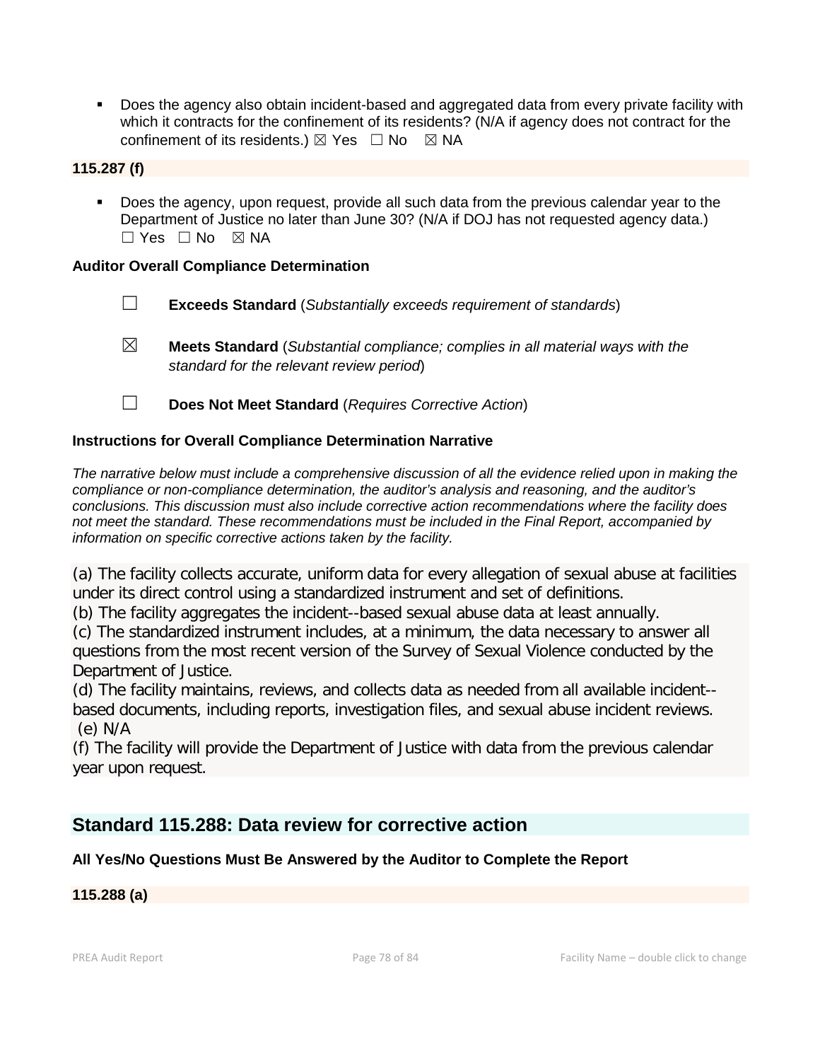- Does the agency also obtain incident-based and aggregated data from every private facility with which it contracts for the confinement of its residents? (N/A if agency does not contract for the confinement of its residents.) ☒ Yes ☐ No ☒ NA

**115.287 (f)**

- Does the agency, upon request, provide all such data from the previous calendar year to the Department of Justice no later than June 30? (N/A if DOJ has not requested agency data.) ☐ Yes ☐ No ☒ NA

**Auditor Overall Compliance Determination**

☐ **Exceeds Standard** (*Substantially exceeds requirement of standards*)

☒ **Meets Standard** (*Substantial compliance; complies in all material ways with the standard for the relevant review period*)

☐ **Does Not Meet Standard** (*Requires Corrective Action*)

**Instructions for Overall Compliance Determination Narrative**

*The narrative below must include a comprehensive discussion of all the evidence relied upon in making the compliance or non-compliance determination, the auditor's analysis and reasoning, and the auditor's conclusions. This discussion must also include corrective action recommendations where the facility does not meet the standard. These recommendations must be included in the Final Report, accompanied by information on specific corrective actions taken by the facility.*

(a) The facility collects accurate, uniform data for every allegation of sexual abuse at facilities under its direct control using a standardized instrument and set of definitions.
(b) The facility aggregates the incident--based sexual abuse data at least annually.
(c) The standardized instrument includes, at a minimum, the data necessary to answer all questions from the most recent version of the Survey of Sexual Violence conducted by the Department of Justice.
(d) The facility maintains, reviews, and collects data as needed from all available incident--based documents, including reports, investigation files, and sexual abuse incident reviews.
(e) N/A
(f) The facility will provide the Department of Justice with data from the previous calendar year upon request.

## Standard 115.288: Data review for corrective action

**All Yes/No Questions Must Be Answered by the Auditor to Complete the Report**

**115.288 (a)**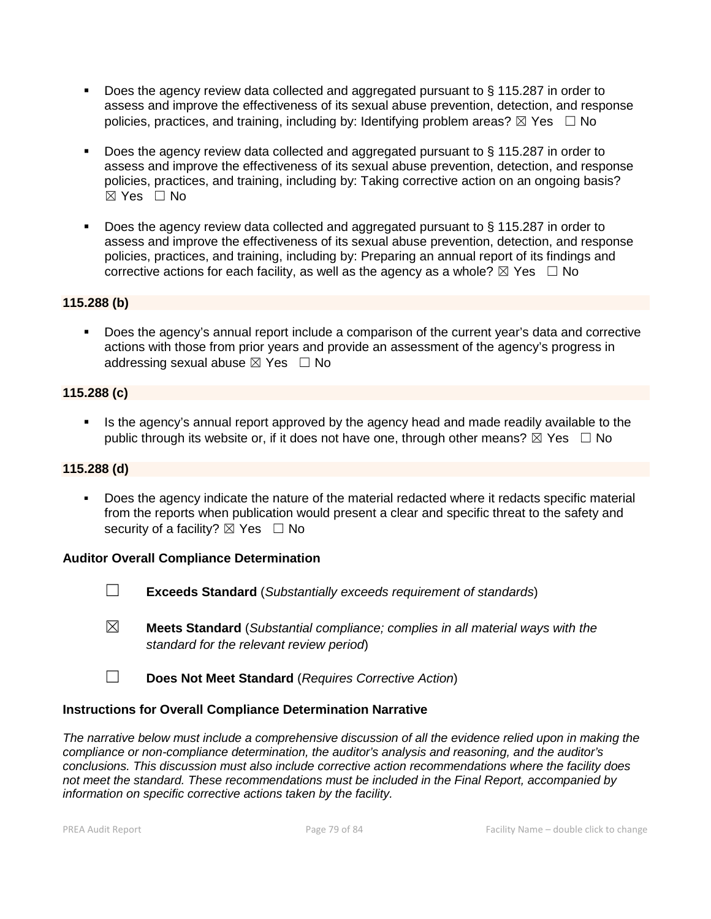- Does the agency review data collected and aggregated pursuant to § 115.287 in order to assess and improve the effectiveness of its sexual abuse prevention, detection, and response policies, practices, and training, including by: Identifying problem areas? ☒ Yes ☐ No

- Does the agency review data collected and aggregated pursuant to § 115.287 in order to assess and improve the effectiveness of its sexual abuse prevention, detection, and response policies, practices, and training, including by: Taking corrective action on an ongoing basis? ☒ Yes ☐ No

- Does the agency review data collected and aggregated pursuant to § 115.287 in order to assess and improve the effectiveness of its sexual abuse prevention, detection, and response policies, practices, and training, including by: Preparing an annual report of its findings and corrective actions for each facility, as well as the agency as a whole? ☒ Yes ☐ No

**115.288 (b)**

- Does the agency's annual report include a comparison of the current year's data and corrective actions with those from prior years and provide an assessment of the agency's progress in addressing sexual abuse ☒ Yes ☐ No

**115.288 (c)**

- Is the agency's annual report approved by the agency head and made readily available to the public through its website or, if it does not have one, through other means? ☒ Yes ☐ No

**115.288 (d)**

- Does the agency indicate the nature of the material redacted where it redacts specific material from the reports when publication would present a clear and specific threat to the safety and security of a facility? ☒ Yes ☐ No

**Auditor Overall Compliance Determination**

☐ **Exceeds Standard** (*Substantially exceeds requirement of standards*)

☒ **Meets Standard** (*Substantial compliance; complies in all material ways with the standard for the relevant review period*)

☐ **Does Not Meet Standard** (*Requires Corrective Action*)

**Instructions for Overall Compliance Determination Narrative**

*The narrative below must include a comprehensive discussion of all the evidence relied upon in making the compliance or non-compliance determination, the auditor's analysis and reasoning, and the auditor's conclusions. This discussion must also include corrective action recommendations where the facility does not meet the standard. These recommendations must be included in the Final Report, accompanied by information on specific corrective actions taken by the facility.*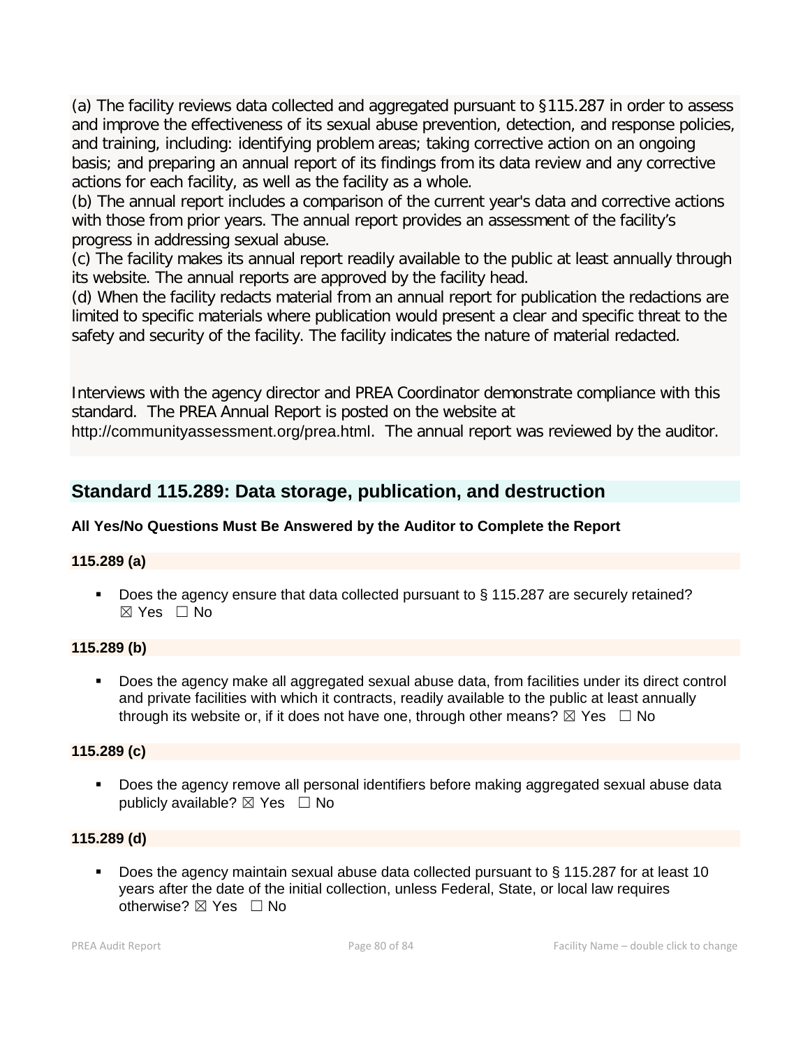(a) The facility reviews data collected and aggregated pursuant to §115.287 in order to assess and improve the effectiveness of its sexual abuse prevention, detection, and response policies, and training, including: identifying problem areas; taking corrective action on an ongoing basis; and preparing an annual report of its findings from its data review and any corrective actions for each facility, as well as the facility as a whole.
(b) The annual report includes a comparison of the current year's data and corrective actions with those from prior years. The annual report provides an assessment of the facility's progress in addressing sexual abuse.
(c) The facility makes its annual report readily available to the public at least annually through its website. The annual reports are approved by the facility head.
(d) When the facility redacts material from an annual report for publication the redactions are limited to specific materials where publication would present a clear and specific threat to the safety and security of the facility. The facility indicates the nature of material redacted.

Interviews with the agency director and PREA Coordinator demonstrate compliance with this standard. The PREA Annual Report is posted on the website at http://communityassessment.org/prea.html. The annual report was reviewed by the auditor.

## Standard 115.289: Data storage, publication, and destruction

**All Yes/No Questions Must Be Answered by the Auditor to Complete the Report**

**115.289 (a)**

- Does the agency ensure that data collected pursuant to § 115.287 are securely retained? ☒ Yes ☐ No

**115.289 (b)**

- Does the agency make all aggregated sexual abuse data, from facilities under its direct control and private facilities with which it contracts, readily available to the public at least annually through its website or, if it does not have one, through other means? ☒ Yes ☐ No

**115.289 (c)**

- Does the agency remove all personal identifiers before making aggregated sexual abuse data publicly available? ☒ Yes ☐ No

**115.289 (d)**

- Does the agency maintain sexual abuse data collected pursuant to § 115.287 for at least 10 years after the date of the initial collection, unless Federal, State, or local law requires otherwise? ☒ Yes ☐ No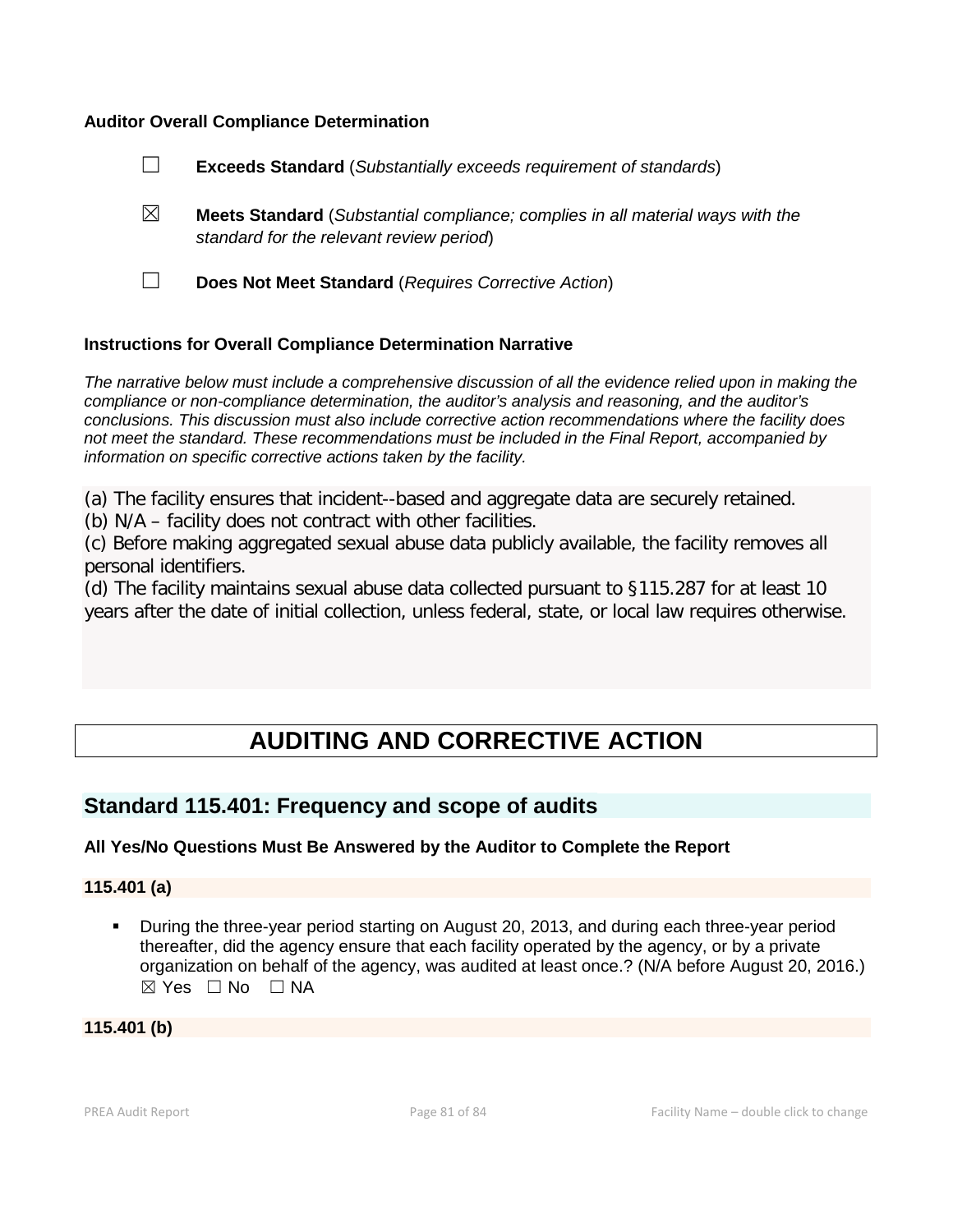**Auditor Overall Compliance Determination**

☐ **Exceeds Standard** (*Substantially exceeds requirement of standards*)

☒ **Meets Standard** (*Substantial compliance; complies in all material ways with the standard for the relevant review period*)

☐ **Does Not Meet Standard** (*Requires Corrective Action*)

**Instructions for Overall Compliance Determination Narrative**

*The narrative below must include a comprehensive discussion of all the evidence relied upon in making the compliance or non-compliance determination, the auditor's analysis and reasoning, and the auditor's conclusions. This discussion must also include corrective action recommendations where the facility does not meet the standard. These recommendations must be included in the Final Report, accompanied by information on specific corrective actions taken by the facility.*

(a) The facility ensures that incident--based and aggregate data are securely retained.
(b) N/A – facility does not contract with other facilities.
(c) Before making aggregated sexual abuse data publicly available, the facility removes all personal identifiers.
(d) The facility maintains sexual abuse data collected pursuant to §115.287 for at least 10 years after the date of initial collection, unless federal, state, or local law requires otherwise.

# AUDITING AND CORRECTIVE ACTION

## Standard 115.401: Frequency and scope of audits

**All Yes/No Questions Must Be Answered by the Auditor to Complete the Report**

**115.401 (a)**

- During the three-year period starting on August 20, 2013, and during each three-year period thereafter, did the agency ensure that each facility operated by the agency, or by a private organization on behalf of the agency, was audited at least once.? (N/A before August 20, 2016.)
  ☒ Yes ☐ No ☐ NA

**115.401 (b)**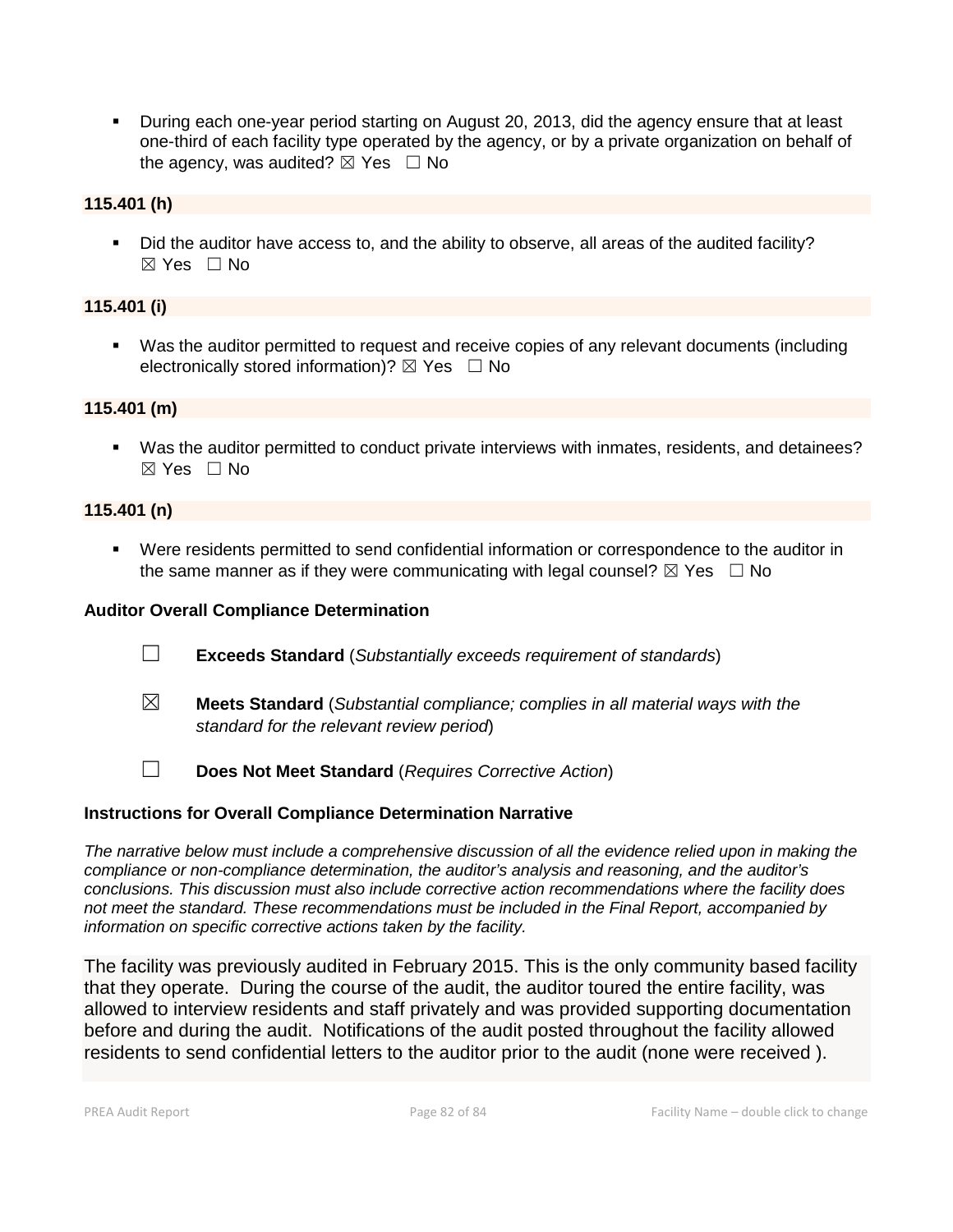- During each one-year period starting on August 20, 2013, did the agency ensure that at least one-third of each facility type operated by the agency, or by a private organization on behalf of the agency, was audited? ☒ Yes ☐ No

**115.401 (h)**

- Did the auditor have access to, and the ability to observe, all areas of the audited facility? ☒ Yes ☐ No

**115.401 (i)**

- Was the auditor permitted to request and receive copies of any relevant documents (including electronically stored information)? ☒ Yes ☐ No

**115.401 (m)**

- Was the auditor permitted to conduct private interviews with inmates, residents, and detainees? ☒ Yes ☐ No

**115.401 (n)**

- Were residents permitted to send confidential information or correspondence to the auditor in the same manner as if they were communicating with legal counsel? ☒ Yes ☐ No

**Auditor Overall Compliance Determination**

☐ **Exceeds Standard** (*Substantially exceeds requirement of standards*)

☒ **Meets Standard** (*Substantial compliance; complies in all material ways with the standard for the relevant review period*)

☐ **Does Not Meet Standard** (*Requires Corrective Action*)

**Instructions for Overall Compliance Determination Narrative**

*The narrative below must include a comprehensive discussion of all the evidence relied upon in making the compliance or non-compliance determination, the auditor's analysis and reasoning, and the auditor's conclusions. This discussion must also include corrective action recommendations where the facility does not meet the standard. These recommendations must be included in the Final Report, accompanied by information on specific corrective actions taken by the facility.*

The facility was previously audited in February 2015. This is the only community based facility that they operate. During the course of the audit, the auditor toured the entire facility, was allowed to interview residents and staff privately and was provided supporting documentation before and during the audit. Notifications of the audit posted throughout the facility allowed residents to send confidential letters to the auditor prior to the audit (none were received ).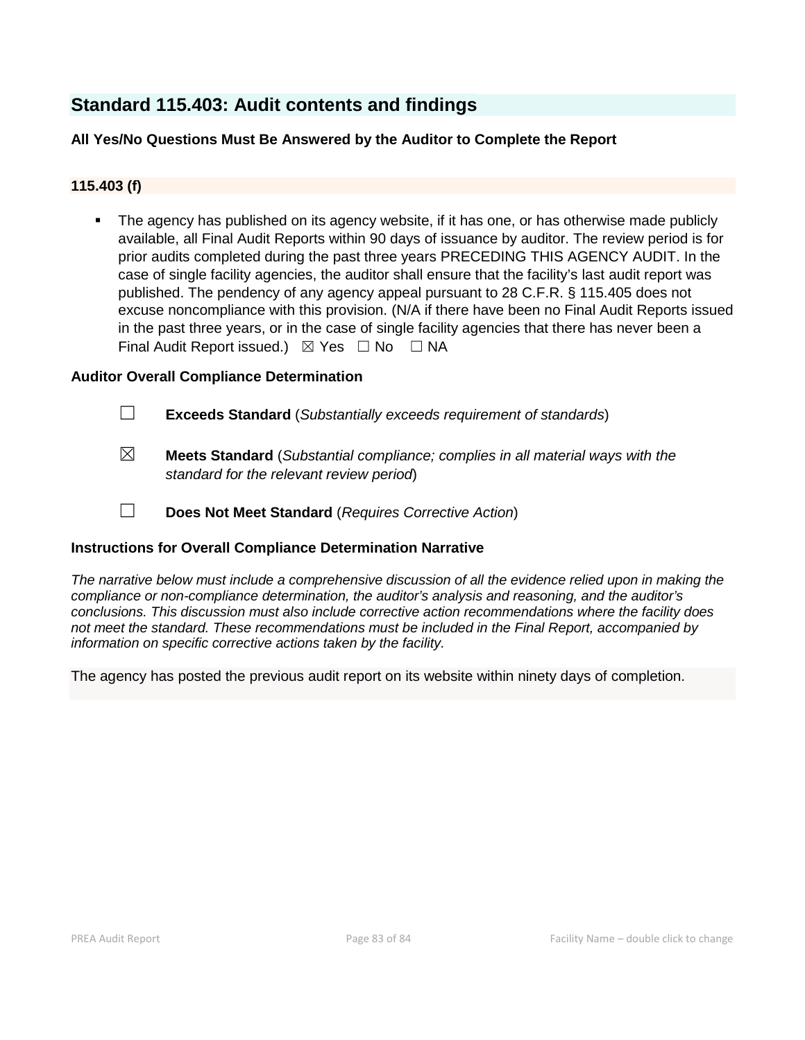## Standard 115.403: Audit contents and findings

**All Yes/No Questions Must Be Answered by the Auditor to Complete the Report**

**115.403 (f)**

- The agency has published on its agency website, if it has one, or has otherwise made publicly available, all Final Audit Reports within 90 days of issuance by auditor. The review period is for prior audits completed during the past three years PRECEDING THIS AGENCY AUDIT. In the case of single facility agencies, the auditor shall ensure that the facility's last audit report was published. The pendency of any agency appeal pursuant to 28 C.F.R. § 115.405 does not excuse noncompliance with this provision. (N/A if there have been no Final Audit Reports issued in the past three years, or in the case of single facility agencies that there has never been a Final Audit Report issued.) ☒ Yes ☐ No ☐ NA

**Auditor Overall Compliance Determination**

☐ **Exceeds Standard** (*Substantially exceeds requirement of standards*)

☒ **Meets Standard** (*Substantial compliance; complies in all material ways with the standard for the relevant review period*)

☐ **Does Not Meet Standard** (*Requires Corrective Action*)

**Instructions for Overall Compliance Determination Narrative**

*The narrative below must include a comprehensive discussion of all the evidence relied upon in making the compliance or non-compliance determination, the auditor's analysis and reasoning, and the auditor's conclusions. This discussion must also include corrective action recommendations where the facility does not meet the standard. These recommendations must be included in the Final Report, accompanied by information on specific corrective actions taken by the facility.*

The agency has posted the previous audit report on its website within ninety days of completion.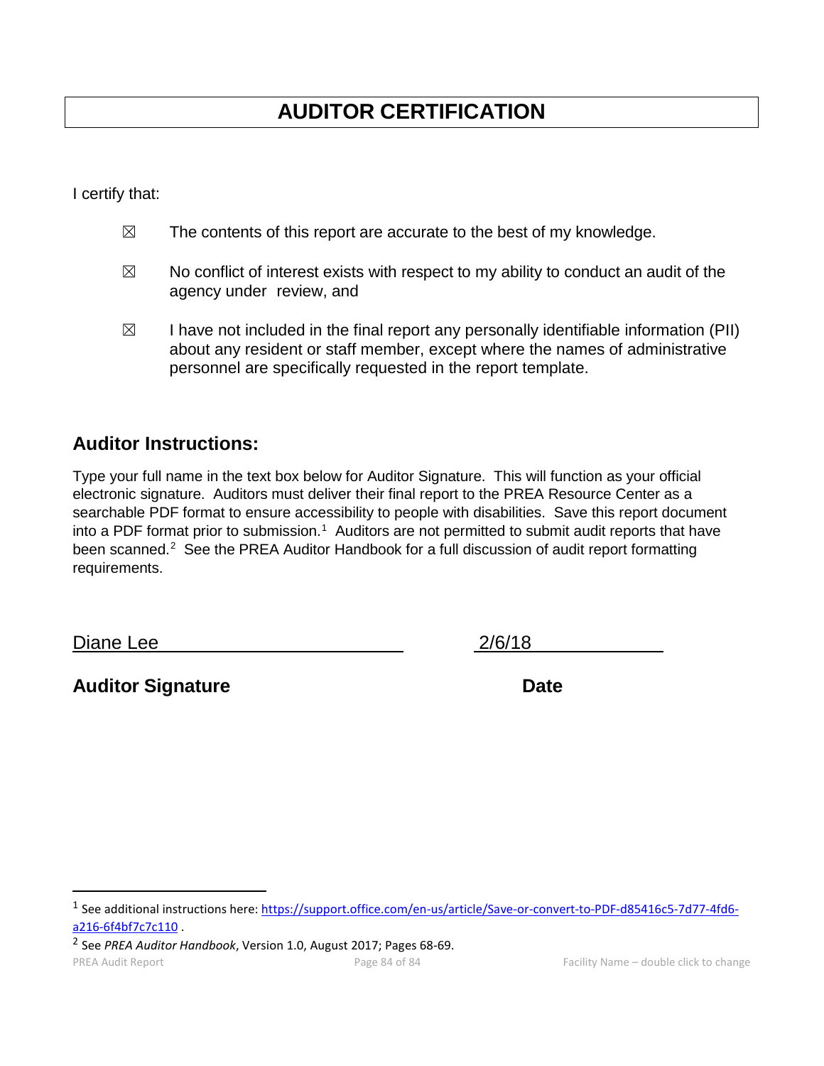# AUDITOR CERTIFICATION

I certify that:

☒ The contents of this report are accurate to the best of my knowledge.

☒ No conflict of interest exists with respect to my ability to conduct an audit of the agency under review, and

☒ I have not included in the final report any personally identifiable information (PII) about any resident or staff member, except where the names of administrative personnel are specifically requested in the report template.

## Auditor Instructions:

Type your full name in the text box below for Auditor Signature. This will function as your official electronic signature. Auditors must deliver their final report to the PREA Resource Center as a searchable PDF format to ensure accessibility to people with disabilities. Save this report document into a PDF format prior to submission.[1] Auditors are not permitted to submit audit reports that have been scanned.[2] See the PREA Auditor Handbook for a full discussion of audit report formatting requirements.

Diane Lee 2/6/18

**Auditor Signature** **Date**

---

[1] See additional instructions here: https://support.office.com/en-us/article/Save-or-convert-to-PDF-d85416c5-7d77-4fd6-a216-6f4bf7c7c110 .

[2] See *PREA Auditor Handbook*, Version 1.0, August 2017; Pages 68-69.